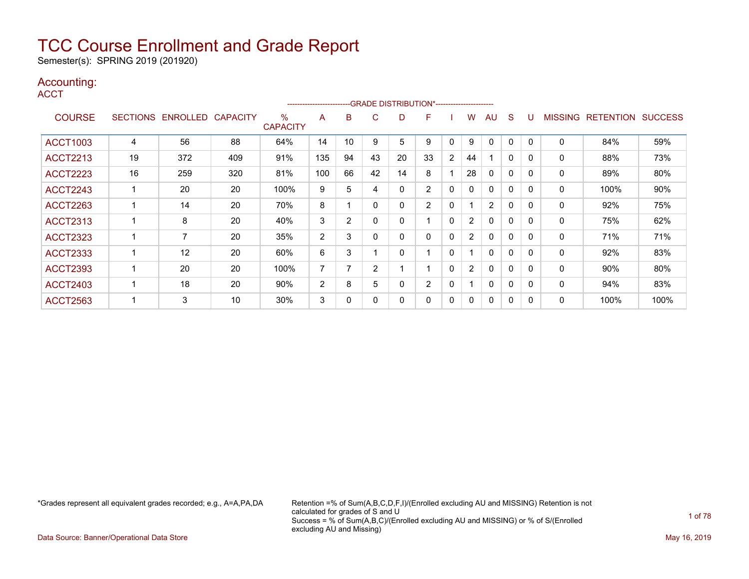# TCC Course Enrollment and Grade Report

Semester(s): SPRING 2019 (201920)

## Accounting:

### ACCT

| COURSE | SECTIONS | ENROLLED | CAPACITY | % CAPACITY | A | B | C | D | F | I | W | AU | S | U | MISSING | RETENTION | SUCCESS |
|---|---|---|---|---|---|---|---|---|---|---|---|---|---|---|---|---|---|
| | | | | | -------------------------GRADE DISTRIBUTION*----------------------- | | | | | | | | | | | | |
| ACCT1003 | 4 | 56 | 88 | 64% | 14 | 10 | 9 | 5 | 9 | 0 | 9 | 0 | 0 | 0 | 0 | 84% | 59% |
| ACCT2213 | 19 | 372 | 409 | 91% | 135 | 94 | 43 | 20 | 33 | 2 | 44 | 1 | 0 | 0 | 0 | 88% | 73% |
| ACCT2223 | 16 | 259 | 320 | 81% | 100 | 66 | 42 | 14 | 8 | 1 | 28 | 0 | 0 | 0 | 0 | 89% | 80% |
| ACCT2243 | 1 | 20 | 20 | 100% | 9 | 5 | 4 | 0 | 2 | 0 | 0 | 0 | 0 | 0 | 0 | 100% | 90% |
| ACCT2263 | 1 | 14 | 20 | 70% | 8 | 1 | 0 | 0 | 2 | 0 | 1 | 2 | 0 | 0 | 0 | 92% | 75% |
| ACCT2313 | 1 | 8 | 20 | 40% | 3 | 2 | 0 | 0 | 1 | 0 | 2 | 0 | 0 | 0 | 0 | 75% | 62% |
| ACCT2323 | 1 | 7 | 20 | 35% | 2 | 3 | 0 | 0 | 0 | 0 | 2 | 0 | 0 | 0 | 0 | 71% | 71% |
| ACCT2333 | 1 | 12 | 20 | 60% | 6 | 3 | 1 | 0 | 1 | 0 | 1 | 0 | 0 | 0 | 0 | 92% | 83% |
| ACCT2393 | 1 | 20 | 20 | 100% | 7 | 7 | 2 | 1 | 1 | 0 | 2 | 0 | 0 | 0 | 0 | 90% | 80% |
| ACCT2403 | 1 | 18 | 20 | 90% | 2 | 8 | 5 | 0 | 2 | 0 | 1 | 0 | 0 | 0 | 0 | 94% | 83% |
| ACCT2563 | 1 | 3 | 10 | 30% | 3 | 0 | 0 | 0 | 0 | 0 | 0 | 0 | 0 | 0 | 0 | 100% | 100% |

*Grades represent all equivalent grades recorded; e.g., A=A,PA,DA

Retention =% of Sum(A,B,C,D,F,I)/(Enrolled excluding AU and MISSING) Retention is not calculated for grades of S and U
Success = % of Sum(A,B,C)/(Enrolled excluding AU and MISSING) or % of S/(Enrolled excluding AU and Missing)

Data Source: Banner/Operational Data Store

May 16, 2019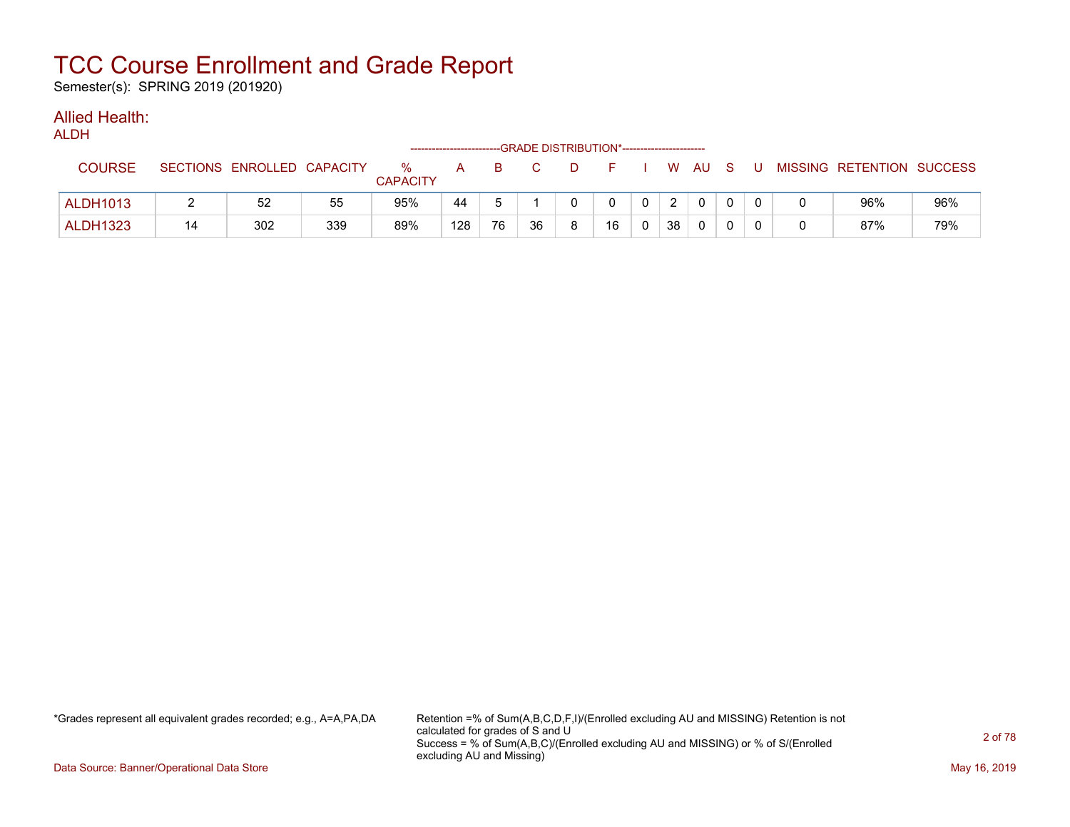# TCC Course Enrollment and Grade Report

Semester(s): SPRING 2019 (201920)

## Allied Health:

ALDH

| COURSE | SECTIONS | ENROLLED | CAPACITY | % CAPACITY | A | B | C | D | F | I | W | AU | S | U | MISSING | RETENTION | SUCCESS |
|---|---|---|---|---|---|---|---|---|---|---|---|---|---|---|---|---|---|
| | | | | | GRADE DISTRIBUTION* | | | | | | | | | | | | |
| ALDH1013 | 2 | 52 | 55 | 95% | 44 | 5 | 1 | 0 | 0 | 0 | 2 | 0 | 0 | 0 | 0 | 96% | 96% |
| ALDH1323 | 14 | 302 | 339 | 89% | 128 | 76 | 36 | 8 | 16 | 0 | 38 | 0 | 0 | 0 | 0 | 87% | 79% |

*Grades represent all equivalent grades recorded; e.g., A=A,PA,DA

Retention =% of Sum(A,B,C,D,F,I)/(Enrolled excluding AU and MISSING) Retention is not calculated for grades of S and U

Success = % of Sum(A,B,C)/(Enrolled excluding AU and MISSING) or % of S/(Enrolled excluding AU and Missing)

Data Source: Banner/Operational Data Store

May 16, 2019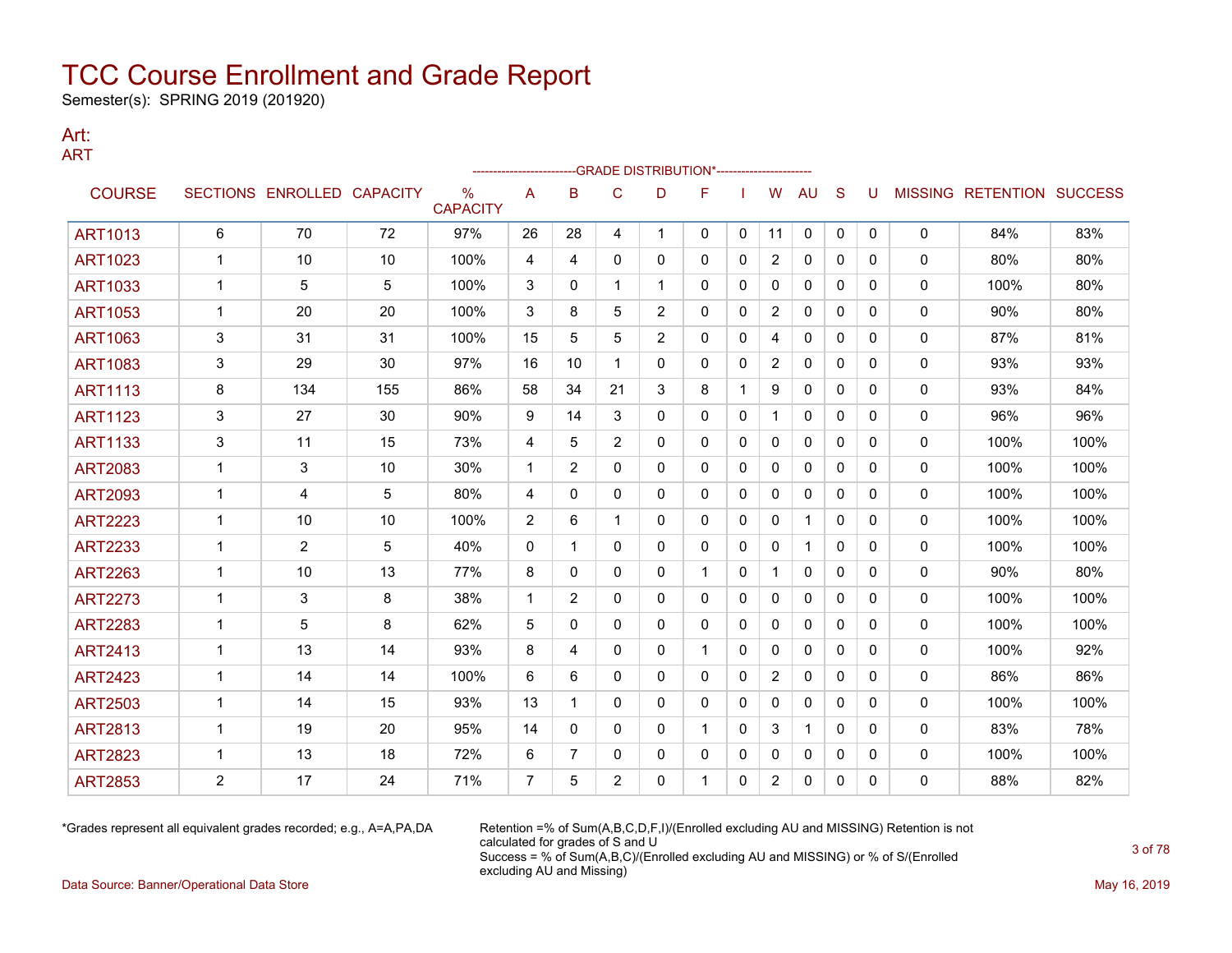# TCC Course Enrollment and Grade Report

Semester(s): SPRING 2019 (201920)

## Art:

### ART

| COURSE | SECTIONS | ENROLLED | CAPACITY | % CAPACITY | A | B | C | D | F | I | W | AU | S | U | MISSING | RETENTION | SUCCESS |
|---|---|---|---|---|---|---|---|---|---|---|---|---|---|---|---|---|---|
| | | | | | GRADE DISTRIBUTION* | | | | | | | | | | | | |
| ART1013 | 6 | 70 | 72 | 97% | 26 | 28 | 4 | 1 | 0 | 0 | 11 | 0 | 0 | 0 | 0 | 84% | 83% |
| ART1023 | 1 | 10 | 10 | 100% | 4 | 4 | 0 | 0 | 0 | 0 | 2 | 0 | 0 | 0 | 0 | 80% | 80% |
| ART1033 | 1 | 5 | 5 | 100% | 3 | 0 | 1 | 1 | 0 | 0 | 0 | 0 | 0 | 0 | 0 | 100% | 80% |
| ART1053 | 1 | 20 | 20 | 100% | 3 | 8 | 5 | 2 | 0 | 0 | 2 | 0 | 0 | 0 | 0 | 90% | 80% |
| ART1063 | 3 | 31 | 31 | 100% | 15 | 5 | 5 | 2 | 0 | 0 | 4 | 0 | 0 | 0 | 0 | 87% | 81% |
| ART1083 | 3 | 29 | 30 | 97% | 16 | 10 | 1 | 0 | 0 | 0 | 2 | 0 | 0 | 0 | 0 | 93% | 93% |
| ART1113 | 8 | 134 | 155 | 86% | 58 | 34 | 21 | 3 | 8 | 1 | 9 | 0 | 0 | 0 | 0 | 93% | 84% |
| ART1123 | 3 | 27 | 30 | 90% | 9 | 14 | 3 | 0 | 0 | 0 | 1 | 0 | 0 | 0 | 0 | 96% | 96% |
| ART1133 | 3 | 11 | 15 | 73% | 4 | 5 | 2 | 0 | 0 | 0 | 0 | 0 | 0 | 0 | 0 | 100% | 100% |
| ART2083 | 1 | 3 | 10 | 30% | 1 | 2 | 0 | 0 | 0 | 0 | 0 | 0 | 0 | 0 | 0 | 100% | 100% |
| ART2093 | 1 | 4 | 5 | 80% | 4 | 0 | 0 | 0 | 0 | 0 | 0 | 0 | 0 | 0 | 0 | 100% | 100% |
| ART2223 | 1 | 10 | 10 | 100% | 2 | 6 | 1 | 0 | 0 | 0 | 0 | 1 | 0 | 0 | 0 | 100% | 100% |
| ART2233 | 1 | 2 | 5 | 40% | 0 | 1 | 0 | 0 | 0 | 0 | 0 | 1 | 0 | 0 | 0 | 100% | 100% |
| ART2263 | 1 | 10 | 13 | 77% | 8 | 0 | 0 | 0 | 1 | 0 | 1 | 0 | 0 | 0 | 0 | 90% | 80% |
| ART2273 | 1 | 3 | 8 | 38% | 1 | 2 | 0 | 0 | 0 | 0 | 0 | 0 | 0 | 0 | 0 | 100% | 100% |
| ART2283 | 1 | 5 | 8 | 62% | 5 | 0 | 0 | 0 | 0 | 0 | 0 | 0 | 0 | 0 | 0 | 100% | 100% |
| ART2413 | 1 | 13 | 14 | 93% | 8 | 4 | 0 | 0 | 1 | 0 | 0 | 0 | 0 | 0 | 0 | 100% | 92% |
| ART2423 | 1 | 14 | 14 | 100% | 6 | 6 | 0 | 0 | 0 | 0 | 2 | 0 | 0 | 0 | 0 | 86% | 86% |
| ART2503 | 1 | 14 | 15 | 93% | 13 | 1 | 0 | 0 | 0 | 0 | 0 | 0 | 0 | 0 | 0 | 100% | 100% |
| ART2813 | 1 | 19 | 20 | 95% | 14 | 0 | 0 | 0 | 1 | 0 | 3 | 1 | 0 | 0 | 0 | 83% | 78% |
| ART2823 | 1 | 13 | 18 | 72% | 6 | 7 | 0 | 0 | 0 | 0 | 0 | 0 | 0 | 0 | 0 | 100% | 100% |
| ART2853 | 2 | 17 | 24 | 71% | 7 | 5 | 2 | 0 | 1 | 0 | 2 | 0 | 0 | 0 | 0 | 88% | 82% |

*Grades represent all equivalent grades recorded; e.g., A=A,PA,DA

Retention =% of Sum(A,B,C,D,F,I)/(Enrolled excluding AU and MISSING) Retention is not calculated for grades of S and U

Success = % of Sum(A,B,C)/(Enrolled excluding AU and MISSING) or % of S/(Enrolled excluding AU and Missing)

Data Source: Banner/Operational Data Store

May 16, 2019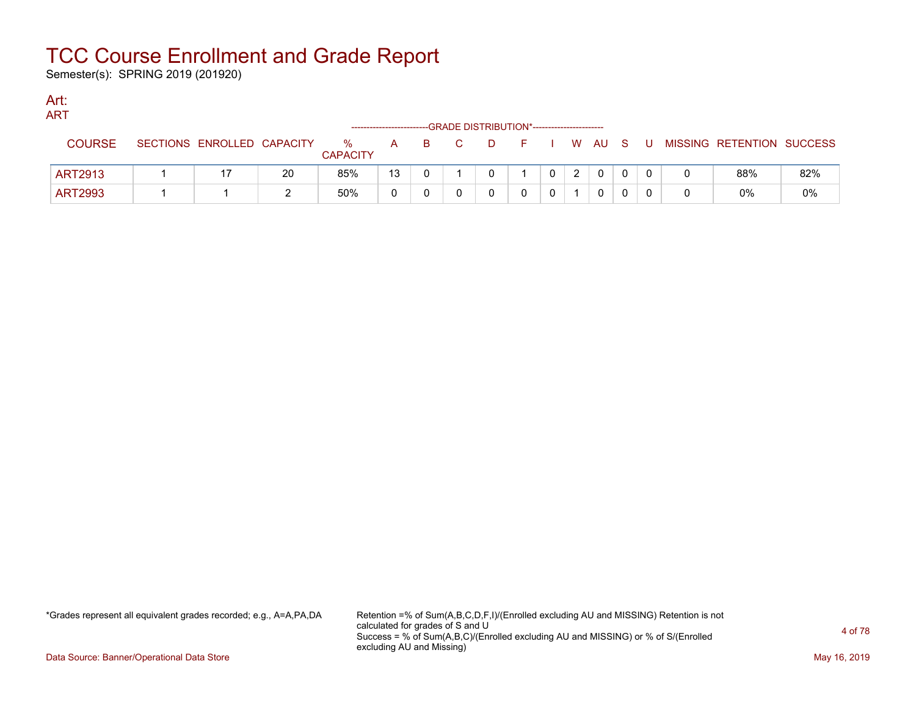# TCC Course Enrollment and Grade Report

Semester(s): SPRING 2019 (201920)

## Art:

### ART

| COURSE | SECTIONS | ENROLLED | CAPACITY | % CAPACITY | A | B | C | D | F | I | W | AU | S | U | MISSING | RETENTION | SUCCESS |
|---|---|---|---|---|---|---|---|---|---|---|---|---|---|---|---|---|---|
| | | | | | GRADE DISTRIBUTION* | | | | | | | | | | | | |
| ART2913 | 1 | 17 | 20 | 85% | 13 | 0 | 1 | 0 | 1 | 0 | 2 | 0 | 0 | 0 | 0 | 88% | 82% |
| ART2993 | 1 | 1 | 2 | 50% | 0 | 0 | 0 | 0 | 0 | 0 | 1 | 0 | 0 | 0 | 0 | 0% | 0% |

*Grades represent all equivalent grades recorded; e.g., A=A,PA,DA

Retention =% of Sum(A,B,C,D,F,I)/(Enrolled excluding AU and MISSING) Retention is not calculated for grades of S and U
Success = % of Sum(A,B,C)/(Enrolled excluding AU and MISSING) or % of S/(Enrolled excluding AU and Missing)

Data Source: Banner/Operational Data Store

May 16, 2019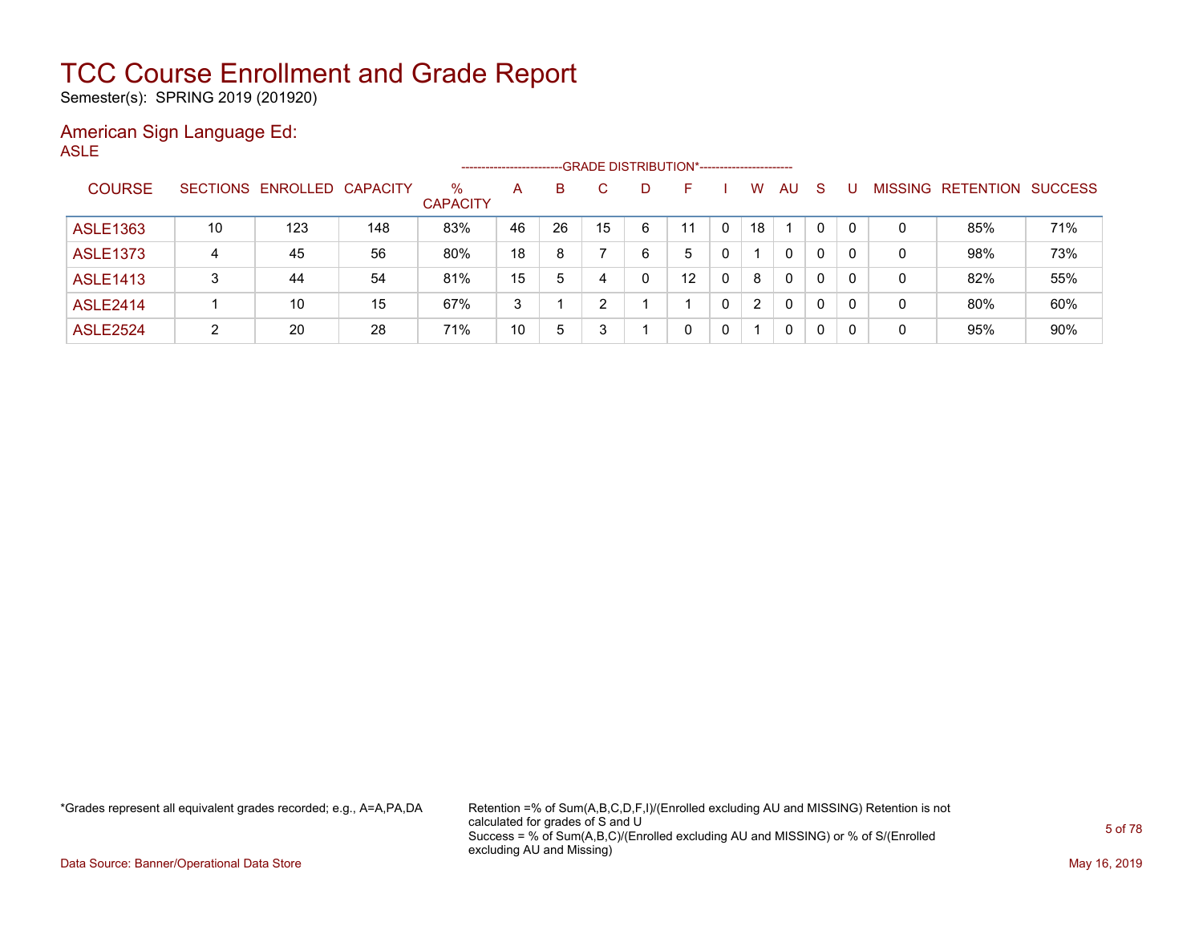# TCC Course Enrollment and Grade Report

Semester(s): SPRING 2019 (201920)

## American Sign Language Ed:

### ASLE

| COURSE | SECTIONS | ENROLLED | CAPACITY | % CAPACITY | A | B | C | D | F | I | W | AU | S | U | MISSING | RETENTION | SUCCESS |
|---|---|---|---|---|---|---|---|---|---|---|---|---|---|---|---|---|---|
| | | | | | GRADE DISTRIBUTION* | | | | | | | | | | | | |
| ASLE1363 | 10 | 123 | 148 | 83% | 46 | 26 | 15 | 6 | 11 | 0 | 18 | 1 | 0 | 0 | 0 | 85% | 71% |
| ASLE1373 | 4 | 45 | 56 | 80% | 18 | 8 | 7 | 6 | 5 | 0 | 1 | 0 | 0 | 0 | 0 | 98% | 73% |
| ASLE1413 | 3 | 44 | 54 | 81% | 15 | 5 | 4 | 0 | 12 | 0 | 8 | 0 | 0 | 0 | 0 | 82% | 55% |
| ASLE2414 | 1 | 10 | 15 | 67% | 3 | 1 | 2 | 1 | 1 | 0 | 2 | 0 | 0 | 0 | 0 | 80% | 60% |
| ASLE2524 | 2 | 20 | 28 | 71% | 10 | 5 | 3 | 1 | 0 | 0 | 1 | 0 | 0 | 0 | 0 | 95% | 90% |

*Grades represent all equivalent grades recorded; e.g., A=A,PA,DA

Retention =% of Sum(A,B,C,D,F,I)/(Enrolled excluding AU and MISSING) Retention is not calculated for grades of S and U

Success = % of Sum(A,B,C)/(Enrolled excluding AU and MISSING) or % of S/(Enrolled excluding AU and Missing)

Data Source: Banner/Operational Data Store

May 16, 2019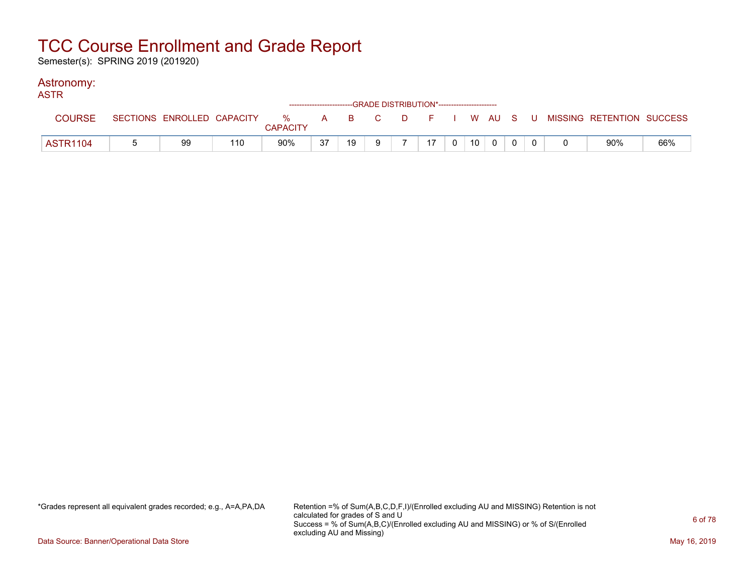# TCC Course Enrollment and Grade Report

Semester(s): SPRING 2019 (201920)

## Astronomy:

### ASTR

| COURSE | SECTIONS | ENROLLED | CAPACITY | % CAPACITY | A | B | C | D | F | I | W | AU | S | U | MISSING | RETENTION | SUCCESS |
|---|---|---|---|---|---|---|---|---|---|---|---|---|---|---|---|---|---|
| | | | | | GRADE DISTRIBUTION* | | | | | | | | | | | | |
| ASTR1104 | 5 | 99 | 110 | 90% | 37 | 19 | 9 | 7 | 17 | 0 | 10 | 0 | 0 | 0 | 0 | 90% | 66% |

*Grades represent all equivalent grades recorded; e.g., A=A,PA,DA

Retention =% of Sum(A,B,C,D,F,I)/(Enrolled excluding AU and MISSING) Retention is not calculated for grades of S and U
Success = % of Sum(A,B,C)/(Enrolled excluding AU and MISSING) or % of S/(Enrolled excluding AU and Missing)

Data Source: Banner/Operational Data Store

May 16, 2019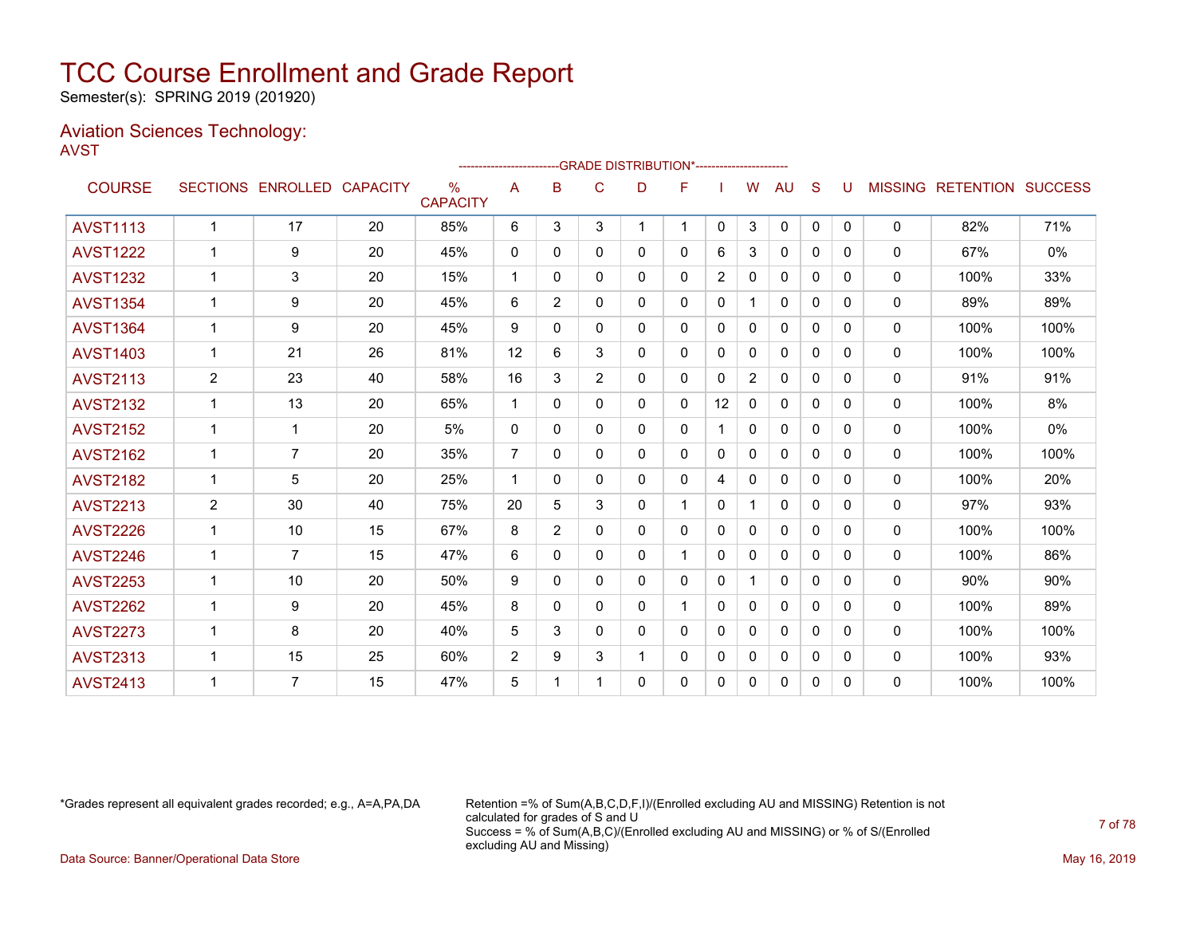# TCC Course Enrollment and Grade Report

Semester(s): SPRING 2019 (201920)

## Aviation Sciences Technology:

AVST

| COURSE | SECTIONS | ENROLLED | CAPACITY | % CAPACITY | A | B | C | D | F | I | W | AU | S | U | MISSING | RETENTION | SUCCESS |
|---|---|---|---|---|---|---|---|---|---|---|---|---|---|---|---|---|---|
| | | | | | GRADE DISTRIBUTION* | | | | | | | | | | | | |
| AVST1113 | 1 | 17 | 20 | 85% | 6 | 3 | 3 | 1 | 1 | 0 | 3 | 0 | 0 | 0 | 0 | 82% | 71% |
| AVST1222 | 1 | 9 | 20 | 45% | 0 | 0 | 0 | 0 | 0 | 6 | 3 | 0 | 0 | 0 | 0 | 67% | 0% |
| AVST1232 | 1 | 3 | 20 | 15% | 1 | 0 | 0 | 0 | 0 | 2 | 0 | 0 | 0 | 0 | 0 | 100% | 33% |
| AVST1354 | 1 | 9 | 20 | 45% | 6 | 2 | 0 | 0 | 0 | 0 | 1 | 0 | 0 | 0 | 0 | 89% | 89% |
| AVST1364 | 1 | 9 | 20 | 45% | 9 | 0 | 0 | 0 | 0 | 0 | 0 | 0 | 0 | 0 | 0 | 100% | 100% |
| AVST1403 | 1 | 21 | 26 | 81% | 12 | 6 | 3 | 0 | 0 | 0 | 0 | 0 | 0 | 0 | 0 | 100% | 100% |
| AVST2113 | 2 | 23 | 40 | 58% | 16 | 3 | 2 | 0 | 0 | 0 | 2 | 0 | 0 | 0 | 0 | 91% | 91% |
| AVST2132 | 1 | 13 | 20 | 65% | 1 | 0 | 0 | 0 | 0 | 12 | 0 | 0 | 0 | 0 | 0 | 100% | 8% |
| AVST2152 | 1 | 1 | 20 | 5% | 0 | 0 | 0 | 0 | 0 | 1 | 0 | 0 | 0 | 0 | 0 | 100% | 0% |
| AVST2162 | 1 | 7 | 20 | 35% | 7 | 0 | 0 | 0 | 0 | 0 | 0 | 0 | 0 | 0 | 0 | 100% | 100% |
| AVST2182 | 1 | 5 | 20 | 25% | 1 | 0 | 0 | 0 | 0 | 4 | 0 | 0 | 0 | 0 | 0 | 100% | 20% |
| AVST2213 | 2 | 30 | 40 | 75% | 20 | 5 | 3 | 0 | 1 | 0 | 1 | 0 | 0 | 0 | 0 | 97% | 93% |
| AVST2226 | 1 | 10 | 15 | 67% | 8 | 2 | 0 | 0 | 0 | 0 | 0 | 0 | 0 | 0 | 0 | 100% | 100% |
| AVST2246 | 1 | 7 | 15 | 47% | 6 | 0 | 0 | 0 | 1 | 0 | 0 | 0 | 0 | 0 | 0 | 100% | 86% |
| AVST2253 | 1 | 10 | 20 | 50% | 9 | 0 | 0 | 0 | 0 | 0 | 1 | 0 | 0 | 0 | 0 | 90% | 90% |
| AVST2262 | 1 | 9 | 20 | 45% | 8 | 0 | 0 | 0 | 1 | 0 | 0 | 0 | 0 | 0 | 0 | 100% | 89% |
| AVST2273 | 1 | 8 | 20 | 40% | 5 | 3 | 0 | 0 | 0 | 0 | 0 | 0 | 0 | 0 | 0 | 100% | 100% |
| AVST2313 | 1 | 15 | 25 | 60% | 2 | 9 | 3 | 1 | 0 | 0 | 0 | 0 | 0 | 0 | 0 | 100% | 93% |
| AVST2413 | 1 | 7 | 15 | 47% | 5 | 1 | 1 | 0 | 0 | 0 | 0 | 0 | 0 | 0 | 0 | 100% | 100% |

*Grades represent all equivalent grades recorded; e.g., A=A,PA,DA

Retention =% of Sum(A,B,C,D,F,I)/(Enrolled excluding AU and MISSING) Retention is not calculated for grades of S and U
Success = % of Sum(A,B,C)/(Enrolled excluding AU and MISSING) or % of S/(Enrolled excluding AU and Missing)

Data Source: Banner/Operational Data Store

May 16, 2019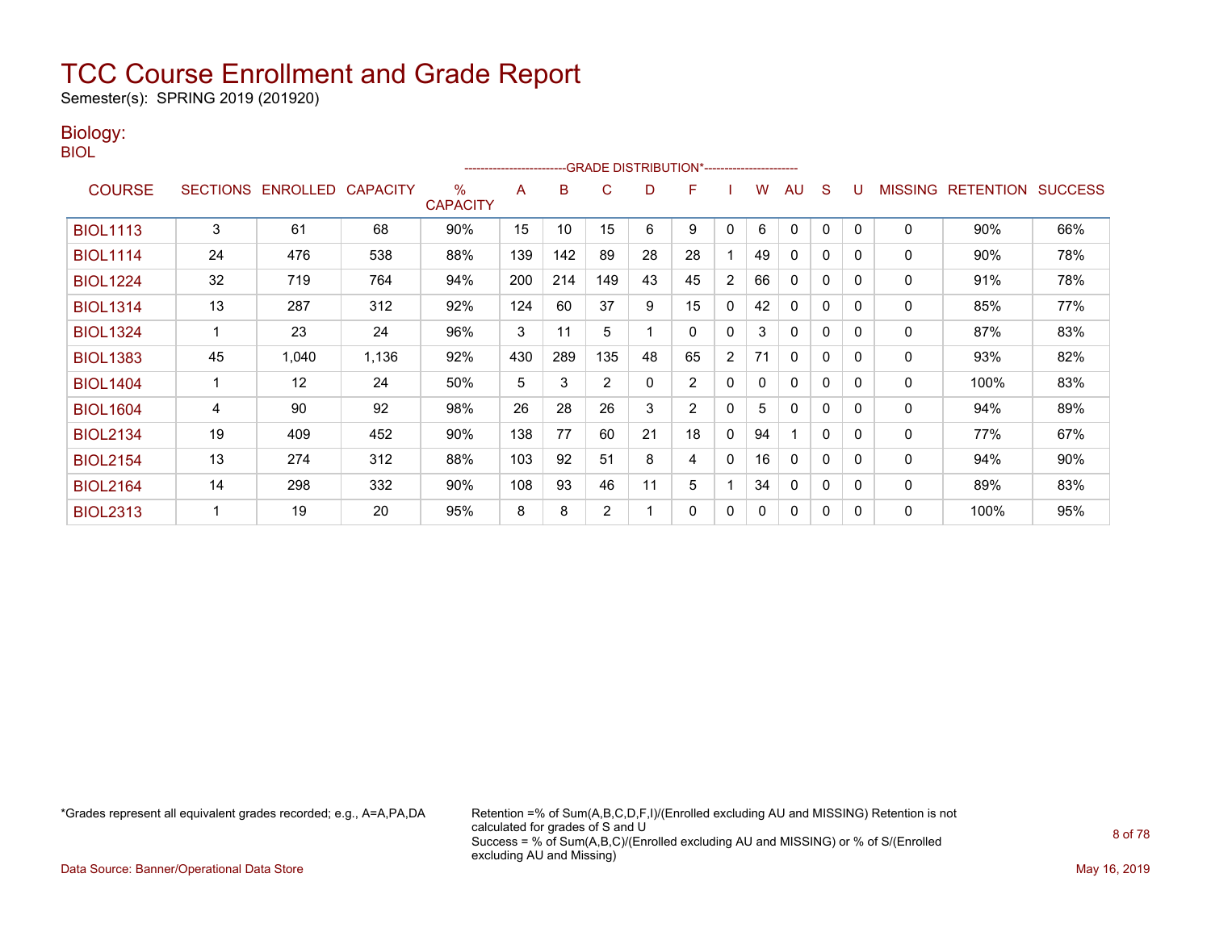# TCC Course Enrollment and Grade Report

Semester(s): SPRING 2019 (201920)

## Biology:

BIOL

| COURSE | SECTIONS | ENROLLED | CAPACITY | % CAPACITY | A | B | C | D | F | I | W | AU | S | U | MISSING | RETENTION | SUCCESS |
|---|---|---|---|---|---|---|---|---|---|---|---|---|---|---|---|---|---|
| | | | | | -------------------------GRADE DISTRIBUTION*----------------------- | | | | | | | | | | | | |
| BIOL1113 | 3 | 61 | 68 | 90% | 15 | 10 | 15 | 6 | 9 | 0 | 6 | 0 | 0 | 0 | 0 | 90% | 66% |
| BIOL1114 | 24 | 476 | 538 | 88% | 139 | 142 | 89 | 28 | 28 | 1 | 49 | 0 | 0 | 0 | 0 | 90% | 78% |
| BIOL1224 | 32 | 719 | 764 | 94% | 200 | 214 | 149 | 43 | 45 | 2 | 66 | 0 | 0 | 0 | 0 | 91% | 78% |
| BIOL1314 | 13 | 287 | 312 | 92% | 124 | 60 | 37 | 9 | 15 | 0 | 42 | 0 | 0 | 0 | 0 | 85% | 77% |
| BIOL1324 | 1 | 23 | 24 | 96% | 3 | 11 | 5 | 1 | 0 | 0 | 3 | 0 | 0 | 0 | 0 | 87% | 83% |
| BIOL1383 | 45 | 1,040 | 1,136 | 92% | 430 | 289 | 135 | 48 | 65 | 2 | 71 | 0 | 0 | 0 | 0 | 93% | 82% |
| BIOL1404 | 1 | 12 | 24 | 50% | 5 | 3 | 2 | 0 | 2 | 0 | 0 | 0 | 0 | 0 | 0 | 100% | 83% |
| BIOL1604 | 4 | 90 | 92 | 98% | 26 | 28 | 26 | 3 | 2 | 0 | 5 | 0 | 0 | 0 | 0 | 94% | 89% |
| BIOL2134 | 19 | 409 | 452 | 90% | 138 | 77 | 60 | 21 | 18 | 0 | 94 | 1 | 0 | 0 | 0 | 77% | 67% |
| BIOL2154 | 13 | 274 | 312 | 88% | 103 | 92 | 51 | 8 | 4 | 0 | 16 | 0 | 0 | 0 | 0 | 94% | 90% |
| BIOL2164 | 14 | 298 | 332 | 90% | 108 | 93 | 46 | 11 | 5 | 1 | 34 | 0 | 0 | 0 | 0 | 89% | 83% |
| BIOL2313 | 1 | 19 | 20 | 95% | 8 | 8 | 2 | 1 | 0 | 0 | 0 | 0 | 0 | 0 | 0 | 100% | 95% |

*Grades represent all equivalent grades recorded; e.g., A=A,PA,DA

Retention =% of Sum(A,B,C,D,F,I)/(Enrolled excluding AU and MISSING) Retention is not calculated for grades of S and U
Success = % of Sum(A,B,C)/(Enrolled excluding AU and MISSING) or % of S/(Enrolled excluding AU and Missing)

Data Source: Banner/Operational Data Store

May 16, 2019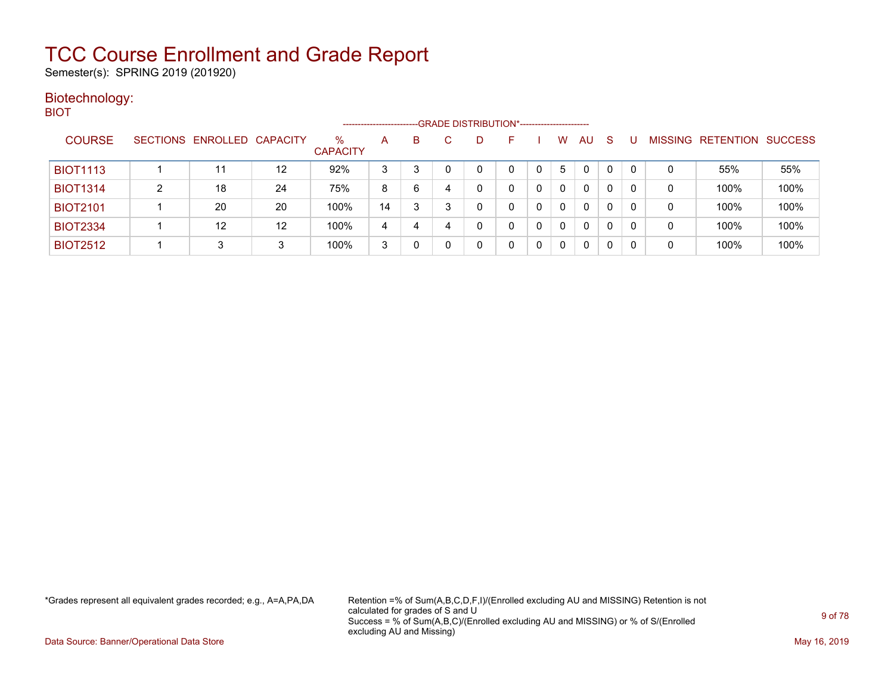# TCC Course Enrollment and Grade Report

Semester(s): SPRING 2019 (201920)

## Biotechnology:

BIOT

| COURSE | SECTIONS | ENROLLED | CAPACITY | % CAPACITY | A | B | C | D | F | I | W | AU | S | U | MISSING | RETENTION | SUCCESS |
|---|---|---|---|---|---|---|---|---|---|---|---|---|---|---|---|---|---|
| | | | | | GRADE DISTRIBUTION* | | | | | | | | | | | | |
| BIOT1113 | 1 | 11 | 12 | 92% | 3 | 3 | 0 | 0 | 0 | 0 | 5 | 0 | 0 | 0 | 0 | 55% | 55% |
| BIOT1314 | 2 | 18 | 24 | 75% | 8 | 6 | 4 | 0 | 0 | 0 | 0 | 0 | 0 | 0 | 0 | 100% | 100% |
| BIOT2101 | 1 | 20 | 20 | 100% | 14 | 3 | 3 | 0 | 0 | 0 | 0 | 0 | 0 | 0 | 0 | 100% | 100% |
| BIOT2334 | 1 | 12 | 12 | 100% | 4 | 4 | 4 | 0 | 0 | 0 | 0 | 0 | 0 | 0 | 0 | 100% | 100% |
| BIOT2512 | 1 | 3 | 3 | 100% | 3 | 0 | 0 | 0 | 0 | 0 | 0 | 0 | 0 | 0 | 0 | 100% | 100% |

*Grades represent all equivalent grades recorded; e.g., A=A,PA,DA

Retention =% of Sum(A,B,C,D,F,I)/(Enrolled excluding AU and MISSING) Retention is not calculated for grades of S and U
Success = % of Sum(A,B,C)/(Enrolled excluding AU and MISSING) or % of S/(Enrolled excluding AU and Missing)

Data Source: Banner/Operational Data Store

May 16, 2019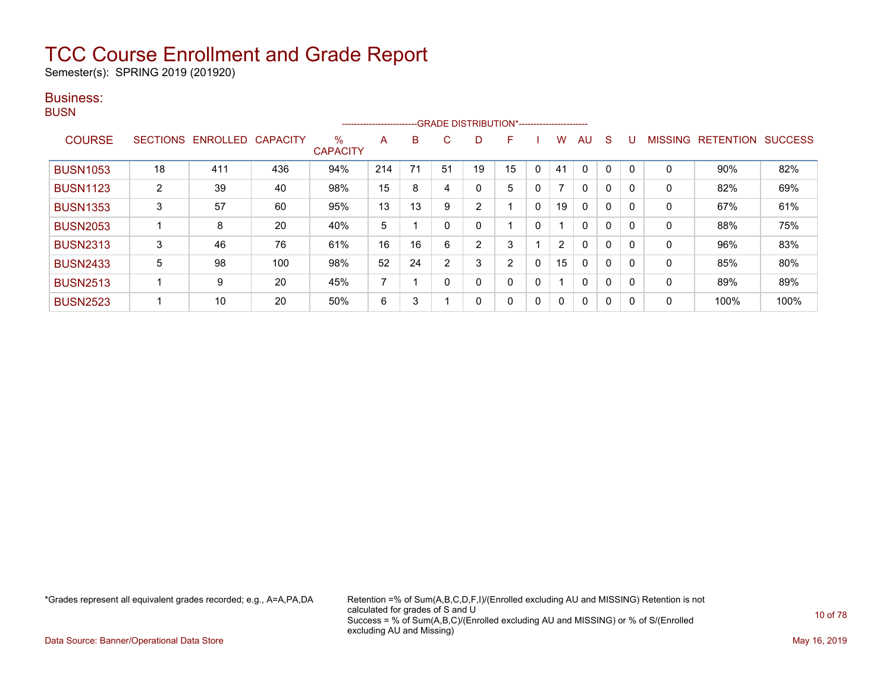# TCC Course Enrollment and Grade Report

Semester(s): SPRING 2019 (201920)

## Business:

BUSN

| COURSE | SECTIONS | ENROLLED | CAPACITY | % CAPACITY | A | B | C | D | F | I | W | AU | S | U | MISSING | RETENTION | SUCCESS |
|---|---|---|---|---|---|---|---|---|---|---|---|---|---|---|---|---|---|
| | | | | | GRADE DISTRIBUTION* | | | | | | | | | | | | |
| BUSN1053 | 18 | 411 | 436 | 94% | 214 | 71 | 51 | 19 | 15 | 0 | 41 | 0 | 0 | 0 | 0 | 90% | 82% |
| BUSN1123 | 2 | 39 | 40 | 98% | 15 | 8 | 4 | 0 | 5 | 0 | 7 | 0 | 0 | 0 | 0 | 82% | 69% |
| BUSN1353 | 3 | 57 | 60 | 95% | 13 | 13 | 9 | 2 | 1 | 0 | 19 | 0 | 0 | 0 | 0 | 67% | 61% |
| BUSN2053 | 1 | 8 | 20 | 40% | 5 | 1 | 0 | 0 | 1 | 0 | 1 | 0 | 0 | 0 | 0 | 88% | 75% |
| BUSN2313 | 3 | 46 | 76 | 61% | 16 | 16 | 6 | 2 | 3 | 1 | 2 | 0 | 0 | 0 | 0 | 96% | 83% |
| BUSN2433 | 5 | 98 | 100 | 98% | 52 | 24 | 2 | 3 | 2 | 0 | 15 | 0 | 0 | 0 | 0 | 85% | 80% |
| BUSN2513 | 1 | 9 | 20 | 45% | 7 | 1 | 0 | 0 | 0 | 0 | 1 | 0 | 0 | 0 | 0 | 89% | 89% |
| BUSN2523 | 1 | 10 | 20 | 50% | 6 | 3 | 1 | 0 | 0 | 0 | 0 | 0 | 0 | 0 | 0 | 100% | 100% |

*Grades represent all equivalent grades recorded; e.g., A=A,PA,DA

Retention =% of Sum(A,B,C,D,F,I)/(Enrolled excluding AU and MISSING) Retention is not calculated for grades of S and U
Success = % of Sum(A,B,C)/(Enrolled excluding AU and MISSING) or % of S/(Enrolled excluding AU and Missing)

Data Source: Banner/Operational Data Store

May 16, 2019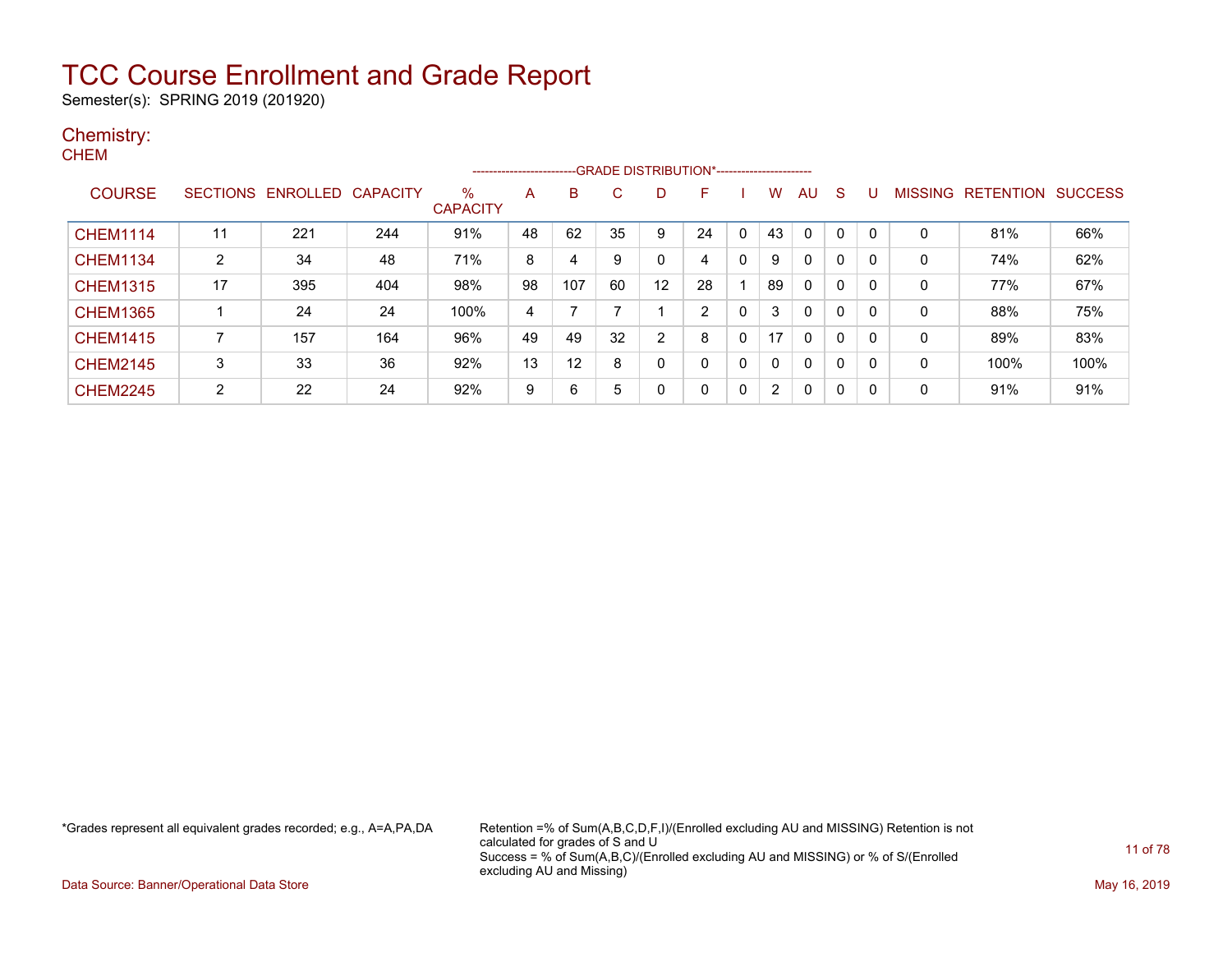# TCC Course Enrollment and Grade Report

Semester(s): SPRING 2019 (201920)

## Chemistry:

### CHEM

| COURSE | SECTIONS | ENROLLED | CAPACITY | % CAPACITY | A | B | C | D | F | I | W | AU | S | U | MISSING | RETENTION | SUCCESS |
|---|---|---|---|---|---|---|---|---|---|---|---|---|---|---|---|---|---|
| | | | | | GRADE DISTRIBUTION* | | | | | | | | | | | | |
| CHEM1114 | 11 | 221 | 244 | 91% | 48 | 62 | 35 | 9 | 24 | 0 | 43 | 0 | 0 | 0 | 0 | 81% | 66% |
| CHEM1134 | 2 | 34 | 48 | 71% | 8 | 4 | 9 | 0 | 4 | 0 | 9 | 0 | 0 | 0 | 0 | 74% | 62% |
| CHEM1315 | 17 | 395 | 404 | 98% | 98 | 107 | 60 | 12 | 28 | 1 | 89 | 0 | 0 | 0 | 0 | 77% | 67% |
| CHEM1365 | 1 | 24 | 24 | 100% | 4 | 7 | 7 | 1 | 2 | 0 | 3 | 0 | 0 | 0 | 0 | 88% | 75% |
| CHEM1415 | 7 | 157 | 164 | 96% | 49 | 49 | 32 | 2 | 8 | 0 | 17 | 0 | 0 | 0 | 0 | 89% | 83% |
| CHEM2145 | 3 | 33 | 36 | 92% | 13 | 12 | 8 | 0 | 0 | 0 | 0 | 0 | 0 | 0 | 0 | 100% | 100% |
| CHEM2245 | 2 | 22 | 24 | 92% | 9 | 6 | 5 | 0 | 0 | 0 | 2 | 0 | 0 | 0 | 0 | 91% | 91% |

*Grades represent all equivalent grades recorded; e.g., A=A,PA,DA

Retention =% of Sum(A,B,C,D,F,I)/(Enrolled excluding AU and MISSING) Retention is not calculated for grades of S and U
Success = % of Sum(A,B,C)/(Enrolled excluding AU and MISSING) or % of S/(Enrolled excluding AU and Missing)

Data Source: Banner/Operational Data Store

May 16, 2019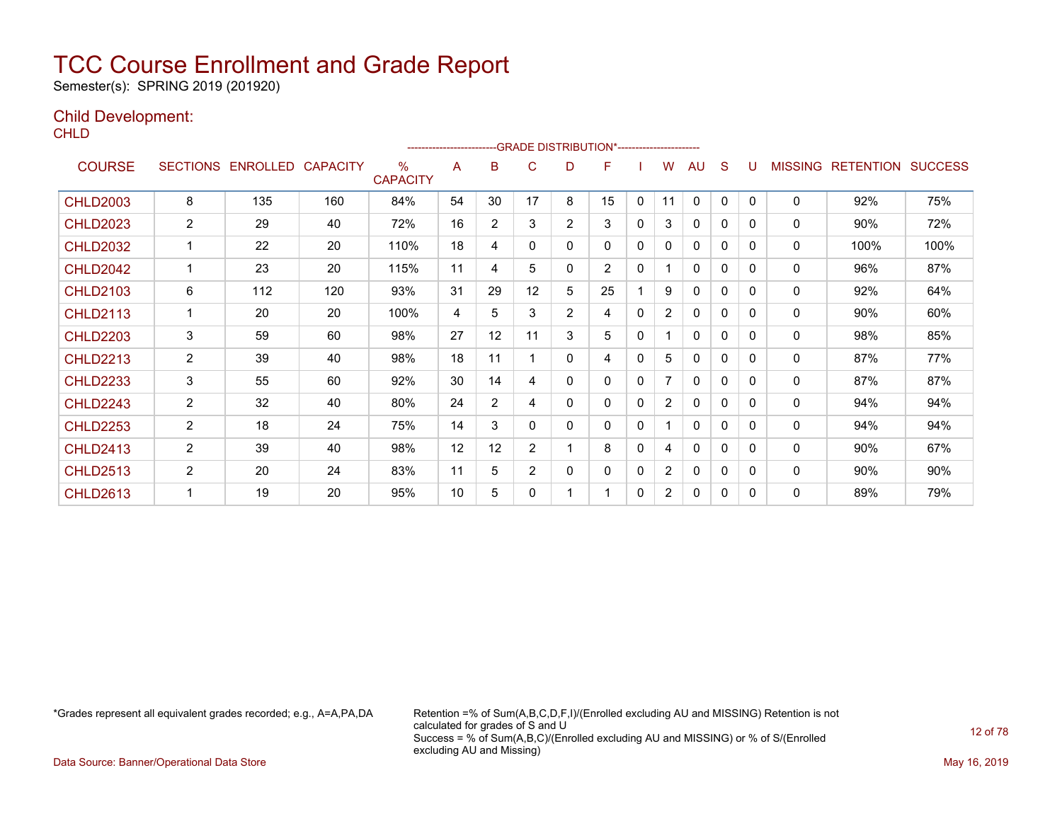# TCC Course Enrollment and Grade Report

Semester(s): SPRING 2019 (201920)

## Child Development:

CHLD

| COURSE | SECTIONS | ENROLLED | CAPACITY | % CAPACITY | A | B | C | D | F | I | W | AU | S | U | MISSING | RETENTION | SUCCESS |
|---|---|---|---|---|---|---|---|---|---|---|---|---|---|---|---|---|---|
| | | | | | -------------------------GRADE DISTRIBUTION*----------------------- | | | | | | | | | | | | |
| CHLD2003 | 8 | 135 | 160 | 84% | 54 | 30 | 17 | 8 | 15 | 0 | 11 | 0 | 0 | 0 | 0 | 92% | 75% |
| CHLD2023 | 2 | 29 | 40 | 72% | 16 | 2 | 3 | 2 | 3 | 0 | 3 | 0 | 0 | 0 | 0 | 90% | 72% |
| CHLD2032 | 1 | 22 | 20 | 110% | 18 | 4 | 0 | 0 | 0 | 0 | 0 | 0 | 0 | 0 | 0 | 100% | 100% |
| CHLD2042 | 1 | 23 | 20 | 115% | 11 | 4 | 5 | 0 | 2 | 0 | 1 | 0 | 0 | 0 | 0 | 96% | 87% |
| CHLD2103 | 6 | 112 | 120 | 93% | 31 | 29 | 12 | 5 | 25 | 1 | 9 | 0 | 0 | 0 | 0 | 92% | 64% |
| CHLD2113 | 1 | 20 | 20 | 100% | 4 | 5 | 3 | 2 | 4 | 0 | 2 | 0 | 0 | 0 | 0 | 90% | 60% |
| CHLD2203 | 3 | 59 | 60 | 98% | 27 | 12 | 11 | 3 | 5 | 0 | 1 | 0 | 0 | 0 | 0 | 98% | 85% |
| CHLD2213 | 2 | 39 | 40 | 98% | 18 | 11 | 1 | 0 | 4 | 0 | 5 | 0 | 0 | 0 | 0 | 87% | 77% |
| CHLD2233 | 3 | 55 | 60 | 92% | 30 | 14 | 4 | 0 | 0 | 0 | 7 | 0 | 0 | 0 | 0 | 87% | 87% |
| CHLD2243 | 2 | 32 | 40 | 80% | 24 | 2 | 4 | 0 | 0 | 0 | 2 | 0 | 0 | 0 | 0 | 94% | 94% |
| CHLD2253 | 2 | 18 | 24 | 75% | 14 | 3 | 0 | 0 | 0 | 0 | 1 | 0 | 0 | 0 | 0 | 94% | 94% |
| CHLD2413 | 2 | 39 | 40 | 98% | 12 | 12 | 2 | 1 | 8 | 0 | 4 | 0 | 0 | 0 | 0 | 90% | 67% |
| CHLD2513 | 2 | 20 | 24 | 83% | 11 | 5 | 2 | 0 | 0 | 0 | 2 | 0 | 0 | 0 | 0 | 90% | 90% |
| CHLD2613 | 1 | 19 | 20 | 95% | 10 | 5 | 0 | 1 | 1 | 0 | 2 | 0 | 0 | 0 | 0 | 89% | 79% |

*Grades represent all equivalent grades recorded; e.g., A=A,PA,DA

Retention =% of Sum(A,B,C,D,F,I)/(Enrolled excluding AU and MISSING) Retention is not calculated for grades of S and U
Success = % of Sum(A,B,C)/(Enrolled excluding AU and MISSING) or % of S/(Enrolled excluding AU and Missing)

Data Source: Banner/Operational Data Store

May 16, 2019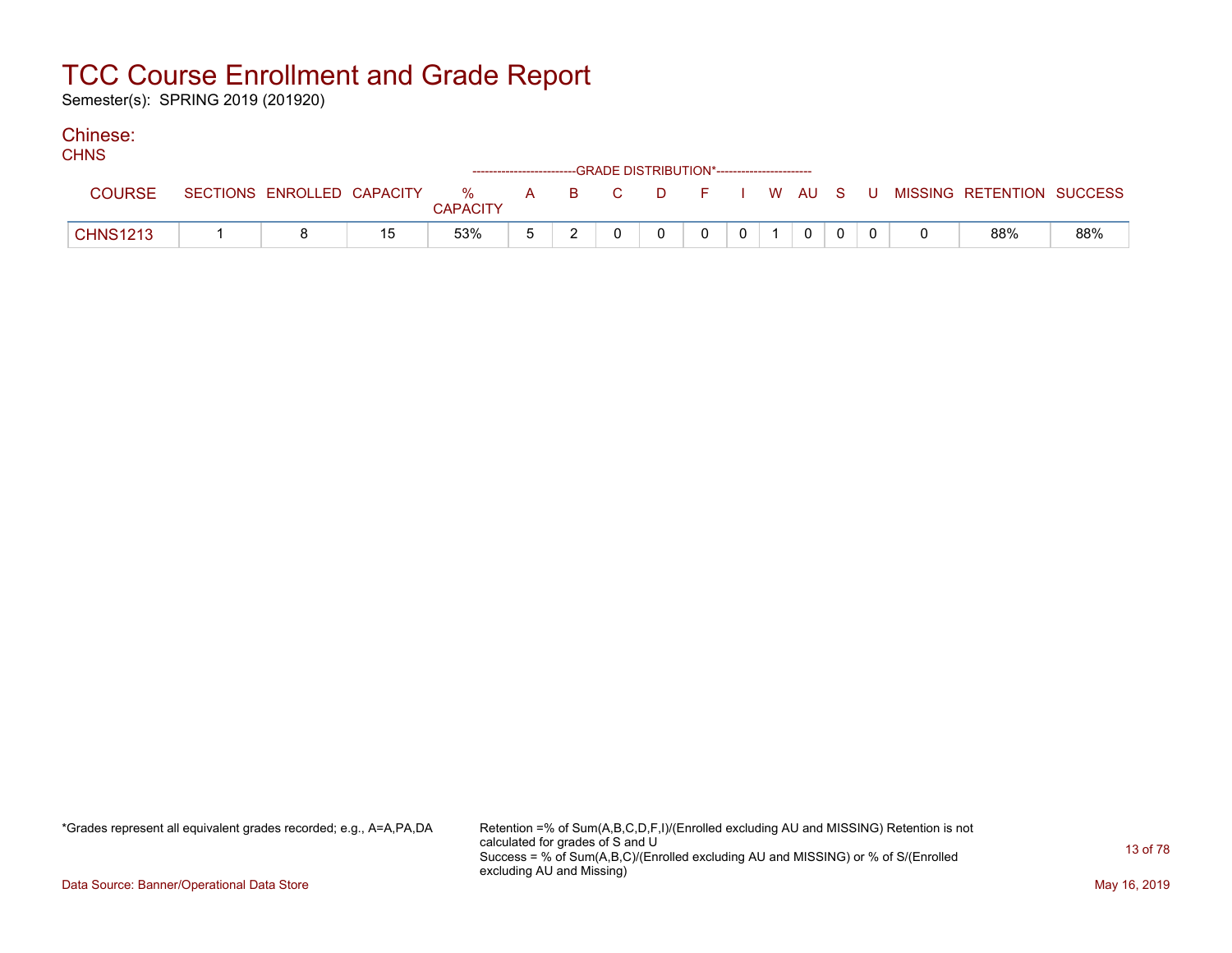# TCC Course Enrollment and Grade Report

Semester(s): SPRING 2019 (201920)

## Chinese:

CHNS

| COURSE | SECTIONS | ENROLLED | CAPACITY | % CAPACITY | A | B | C | D | F | I | W | AU | S | U | MISSING | RETENTION | SUCCESS |
|---|---|---|---|---|---|---|---|---|---|---|---|---|---|---|---|---|---|
| | | | | | GRADE DISTRIBUTION* | | | | | | | | | | | | |
| CHNS1213 | 1 | 8 | 15 | 53% | 5 | 2 | 0 | 0 | 0 | 0 | 1 | 0 | 0 | 0 | 0 | 88% | 88% |

*Grades represent all equivalent grades recorded; e.g., A=A,PA,DA

Retention =% of Sum(A,B,C,D,F,I)/(Enrolled excluding AU and MISSING) Retention is not calculated for grades of S and U
Success = % of Sum(A,B,C)/(Enrolled excluding AU and MISSING) or % of S/(Enrolled excluding AU and Missing)

Data Source: Banner/Operational Data Store

May 16, 2019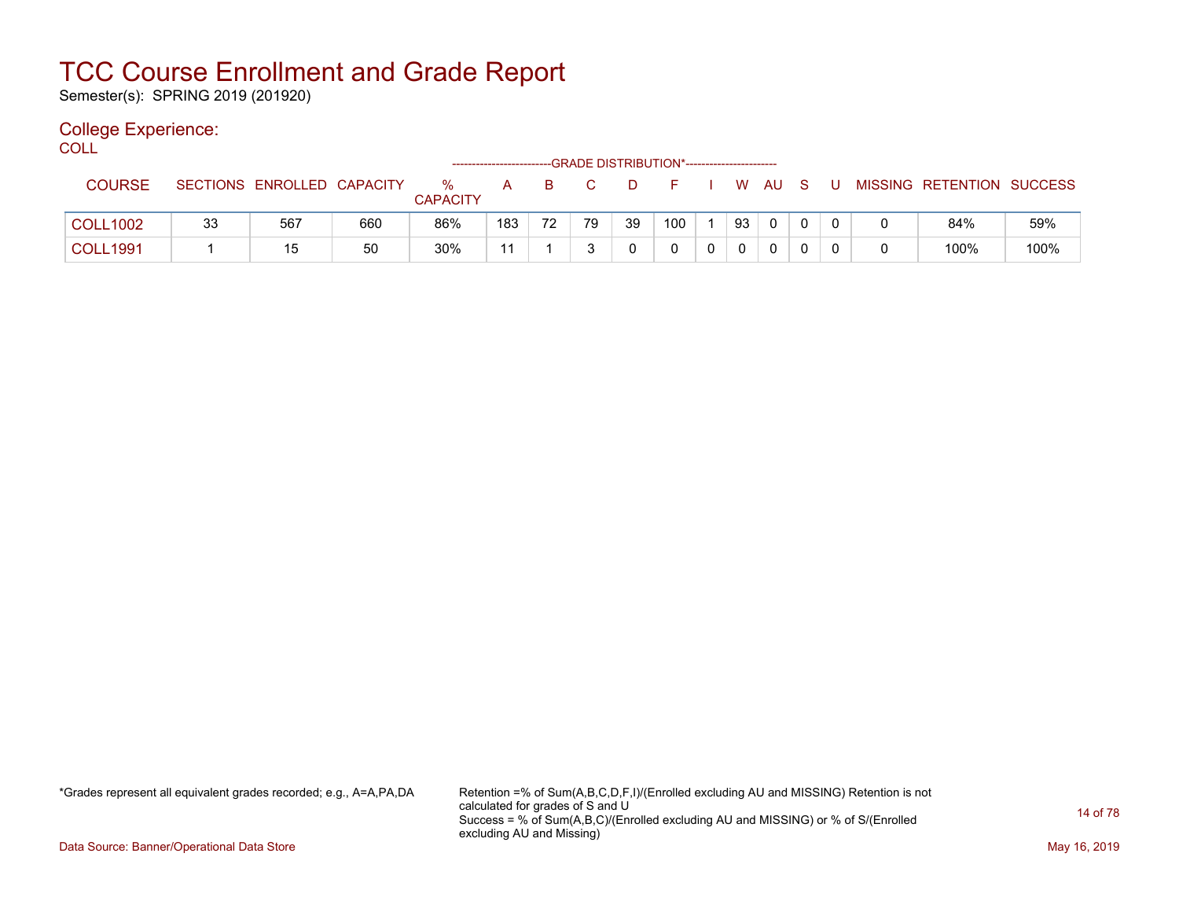# TCC Course Enrollment and Grade Report

Semester(s): SPRING 2019 (201920)

## College Experience:

COLL

| COURSE | SECTIONS | ENROLLED | CAPACITY | % CAPACITY | A | B | C | D | F | I | W | AU | S | U | MISSING | RETENTION | SUCCESS |
|---|---|---|---|---|---|---|---|---|---|---|---|---|---|---|---|---|---|
| | | | | | GRADE DISTRIBUTION* | | | | | | | | | | | | |
| COLL1002 | 33 | 567 | 660 | 86% | 183 | 72 | 79 | 39 | 100 | 1 | 93 | 0 | 0 | 0 | 0 | 84% | 59% |
| COLL1991 | 1 | 15 | 50 | 30% | 11 | 1 | 3 | 0 | 0 | 0 | 0 | 0 | 0 | 0 | 0 | 100% | 100% |

*Grades represent all equivalent grades recorded; e.g., A=A,PA,DA

Retention =% of Sum(A,B,C,D,F,I)/(Enrolled excluding AU and MISSING) Retention is not calculated for grades of S and U
Success = % of Sum(A,B,C)/(Enrolled excluding AU and MISSING) or % of S/(Enrolled excluding AU and Missing)

Data Source: Banner/Operational Data Store

May 16, 2019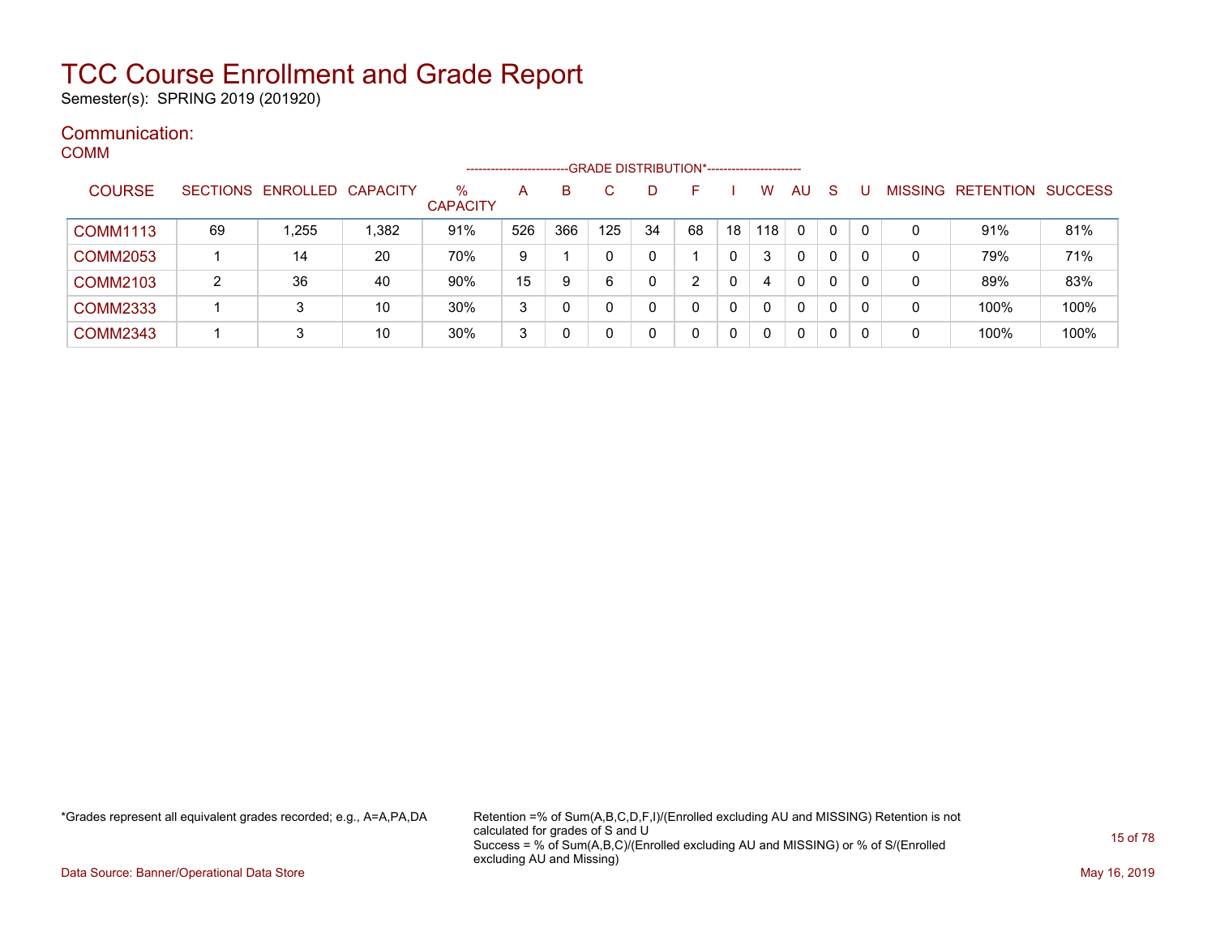# TCC Course Enrollment and Grade Report

Semester(s): SPRING 2019 (201920)

## Communication:

### COMM

| COURSE | SECTIONS | ENROLLED | CAPACITY | % CAPACITY | A | B | C | D | F | I | W | AU | S | U | MISSING | RETENTION | SUCCESS |
|---|---|---|---|---|---|---|---|---|---|---|---|---|---|---|---|---|---|
| | | | | | --------------------------GRADE DISTRIBUTION*----------------------- | | | | | | | | | | | | |
| COMM1113 | 69 | 1,255 | 1,382 | 91% | 526 | 366 | 125 | 34 | 68 | 18 | 118 | 0 | 0 | 0 | 0 | 91% | 81% |
| COMM2053 | 1 | 14 | 20 | 70% | 9 | 1 | 0 | 0 | 1 | 0 | 3 | 0 | 0 | 0 | 0 | 79% | 71% |
| COMM2103 | 2 | 36 | 40 | 90% | 15 | 9 | 6 | 0 | 2 | 0 | 4 | 0 | 0 | 0 | 0 | 89% | 83% |
| COMM2333 | 1 | 3 | 10 | 30% | 3 | 0 | 0 | 0 | 0 | 0 | 0 | 0 | 0 | 0 | 0 | 100% | 100% |
| COMM2343 | 1 | 3 | 10 | 30% | 3 | 0 | 0 | 0 | 0 | 0 | 0 | 0 | 0 | 0 | 0 | 100% | 100% |

*Grades represent all equivalent grades recorded; e.g., A=A,PA,DA

Retention =% of Sum(A,B,C,D,F,I)/(Enrolled excluding AU and MISSING) Retention is not calculated for grades of S and U
Success = % of Sum(A,B,C)/(Enrolled excluding AU and MISSING) or % of S/(Enrolled excluding AU and Missing)

Data Source: Banner/Operational Data Store

May 16, 2019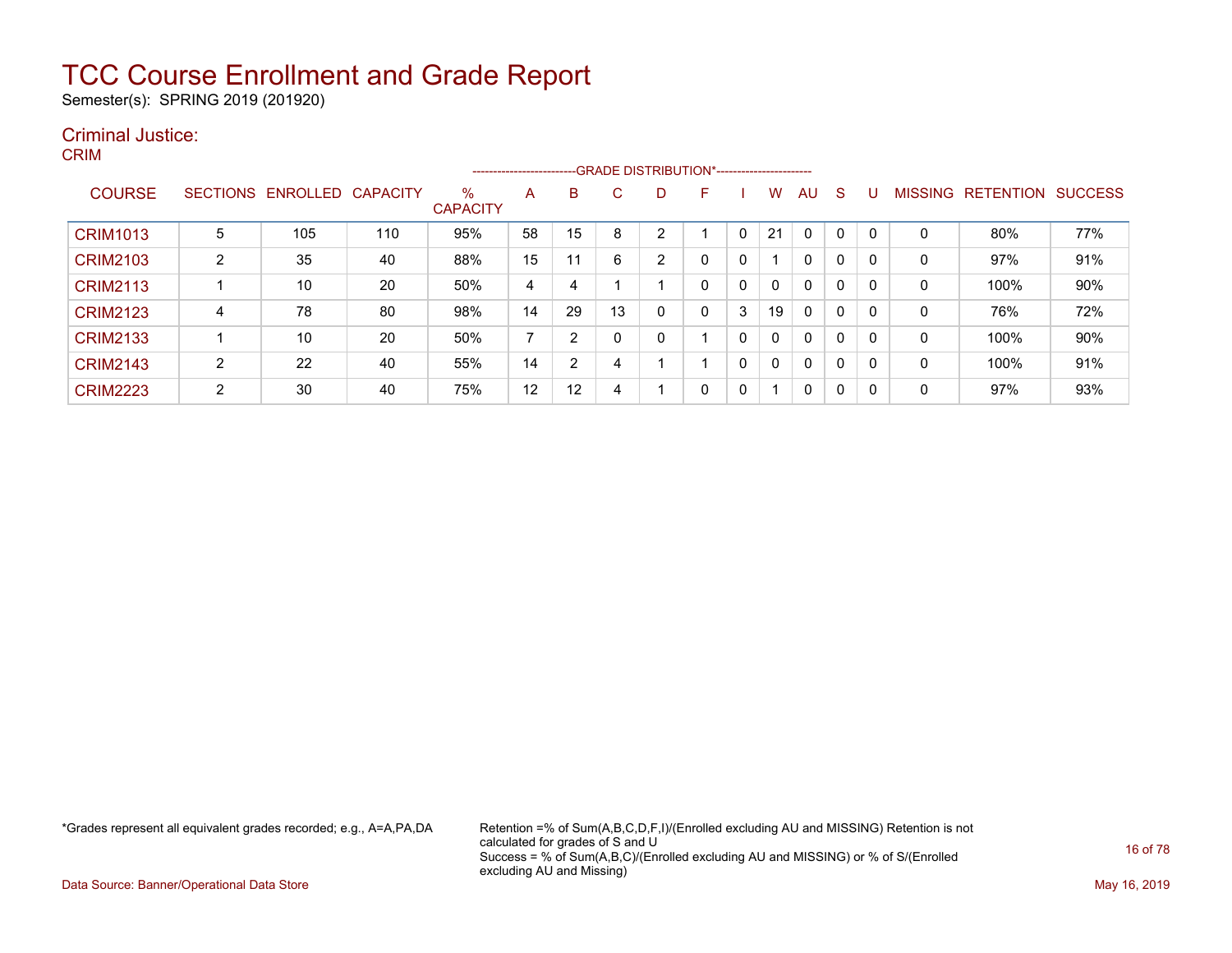# TCC Course Enrollment and Grade Report

Semester(s): SPRING 2019 (201920)

## Criminal Justice:

### CRIM

| COURSE | SECTIONS | ENROLLED | CAPACITY | % CAPACITY | A | B | C | D | F | I | W | AU | S | U | MISSING | RETENTION | SUCCESS |
|---|---|---|---|---|---|---|---|---|---|---|---|---|---|---|---|---|---|
| | | | | | GRADE DISTRIBUTION* | | | | | | | | | | | | |
| CRIM1013 | 5 | 105 | 110 | 95% | 58 | 15 | 8 | 2 | 1 | 0 | 21 | 0 | 0 | 0 | 0 | 80% | 77% |
| CRIM2103 | 2 | 35 | 40 | 88% | 15 | 11 | 6 | 2 | 0 | 0 | 1 | 0 | 0 | 0 | 0 | 97% | 91% |
| CRIM2113 | 1 | 10 | 20 | 50% | 4 | 4 | 1 | 1 | 0 | 0 | 0 | 0 | 0 | 0 | 0 | 100% | 90% |
| CRIM2123 | 4 | 78 | 80 | 98% | 14 | 29 | 13 | 0 | 0 | 3 | 19 | 0 | 0 | 0 | 0 | 76% | 72% |
| CRIM2133 | 1 | 10 | 20 | 50% | 7 | 2 | 0 | 0 | 1 | 0 | 0 | 0 | 0 | 0 | 0 | 100% | 90% |
| CRIM2143 | 2 | 22 | 40 | 55% | 14 | 2 | 4 | 1 | 1 | 0 | 0 | 0 | 0 | 0 | 0 | 100% | 91% |
| CRIM2223 | 2 | 30 | 40 | 75% | 12 | 12 | 4 | 1 | 0 | 0 | 1 | 0 | 0 | 0 | 0 | 97% | 93% |

*Grades represent all equivalent grades recorded; e.g., A=A,PA,DA

Retention =% of Sum(A,B,C,D,F,I)/(Enrolled excluding AU and MISSING) Retention is not calculated for grades of S and U
Success = % of Sum(A,B,C)/(Enrolled excluding AU and MISSING) or % of S/(Enrolled excluding AU and Missing)

Data Source: Banner/Operational Data Store

May 16, 2019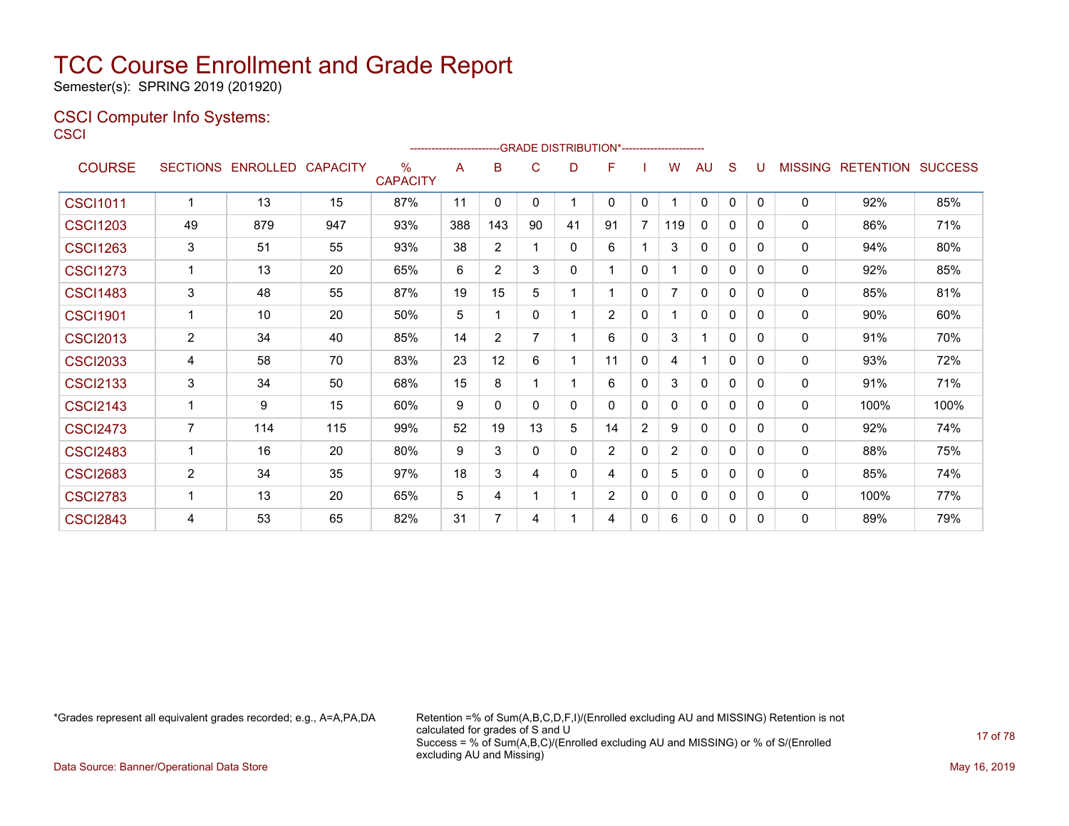# TCC Course Enrollment and Grade Report

Semester(s): SPRING 2019 (201920)

## CSCI Computer Info Systems:

CSCI

| COURSE | SECTIONS | ENROLLED | CAPACITY | % CAPACITY | A | B | C | D | F | I | W | AU | S | U | MISSING | RETENTION | SUCCESS |
|---|---|---|---|---|---|---|---|---|---|---|---|---|---|---|---|---|---|
| | | | | | -------------------------GRADE DISTRIBUTION*----------------------- | | | | | | | | | | | | |
| CSCI1011 | 1 | 13 | 15 | 87% | 11 | 0 | 0 | 1 | 0 | 0 | 1 | 0 | 0 | 0 | 0 | 92% | 85% |
| CSCI1203 | 49 | 879 | 947 | 93% | 388 | 143 | 90 | 41 | 91 | 7 | 119 | 0 | 0 | 0 | 0 | 86% | 71% |
| CSCI1263 | 3 | 51 | 55 | 93% | 38 | 2 | 1 | 0 | 6 | 1 | 3 | 0 | 0 | 0 | 0 | 94% | 80% |
| CSCI1273 | 1 | 13 | 20 | 65% | 6 | 2 | 3 | 0 | 1 | 0 | 1 | 0 | 0 | 0 | 0 | 92% | 85% |
| CSCI1483 | 3 | 48 | 55 | 87% | 19 | 15 | 5 | 1 | 1 | 0 | 7 | 0 | 0 | 0 | 0 | 85% | 81% |
| CSCI1901 | 1 | 10 | 20 | 50% | 5 | 1 | 0 | 1 | 2 | 0 | 1 | 0 | 0 | 0 | 0 | 90% | 60% |
| CSCI2013 | 2 | 34 | 40 | 85% | 14 | 2 | 7 | 1 | 6 | 0 | 3 | 1 | 0 | 0 | 0 | 91% | 70% |
| CSCI2033 | 4 | 58 | 70 | 83% | 23 | 12 | 6 | 1 | 11 | 0 | 4 | 1 | 0 | 0 | 0 | 93% | 72% |
| CSCI2133 | 3 | 34 | 50 | 68% | 15 | 8 | 1 | 1 | 6 | 0 | 3 | 0 | 0 | 0 | 0 | 91% | 71% |
| CSCI2143 | 1 | 9 | 15 | 60% | 9 | 0 | 0 | 0 | 0 | 0 | 0 | 0 | 0 | 0 | 0 | 100% | 100% |
| CSCI2473 | 7 | 114 | 115 | 99% | 52 | 19 | 13 | 5 | 14 | 2 | 9 | 0 | 0 | 0 | 0 | 92% | 74% |
| CSCI2483 | 1 | 16 | 20 | 80% | 9 | 3 | 0 | 0 | 2 | 0 | 2 | 0 | 0 | 0 | 0 | 88% | 75% |
| CSCI2683 | 2 | 34 | 35 | 97% | 18 | 3 | 4 | 0 | 4 | 0 | 5 | 0 | 0 | 0 | 0 | 85% | 74% |
| CSCI2783 | 1 | 13 | 20 | 65% | 5 | 4 | 1 | 1 | 2 | 0 | 0 | 0 | 0 | 0 | 0 | 100% | 77% |
| CSCI2843 | 4 | 53 | 65 | 82% | 31 | 7 | 4 | 1 | 4 | 0 | 6 | 0 | 0 | 0 | 0 | 89% | 79% |

*Grades represent all equivalent grades recorded; e.g., A=A,PA,DA

Retention =% of Sum(A,B,C,D,F,I)/(Enrolled excluding AU and MISSING) Retention is not calculated for grades of S and U

Success = % of Sum(A,B,C)/(Enrolled excluding AU and MISSING) or % of S/(Enrolled excluding AU and Missing)

Data Source: Banner/Operational Data Store

May 16, 2019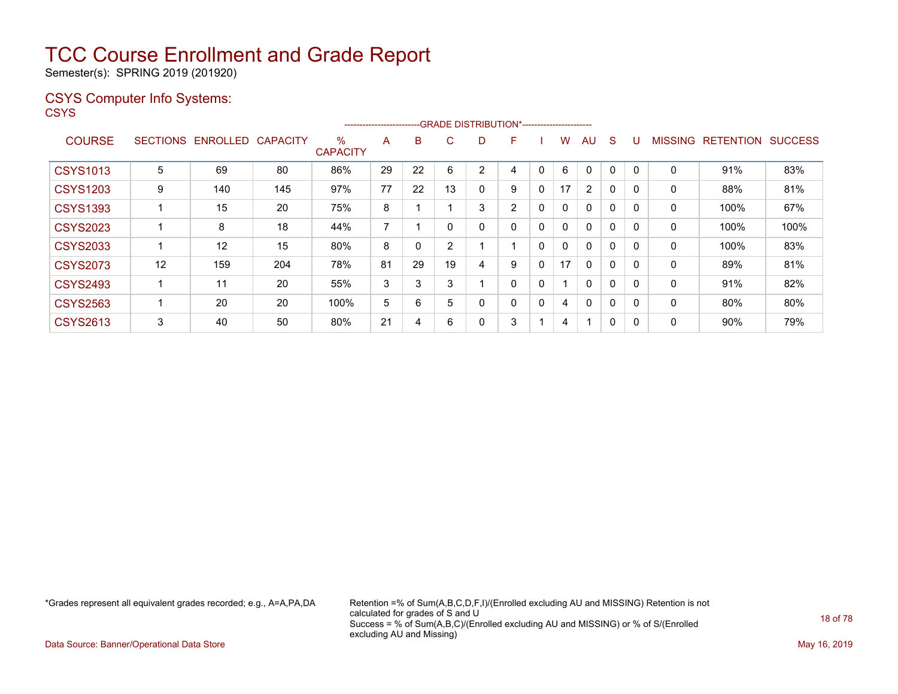# TCC Course Enrollment and Grade Report

Semester(s): SPRING 2019 (201920)

## CSYS Computer Info Systems:

CSYS

| COURSE | SECTIONS | ENROLLED | CAPACITY | % CAPACITY | A | B | C | D | F | I | W | AU | S | U | MISSING | RETENTION | SUCCESS |
|---|---|---|---|---|---|---|---|---|---|---|---|---|---|---|---|---|---|
| | | | | | GRADE DISTRIBUTION* | | | | | | | | | | | | |
| CSYS1013 | 5 | 69 | 80 | 86% | 29 | 22 | 6 | 2 | 4 | 0 | 6 | 0 | 0 | 0 | 0 | 91% | 83% |
| CSYS1203 | 9 | 140 | 145 | 97% | 77 | 22 | 13 | 0 | 9 | 0 | 17 | 2 | 0 | 0 | 0 | 88% | 81% |
| CSYS1393 | 1 | 15 | 20 | 75% | 8 | 1 | 1 | 3 | 2 | 0 | 0 | 0 | 0 | 0 | 0 | 100% | 67% |
| CSYS2023 | 1 | 8 | 18 | 44% | 7 | 1 | 0 | 0 | 0 | 0 | 0 | 0 | 0 | 0 | 0 | 100% | 100% |
| CSYS2033 | 1 | 12 | 15 | 80% | 8 | 0 | 2 | 1 | 1 | 0 | 0 | 0 | 0 | 0 | 0 | 100% | 83% |
| CSYS2073 | 12 | 159 | 204 | 78% | 81 | 29 | 19 | 4 | 9 | 0 | 17 | 0 | 0 | 0 | 0 | 89% | 81% |
| CSYS2493 | 1 | 11 | 20 | 55% | 3 | 3 | 3 | 1 | 0 | 0 | 1 | 0 | 0 | 0 | 0 | 91% | 82% |
| CSYS2563 | 1 | 20 | 20 | 100% | 5 | 6 | 5 | 0 | 0 | 0 | 4 | 0 | 0 | 0 | 0 | 80% | 80% |
| CSYS2613 | 3 | 40 | 50 | 80% | 21 | 4 | 6 | 0 | 3 | 1 | 4 | 1 | 0 | 0 | 0 | 90% | 79% |

*Grades represent all equivalent grades recorded; e.g., A=A,PA,DA

Retention =% of Sum(A,B,C,D,F,I)/(Enrolled excluding AU and MISSING) Retention is not calculated for grades of S and U
Success = % of Sum(A,B,C)/(Enrolled excluding AU and MISSING) or % of S/(Enrolled excluding AU and Missing)

Data Source: Banner/Operational Data Store

May 16, 2019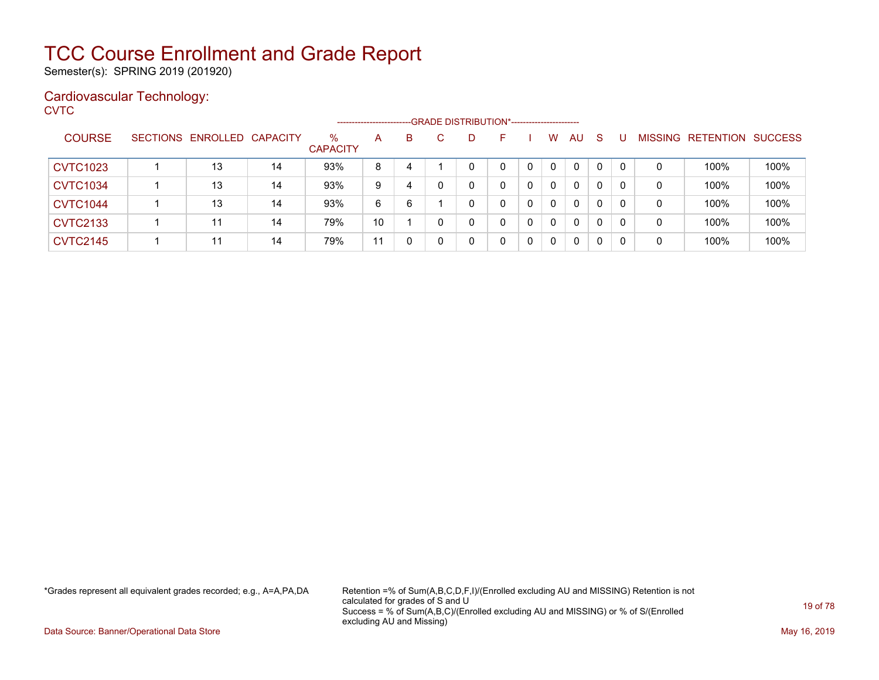# TCC Course Enrollment and Grade Report

Semester(s): SPRING 2019 (201920)

## Cardiovascular Technology:

CVTC

| COURSE | SECTIONS | ENROLLED | CAPACITY | % CAPACITY | A | B | C | D | F | I | W | AU | S | U | MISSING | RETENTION | SUCCESS |
|---|---|---|---|---|---|---|---|---|---|---|---|---|---|---|---|---|---|
| | | | | | -------------------------GRADE DISTRIBUTION*----------------------- | | | | | | | | | | | | |
| CVTC1023 | 1 | 13 | 14 | 93% | 8 | 4 | 1 | 0 | 0 | 0 | 0 | 0 | 0 | 0 | 0 | 100% | 100% |
| CVTC1034 | 1 | 13 | 14 | 93% | 9 | 4 | 0 | 0 | 0 | 0 | 0 | 0 | 0 | 0 | 0 | 100% | 100% |
| CVTC1044 | 1 | 13 | 14 | 93% | 6 | 6 | 1 | 0 | 0 | 0 | 0 | 0 | 0 | 0 | 0 | 100% | 100% |
| CVTC2133 | 1 | 11 | 14 | 79% | 10 | 1 | 0 | 0 | 0 | 0 | 0 | 0 | 0 | 0 | 0 | 100% | 100% |
| CVTC2145 | 1 | 11 | 14 | 79% | 11 | 0 | 0 | 0 | 0 | 0 | 0 | 0 | 0 | 0 | 0 | 100% | 100% |

*Grades represent all equivalent grades recorded; e.g., A=A,PA,DA

Retention =% of Sum(A,B,C,D,F,I)/(Enrolled excluding AU and MISSING) Retention is not calculated for grades of S and U
Success = % of Sum(A,B,C)/(Enrolled excluding AU and MISSING) or % of S/(Enrolled excluding AU and Missing)

Data Source: Banner/Operational Data Store

May 16, 2019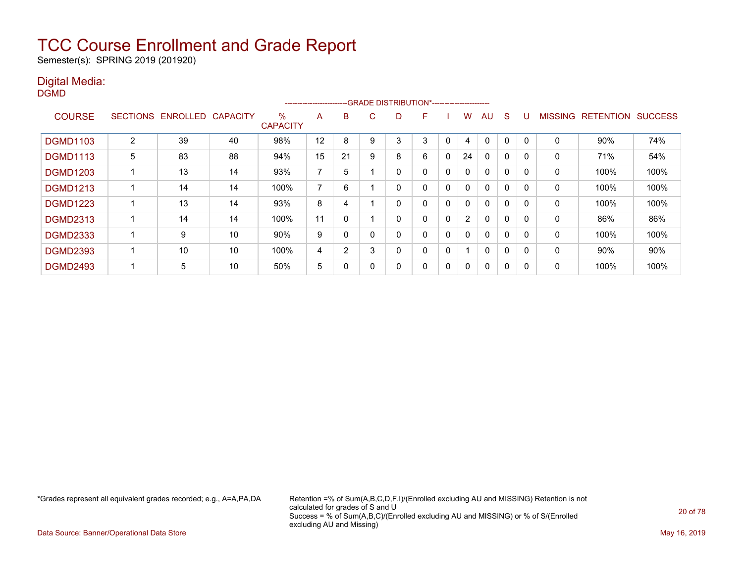# TCC Course Enrollment and Grade Report

Semester(s): SPRING 2019 (201920)

## Digital Media:

DGMD

| COURSE | SECTIONS | ENROLLED | CAPACITY | % CAPACITY | A | B | C | D | F | I | W | AU | S | U | MISSING | RETENTION | SUCCESS |
|---|---|---|---|---|---|---|---|---|---|---|---|---|---|---|---|---|---|
| | | | | | GRADE DISTRIBUTION* | | | | | | | | | | | | |
| DGMD1103 | 2 | 39 | 40 | 98% | 12 | 8 | 9 | 3 | 3 | 0 | 4 | 0 | 0 | 0 | 0 | 90% | 74% |
| DGMD1113 | 5 | 83 | 88 | 94% | 15 | 21 | 9 | 8 | 6 | 0 | 24 | 0 | 0 | 0 | 0 | 71% | 54% |
| DGMD1203 | 1 | 13 | 14 | 93% | 7 | 5 | 1 | 0 | 0 | 0 | 0 | 0 | 0 | 0 | 0 | 100% | 100% |
| DGMD1213 | 1 | 14 | 14 | 100% | 7 | 6 | 1 | 0 | 0 | 0 | 0 | 0 | 0 | 0 | 0 | 100% | 100% |
| DGMD1223 | 1 | 13 | 14 | 93% | 8 | 4 | 1 | 0 | 0 | 0 | 0 | 0 | 0 | 0 | 0 | 100% | 100% |
| DGMD2313 | 1 | 14 | 14 | 100% | 11 | 0 | 1 | 0 | 0 | 0 | 2 | 0 | 0 | 0 | 0 | 86% | 86% |
| DGMD2333 | 1 | 9 | 10 | 90% | 9 | 0 | 0 | 0 | 0 | 0 | 0 | 0 | 0 | 0 | 0 | 100% | 100% |
| DGMD2393 | 1 | 10 | 10 | 100% | 4 | 2 | 3 | 0 | 0 | 0 | 1 | 0 | 0 | 0 | 0 | 90% | 90% |
| DGMD2493 | 1 | 5 | 10 | 50% | 5 | 0 | 0 | 0 | 0 | 0 | 0 | 0 | 0 | 0 | 0 | 100% | 100% |

*Grades represent all equivalent grades recorded; e.g., A=A,PA,DA

Retention =% of Sum(A,B,C,D,F,I)/(Enrolled excluding AU and MISSING) Retention is not calculated for grades of S and U
Success = % of Sum(A,B,C)/(Enrolled excluding AU and MISSING) or % of S/(Enrolled excluding AU and Missing)

Data Source: Banner/Operational Data Store

May 16, 2019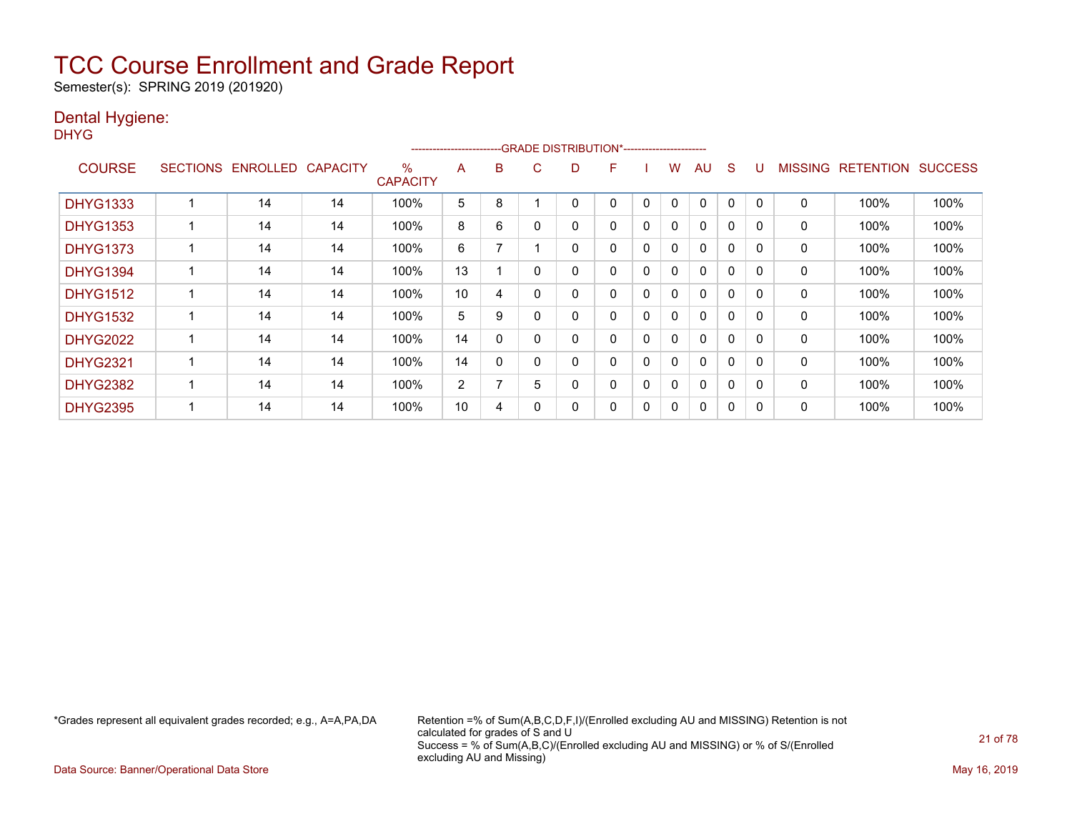# TCC Course Enrollment and Grade Report

Semester(s): SPRING 2019 (201920)

## Dental Hygiene:

DHYG

| COURSE | SECTIONS | ENROLLED | CAPACITY | % CAPACITY | GRADE DISTRIBUTION* A | B | C | D | F | I | W | AU | S | U | MISSING | RETENTION | SUCCESS |
|---|---|---|---|---|---|---|---|---|---|---|---|---|---|---|---|---|---|
| DHYG1333 | 1 | 14 | 14 | 100% | 5 | 8 | 1 | 0 | 0 | 0 | 0 | 0 | 0 | 0 | 0 | 100% | 100% |
| DHYG1353 | 1 | 14 | 14 | 100% | 8 | 6 | 0 | 0 | 0 | 0 | 0 | 0 | 0 | 0 | 0 | 100% | 100% |
| DHYG1373 | 1 | 14 | 14 | 100% | 6 | 7 | 1 | 0 | 0 | 0 | 0 | 0 | 0 | 0 | 0 | 100% | 100% |
| DHYG1394 | 1 | 14 | 14 | 100% | 13 | 1 | 0 | 0 | 0 | 0 | 0 | 0 | 0 | 0 | 0 | 100% | 100% |
| DHYG1512 | 1 | 14 | 14 | 100% | 10 | 4 | 0 | 0 | 0 | 0 | 0 | 0 | 0 | 0 | 0 | 100% | 100% |
| DHYG1532 | 1 | 14 | 14 | 100% | 5 | 9 | 0 | 0 | 0 | 0 | 0 | 0 | 0 | 0 | 0 | 100% | 100% |
| DHYG2022 | 1 | 14 | 14 | 100% | 14 | 0 | 0 | 0 | 0 | 0 | 0 | 0 | 0 | 0 | 0 | 100% | 100% |
| DHYG2321 | 1 | 14 | 14 | 100% | 14 | 0 | 0 | 0 | 0 | 0 | 0 | 0 | 0 | 0 | 0 | 100% | 100% |
| DHYG2382 | 1 | 14 | 14 | 100% | 2 | 7 | 5 | 0 | 0 | 0 | 0 | 0 | 0 | 0 | 0 | 100% | 100% |
| DHYG2395 | 1 | 14 | 14 | 100% | 10 | 4 | 0 | 0 | 0 | 0 | 0 | 0 | 0 | 0 | 0 | 100% | 100% |

*Grades represent all equivalent grades recorded; e.g., A=A,PA,DA

Retention =% of Sum(A,B,C,D,F,I)/(Enrolled excluding AU and MISSING) Retention is not calculated for grades of S and U
Success = % of Sum(A,B,C)/(Enrolled excluding AU and MISSING) or % of S/(Enrolled excluding AU and Missing)

Data Source: Banner/Operational Data Store

May 16, 2019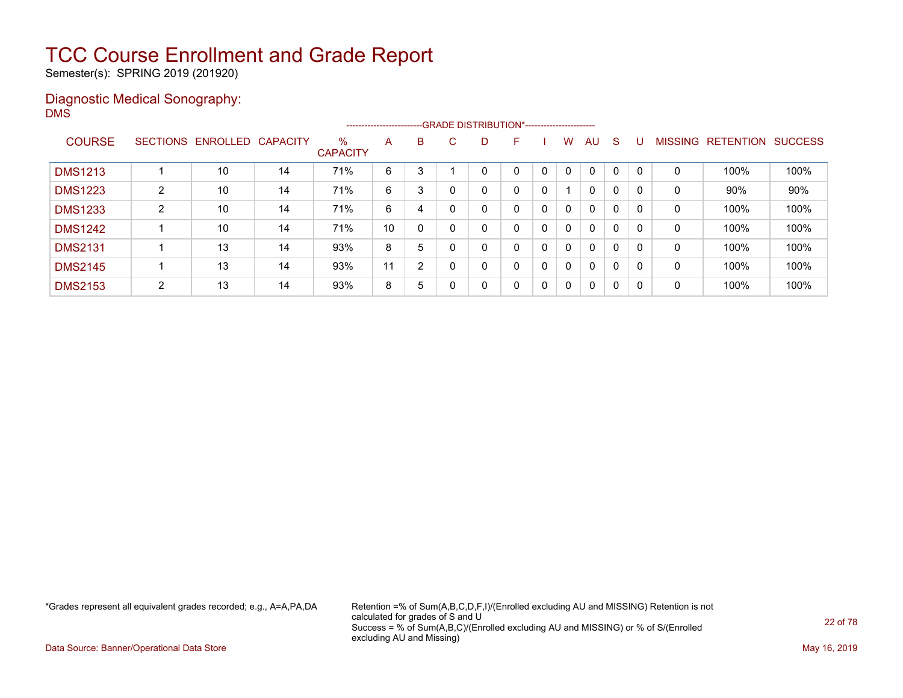# TCC Course Enrollment and Grade Report

Semester(s): SPRING 2019 (201920)

## Diagnostic Medical Sonography:

DMS

| COURSE | SECTIONS | ENROLLED | CAPACITY | % CAPACITY | A | B | C | D | F | I | W | AU | S | U | MISSING | RETENTION | SUCCESS |
|---|---|---|---|---|---|---|---|---|---|---|---|---|---|---|---|---|---|
| | | | | | GRADE DISTRIBUTION* | | | | | | | | | | | | |
| DMS1213 | 1 | 10 | 14 | 71% | 6 | 3 | 1 | 0 | 0 | 0 | 0 | 0 | 0 | 0 | 0 | 100% | 100% |
| DMS1223 | 2 | 10 | 14 | 71% | 6 | 3 | 0 | 0 | 0 | 0 | 1 | 0 | 0 | 0 | 0 | 90% | 90% |
| DMS1233 | 2 | 10 | 14 | 71% | 6 | 4 | 0 | 0 | 0 | 0 | 0 | 0 | 0 | 0 | 0 | 100% | 100% |
| DMS1242 | 1 | 10 | 14 | 71% | 10 | 0 | 0 | 0 | 0 | 0 | 0 | 0 | 0 | 0 | 0 | 100% | 100% |
| DMS2131 | 1 | 13 | 14 | 93% | 8 | 5 | 0 | 0 | 0 | 0 | 0 | 0 | 0 | 0 | 0 | 100% | 100% |
| DMS2145 | 1 | 13 | 14 | 93% | 11 | 2 | 0 | 0 | 0 | 0 | 0 | 0 | 0 | 0 | 0 | 100% | 100% |
| DMS2153 | 2 | 13 | 14 | 93% | 8 | 5 | 0 | 0 | 0 | 0 | 0 | 0 | 0 | 0 | 0 | 100% | 100% |

*Grades represent all equivalent grades recorded; e.g., A=A,PA,DA

Retention =% of Sum(A,B,C,D,F,I)/(Enrolled excluding AU and MISSING) Retention is not calculated for grades of S and U
Success = % of Sum(A,B,C)/(Enrolled excluding AU and MISSING) or % of S/(Enrolled excluding AU and Missing)

Data Source: Banner/Operational Data Store

May 16, 2019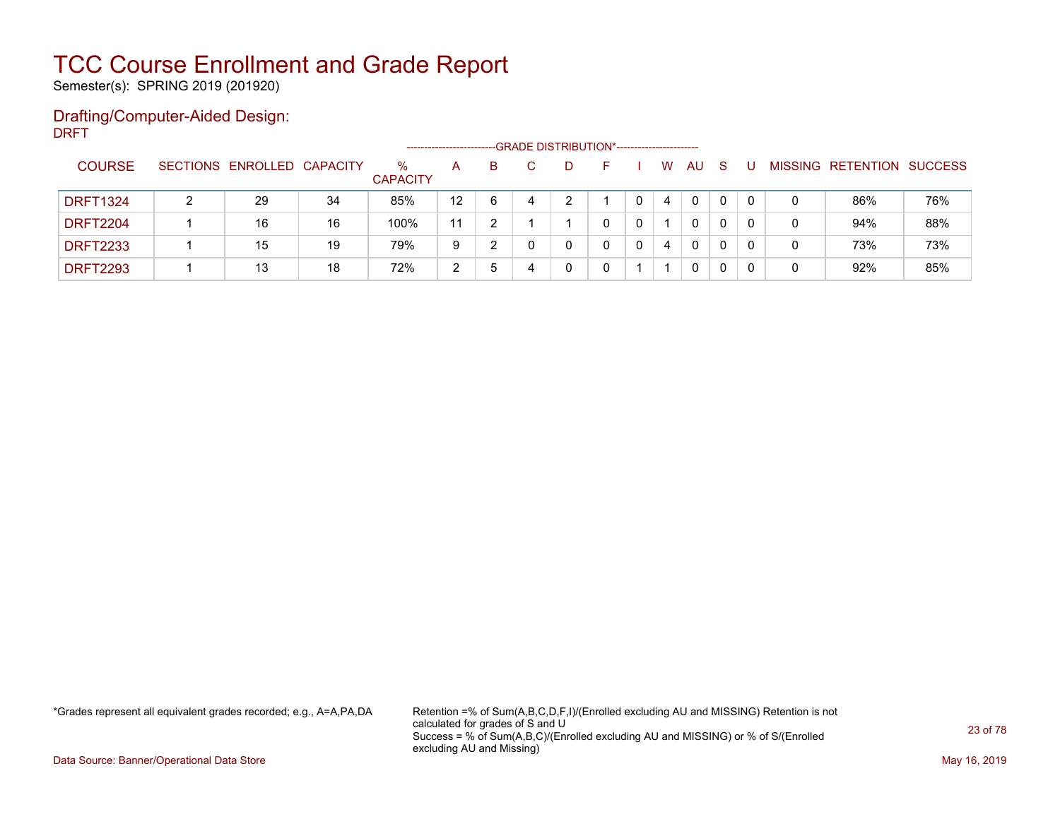# TCC Course Enrollment and Grade Report

Semester(s): SPRING 2019 (201920)

## Drafting/Computer-Aided Design:

DRFT

| COURSE | SECTIONS | ENROLLED | CAPACITY | % CAPACITY | A | B | C | D | F | I | W | AU | S | U | MISSING | RETENTION | SUCCESS |
|---|---|---|---|---|---|---|---|---|---|---|---|---|---|---|---|---|---|
| | | | | | GRADE DISTRIBUTION* | | | | | | | | | | | | |
| DRFT1324 | 2 | 29 | 34 | 85% | 12 | 6 | 4 | 2 | 1 | 0 | 4 | 0 | 0 | 0 | 0 | 86% | 76% |
| DRFT2204 | 1 | 16 | 16 | 100% | 11 | 2 | 1 | 1 | 0 | 0 | 1 | 0 | 0 | 0 | 0 | 94% | 88% |
| DRFT2233 | 1 | 15 | 19 | 79% | 9 | 2 | 0 | 0 | 0 | 0 | 4 | 0 | 0 | 0 | 0 | 73% | 73% |
| DRFT2293 | 1 | 13 | 18 | 72% | 2 | 5 | 4 | 0 | 0 | 1 | 1 | 0 | 0 | 0 | 0 | 92% | 85% |

*Grades represent all equivalent grades recorded; e.g., A=A,PA,DA

Retention =% of Sum(A,B,C,D,F,I)/(Enrolled excluding AU and MISSING) Retention is not calculated for grades of S and U

Success = % of Sum(A,B,C)/(Enrolled excluding AU and MISSING) or % of S/(Enrolled excluding AU and Missing)

Data Source: Banner/Operational Data Store

May 16, 2019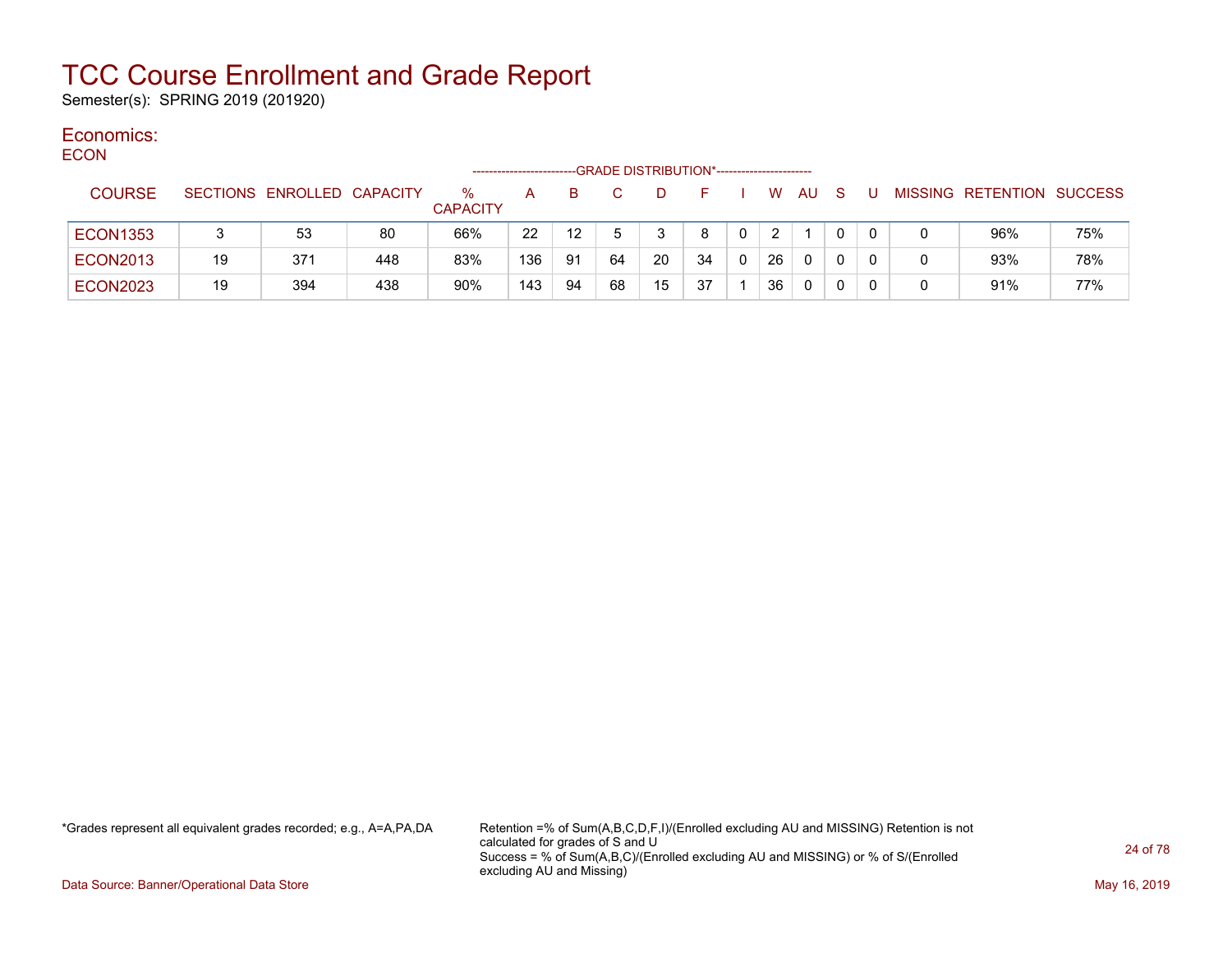# TCC Course Enrollment and Grade Report

Semester(s): SPRING 2019 (201920)

## Economics:

### ECON

| COURSE | SECTIONS | ENROLLED | CAPACITY | % CAPACITY | A | B | C | D | F | I | W | AU | S | U | MISSING | RETENTION | SUCCESS |
|---|---|---|---|---|---|---|---|---|---|---|---|---|---|---|---|---|---|
| | | | | | GRADE DISTRIBUTION* | | | | | | | | | | | | |
| ECON1353 | 3 | 53 | 80 | 66% | 22 | 12 | 5 | 3 | 8 | 0 | 2 | 1 | 0 | 0 | 0 | 96% | 75% |
| ECON2013 | 19 | 371 | 448 | 83% | 136 | 91 | 64 | 20 | 34 | 0 | 26 | 0 | 0 | 0 | 0 | 93% | 78% |
| ECON2023 | 19 | 394 | 438 | 90% | 143 | 94 | 68 | 15 | 37 | 1 | 36 | 0 | 0 | 0 | 0 | 91% | 77% |

*Grades represent all equivalent grades recorded; e.g., A=A,PA,DA

Retention =% of Sum(A,B,C,D,F,I)/(Enrolled excluding AU and MISSING) Retention is not calculated for grades of S and U
Success = % of Sum(A,B,C)/(Enrolled excluding AU and MISSING) or % of S/(Enrolled excluding AU and Missing)

Data Source: Banner/Operational Data Store

May 16, 2019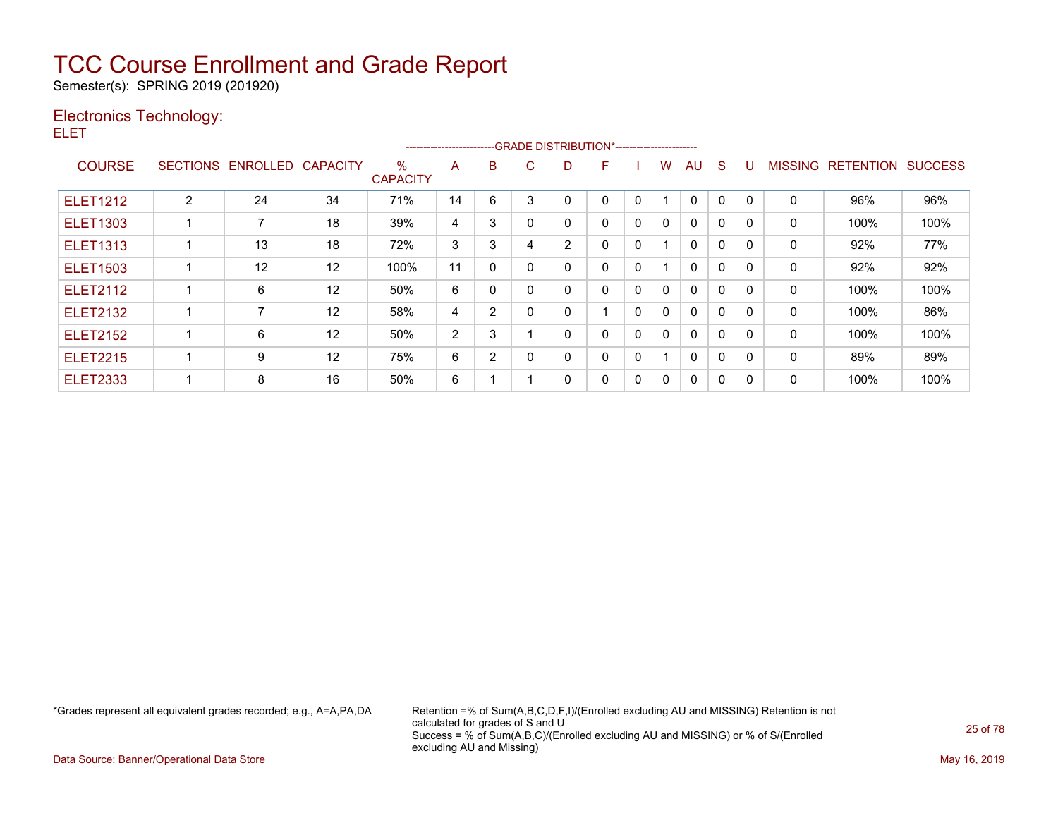# TCC Course Enrollment and Grade Report

Semester(s): SPRING 2019 (201920)

## Electronics Technology:

ELET

| COURSE | SECTIONS | ENROLLED | CAPACITY | % CAPACITY | A | B | C | D | F | I | W | AU | S | U | MISSING | RETENTION | SUCCESS |
|---|---|---|---|---|---|---|---|---|---|---|---|---|---|---|---|---|---|
| | | | | | -------------------------GRADE DISTRIBUTION*----------------------- | | | | | | | | | | | | |
| ELET1212 | 2 | 24 | 34 | 71% | 14 | 6 | 3 | 0 | 0 | 0 | 1 | 0 | 0 | 0 | 0 | 96% | 96% |
| ELET1303 | 1 | 7 | 18 | 39% | 4 | 3 | 0 | 0 | 0 | 0 | 0 | 0 | 0 | 0 | 0 | 100% | 100% |
| ELET1313 | 1 | 13 | 18 | 72% | 3 | 3 | 4 | 2 | 0 | 0 | 1 | 0 | 0 | 0 | 0 | 92% | 77% |
| ELET1503 | 1 | 12 | 12 | 100% | 11 | 0 | 0 | 0 | 0 | 0 | 1 | 0 | 0 | 0 | 0 | 92% | 92% |
| ELET2112 | 1 | 6 | 12 | 50% | 6 | 0 | 0 | 0 | 0 | 0 | 0 | 0 | 0 | 0 | 0 | 100% | 100% |
| ELET2132 | 1 | 7 | 12 | 58% | 4 | 2 | 0 | 0 | 1 | 0 | 0 | 0 | 0 | 0 | 0 | 100% | 86% |
| ELET2152 | 1 | 6 | 12 | 50% | 2 | 3 | 1 | 0 | 0 | 0 | 0 | 0 | 0 | 0 | 0 | 100% | 100% |
| ELET2215 | 1 | 9 | 12 | 75% | 6 | 2 | 0 | 0 | 0 | 0 | 1 | 0 | 0 | 0 | 0 | 89% | 89% |
| ELET2333 | 1 | 8 | 16 | 50% | 6 | 1 | 1 | 0 | 0 | 0 | 0 | 0 | 0 | 0 | 0 | 100% | 100% |

*Grades represent all equivalent grades recorded; e.g., A=A,PA,DA

Retention =% of Sum(A,B,C,D,F,I)/(Enrolled excluding AU and MISSING) Retention is not calculated for grades of S and U
Success = % of Sum(A,B,C)/(Enrolled excluding AU and MISSING) or % of S/(Enrolled excluding AU and Missing)

Data Source: Banner/Operational Data Store

May 16, 2019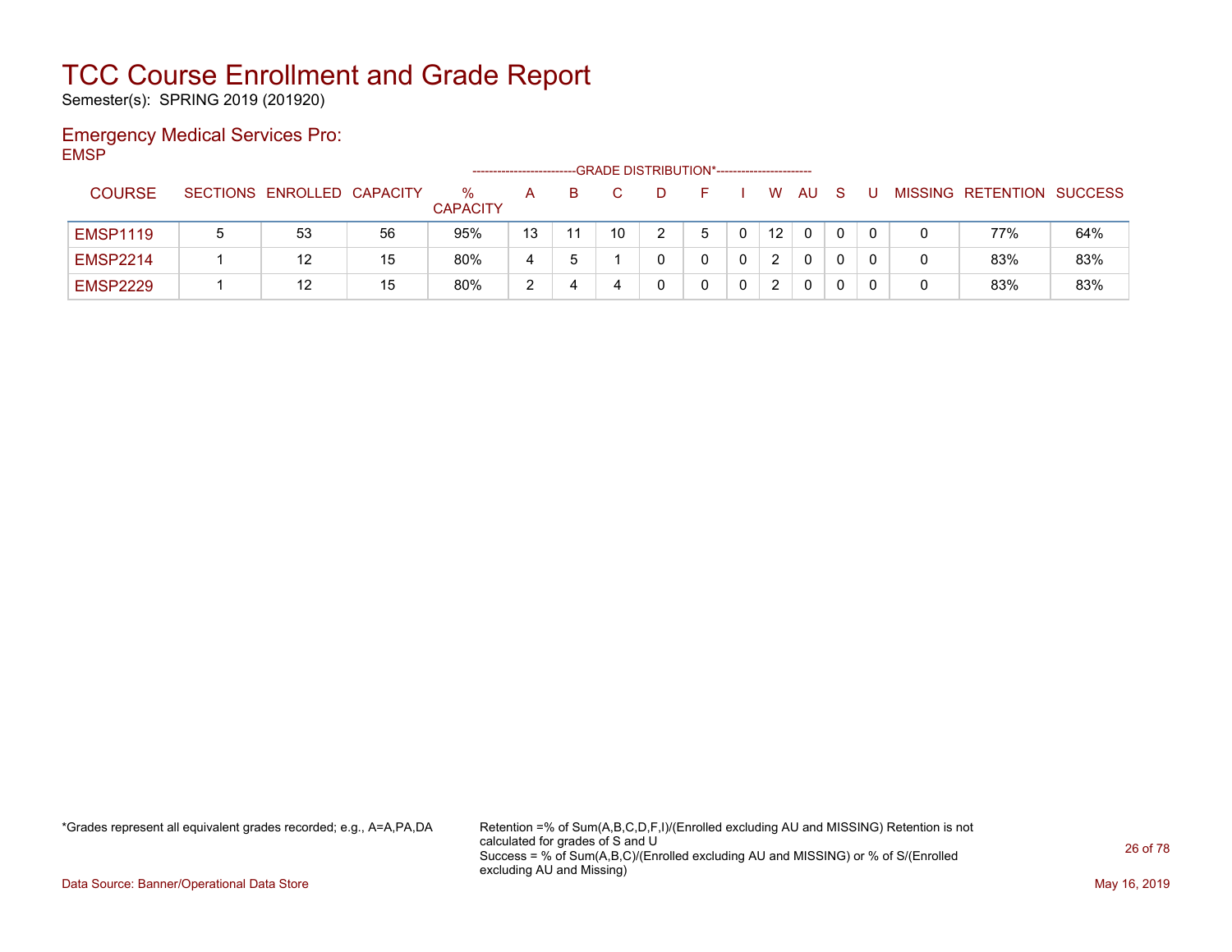# TCC Course Enrollment and Grade Report

Semester(s): SPRING 2019 (201920)

## Emergency Medical Services Pro:

EMSP

| COURSE | SECTIONS | ENROLLED | CAPACITY | % CAPACITY | A | B | C | D | F | I | W | AU | S | U | MISSING | RETENTION | SUCCESS |
|---|---|---|---|---|---|---|---|---|---|---|---|---|---|---|---|---|---|
| | | | | | GRADE DISTRIBUTION* | | | | | | | | | | | | |
| EMSP1119 | 5 | 53 | 56 | 95% | 13 | 11 | 10 | 2 | 5 | 0 | 12 | 0 | 0 | 0 | 0 | 77% | 64% |
| EMSP2214 | 1 | 12 | 15 | 80% | 4 | 5 | 1 | 0 | 0 | 0 | 2 | 0 | 0 | 0 | 0 | 83% | 83% |
| EMSP2229 | 1 | 12 | 15 | 80% | 2 | 4 | 4 | 0 | 0 | 0 | 2 | 0 | 0 | 0 | 0 | 83% | 83% |

*Grades represent all equivalent grades recorded; e.g., A=A,PA,DA

Retention =% of Sum(A,B,C,D,F,I)/(Enrolled excluding AU and MISSING) Retention is not calculated for grades of S and U
Success = % of Sum(A,B,C)/(Enrolled excluding AU and MISSING) or % of S/(Enrolled excluding AU and Missing)

Data Source: Banner/Operational Data Store

May 16, 2019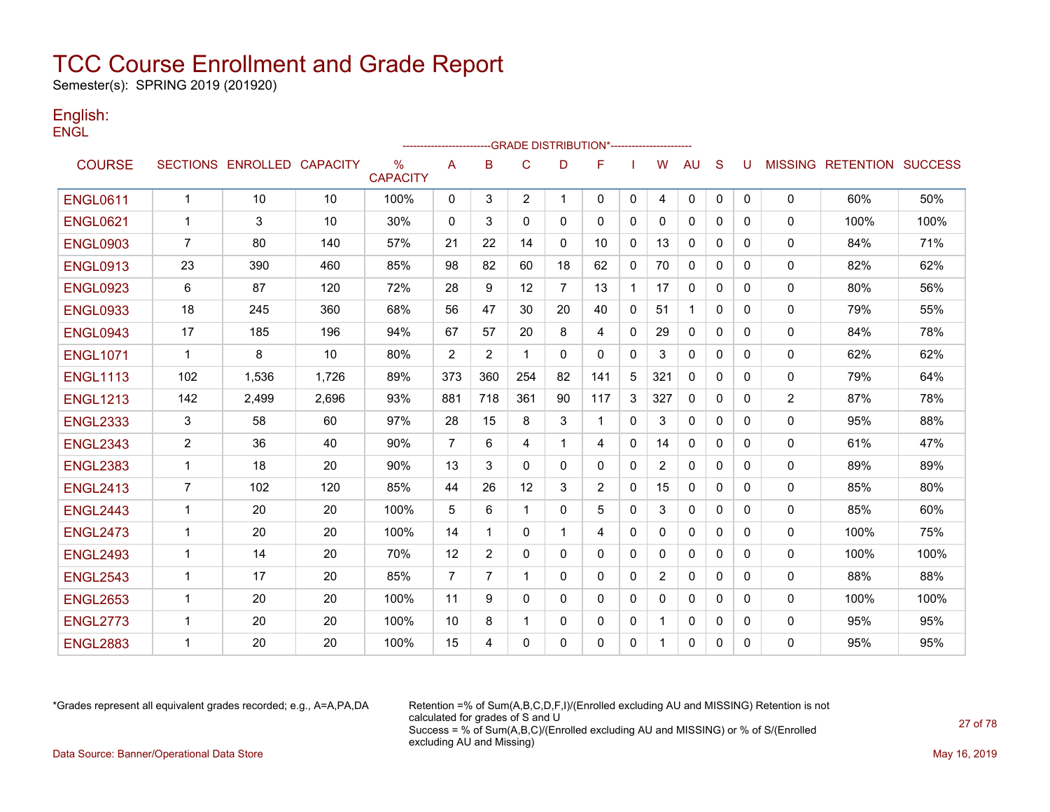# TCC Course Enrollment and Grade Report

Semester(s): SPRING 2019 (201920)

## English:

ENGL

| COURSE | SECTIONS | ENROLLED | CAPACITY | % CAPACITY | A | B | C | D | F | I | W | AU | S | U | MISSING | RETENTION | SUCCESS |
|---|---|---|---|---|---|---|---|---|---|---|---|---|---|---|---|---|---|
| | | | | | -------------------------GRADE DISTRIBUTION*----------------------- | | | | | | | | | | | | |
| ENGL0611 | 1 | 10 | 10 | 100% | 0 | 3 | 2 | 1 | 0 | 0 | 4 | 0 | 0 | 0 | 0 | 60% | 50% |
| ENGL0621 | 1 | 3 | 10 | 30% | 0 | 3 | 0 | 0 | 0 | 0 | 0 | 0 | 0 | 0 | 0 | 100% | 100% |
| ENGL0903 | 7 | 80 | 140 | 57% | 21 | 22 | 14 | 0 | 10 | 0 | 13 | 0 | 0 | 0 | 0 | 84% | 71% |
| ENGL0913 | 23 | 390 | 460 | 85% | 98 | 82 | 60 | 18 | 62 | 0 | 70 | 0 | 0 | 0 | 0 | 82% | 62% |
| ENGL0923 | 6 | 87 | 120 | 72% | 28 | 9 | 12 | 7 | 13 | 1 | 17 | 0 | 0 | 0 | 0 | 80% | 56% |
| ENGL0933 | 18 | 245 | 360 | 68% | 56 | 47 | 30 | 20 | 40 | 0 | 51 | 1 | 0 | 0 | 0 | 79% | 55% |
| ENGL0943 | 17 | 185 | 196 | 94% | 67 | 57 | 20 | 8 | 4 | 0 | 29 | 0 | 0 | 0 | 0 | 84% | 78% |
| ENGL1071 | 1 | 8 | 10 | 80% | 2 | 2 | 1 | 0 | 0 | 0 | 3 | 0 | 0 | 0 | 0 | 62% | 62% |
| ENGL1113 | 102 | 1,536 | 1,726 | 89% | 373 | 360 | 254 | 82 | 141 | 5 | 321 | 0 | 0 | 0 | 0 | 79% | 64% |
| ENGL1213 | 142 | 2,499 | 2,696 | 93% | 881 | 718 | 361 | 90 | 117 | 3 | 327 | 0 | 0 | 0 | 2 | 87% | 78% |
| ENGL2333 | 3 | 58 | 60 | 97% | 28 | 15 | 8 | 3 | 1 | 0 | 3 | 0 | 0 | 0 | 0 | 95% | 88% |
| ENGL2343 | 2 | 36 | 40 | 90% | 7 | 6 | 4 | 1 | 4 | 0 | 14 | 0 | 0 | 0 | 0 | 61% | 47% |
| ENGL2383 | 1 | 18 | 20 | 90% | 13 | 3 | 0 | 0 | 0 | 0 | 2 | 0 | 0 | 0 | 0 | 89% | 89% |
| ENGL2413 | 7 | 102 | 120 | 85% | 44 | 26 | 12 | 3 | 2 | 0 | 15 | 0 | 0 | 0 | 0 | 85% | 80% |
| ENGL2443 | 1 | 20 | 20 | 100% | 5 | 6 | 1 | 0 | 5 | 0 | 3 | 0 | 0 | 0 | 0 | 85% | 60% |
| ENGL2473 | 1 | 20 | 20 | 100% | 14 | 1 | 0 | 1 | 4 | 0 | 0 | 0 | 0 | 0 | 0 | 100% | 75% |
| ENGL2493 | 1 | 14 | 20 | 70% | 12 | 2 | 0 | 0 | 0 | 0 | 0 | 0 | 0 | 0 | 0 | 100% | 100% |
| ENGL2543 | 1 | 17 | 20 | 85% | 7 | 7 | 1 | 0 | 0 | 0 | 2 | 0 | 0 | 0 | 0 | 88% | 88% |
| ENGL2653 | 1 | 20 | 20 | 100% | 11 | 9 | 0 | 0 | 0 | 0 | 0 | 0 | 0 | 0 | 0 | 100% | 100% |
| ENGL2773 | 1 | 20 | 20 | 100% | 10 | 8 | 1 | 0 | 0 | 0 | 1 | 0 | 0 | 0 | 0 | 95% | 95% |
| ENGL2883 | 1 | 20 | 20 | 100% | 15 | 4 | 0 | 0 | 0 | 0 | 1 | 0 | 0 | 0 | 0 | 95% | 95% |

*Grades represent all equivalent grades recorded; e.g., A=A,PA,DA

Retention =% of Sum(A,B,C,D,F,I)/(Enrolled excluding AU and MISSING) Retention is not calculated for grades of S and U
Success = % of Sum(A,B,C)/(Enrolled excluding AU and MISSING) or % of S/(Enrolled excluding AU and Missing)

Data Source: Banner/Operational Data Store

May 16, 2019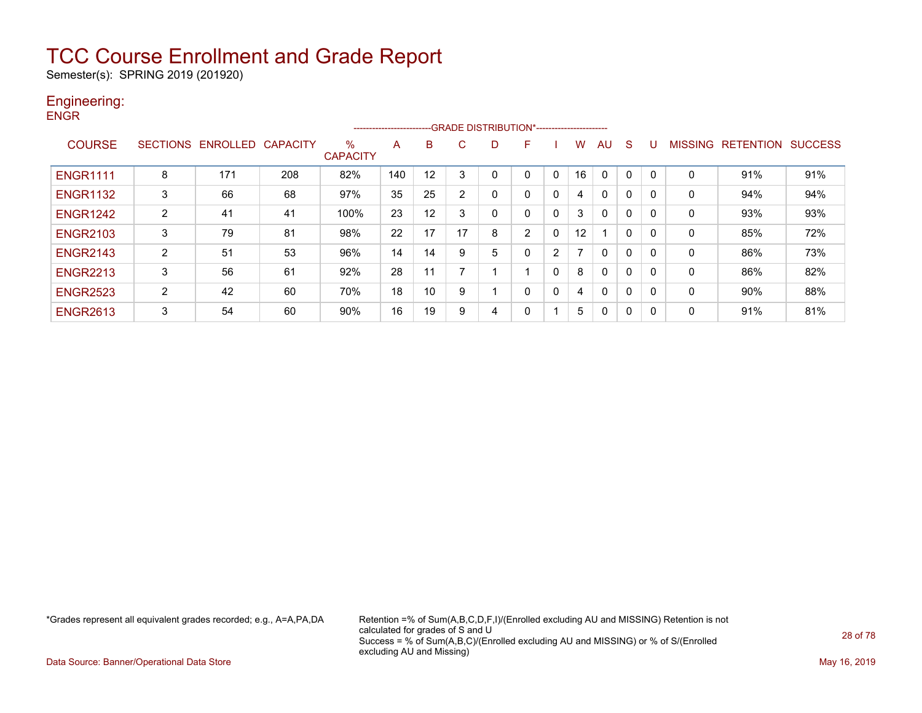# TCC Course Enrollment and Grade Report

Semester(s): SPRING 2019 (201920)

## Engineering:

ENGR

| COURSE | SECTIONS | ENROLLED | CAPACITY | % CAPACITY | A | B | C | D | F | I | W | AU | S | U | MISSING | RETENTION | SUCCESS |
|---|---|---|---|---|---|---|---|---|---|---|---|---|---|---|---|---|---|
| | | | | | GRADE DISTRIBUTION* | | | | | | | | | | | | |
| ENGR1111 | 8 | 171 | 208 | 82% | 140 | 12 | 3 | 0 | 0 | 0 | 16 | 0 | 0 | 0 | 0 | 91% | 91% |
| ENGR1132 | 3 | 66 | 68 | 97% | 35 | 25 | 2 | 0 | 0 | 0 | 4 | 0 | 0 | 0 | 0 | 94% | 94% |
| ENGR1242 | 2 | 41 | 41 | 100% | 23 | 12 | 3 | 0 | 0 | 0 | 3 | 0 | 0 | 0 | 0 | 93% | 93% |
| ENGR2103 | 3 | 79 | 81 | 98% | 22 | 17 | 17 | 8 | 2 | 0 | 12 | 1 | 0 | 0 | 0 | 85% | 72% |
| ENGR2143 | 2 | 51 | 53 | 96% | 14 | 14 | 9 | 5 | 0 | 2 | 7 | 0 | 0 | 0 | 0 | 86% | 73% |
| ENGR2213 | 3 | 56 | 61 | 92% | 28 | 11 | 7 | 1 | 1 | 0 | 8 | 0 | 0 | 0 | 0 | 86% | 82% |
| ENGR2523 | 2 | 42 | 60 | 70% | 18 | 10 | 9 | 1 | 0 | 0 | 4 | 0 | 0 | 0 | 0 | 90% | 88% |
| ENGR2613 | 3 | 54 | 60 | 90% | 16 | 19 | 9 | 4 | 0 | 1 | 5 | 0 | 0 | 0 | 0 | 91% | 81% |

*Grades represent all equivalent grades recorded; e.g., A=A,PA,DA

Retention =% of Sum(A,B,C,D,F,I)/(Enrolled excluding AU and MISSING) Retention is not calculated for grades of S and U
Success = % of Sum(A,B,C)/(Enrolled excluding AU and MISSING) or % of S/(Enrolled excluding AU and Missing)

Data Source: Banner/Operational Data Store

May 16, 2019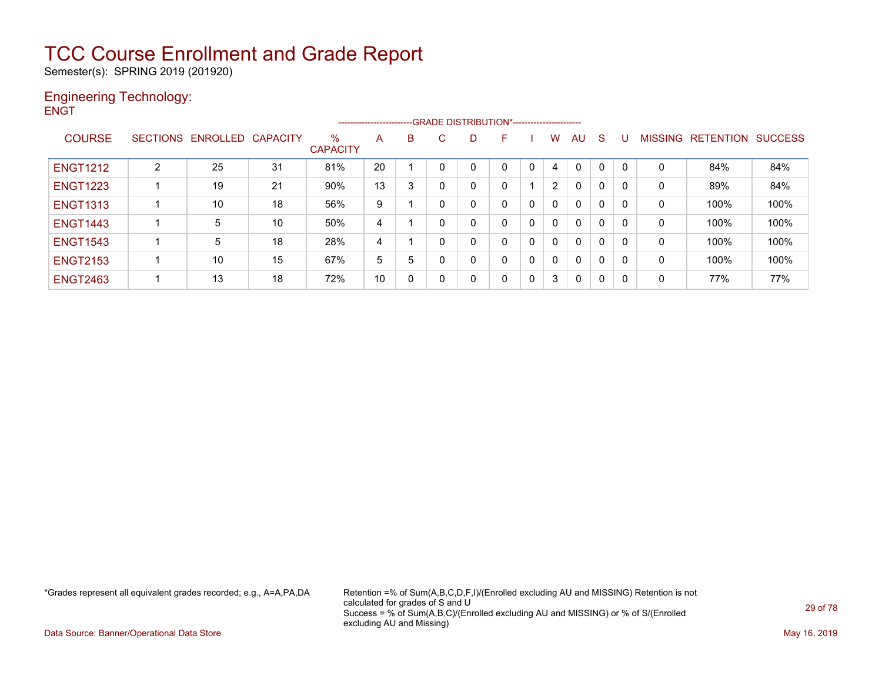# TCC Course Enrollment and Grade Report

Semester(s): SPRING 2019 (201920)

## Engineering Technology:

ENGT

| COURSE | SECTIONS | ENROLLED | CAPACITY | % CAPACITY | A | B | C | D | F | I | W | AU | S | U | MISSING | RETENTION | SUCCESS |
|---|---|---|---|---|---|---|---|---|---|---|---|---|---|---|---|---|---|
| | | | | | GRADE DISTRIBUTION* | | | | | | | | | | | | |
| ENGT1212 | 2 | 25 | 31 | 81% | 20 | 1 | 0 | 0 | 0 | 0 | 4 | 0 | 0 | 0 | 0 | 84% | 84% |
| ENGT1223 | 1 | 19 | 21 | 90% | 13 | 3 | 0 | 0 | 0 | 1 | 2 | 0 | 0 | 0 | 0 | 89% | 84% |
| ENGT1313 | 1 | 10 | 18 | 56% | 9 | 1 | 0 | 0 | 0 | 0 | 0 | 0 | 0 | 0 | 0 | 100% | 100% |
| ENGT1443 | 1 | 5 | 10 | 50% | 4 | 1 | 0 | 0 | 0 | 0 | 0 | 0 | 0 | 0 | 0 | 100% | 100% |
| ENGT1543 | 1 | 5 | 18 | 28% | 4 | 1 | 0 | 0 | 0 | 0 | 0 | 0 | 0 | 0 | 0 | 100% | 100% |
| ENGT2153 | 1 | 10 | 15 | 67% | 5 | 5 | 0 | 0 | 0 | 0 | 0 | 0 | 0 | 0 | 0 | 100% | 100% |
| ENGT2463 | 1 | 13 | 18 | 72% | 10 | 0 | 0 | 0 | 0 | 0 | 3 | 0 | 0 | 0 | 0 | 77% | 77% |

*Grades represent all equivalent grades recorded; e.g., A=A,PA,DA

Retention =% of Sum(A,B,C,D,F,I)/(Enrolled excluding AU and MISSING) Retention is not calculated for grades of S and U
Success = % of Sum(A,B,C)/(Enrolled excluding AU and MISSING) or % of S/(Enrolled excluding AU and Missing)

Data Source: Banner/Operational Data Store

May 16, 2019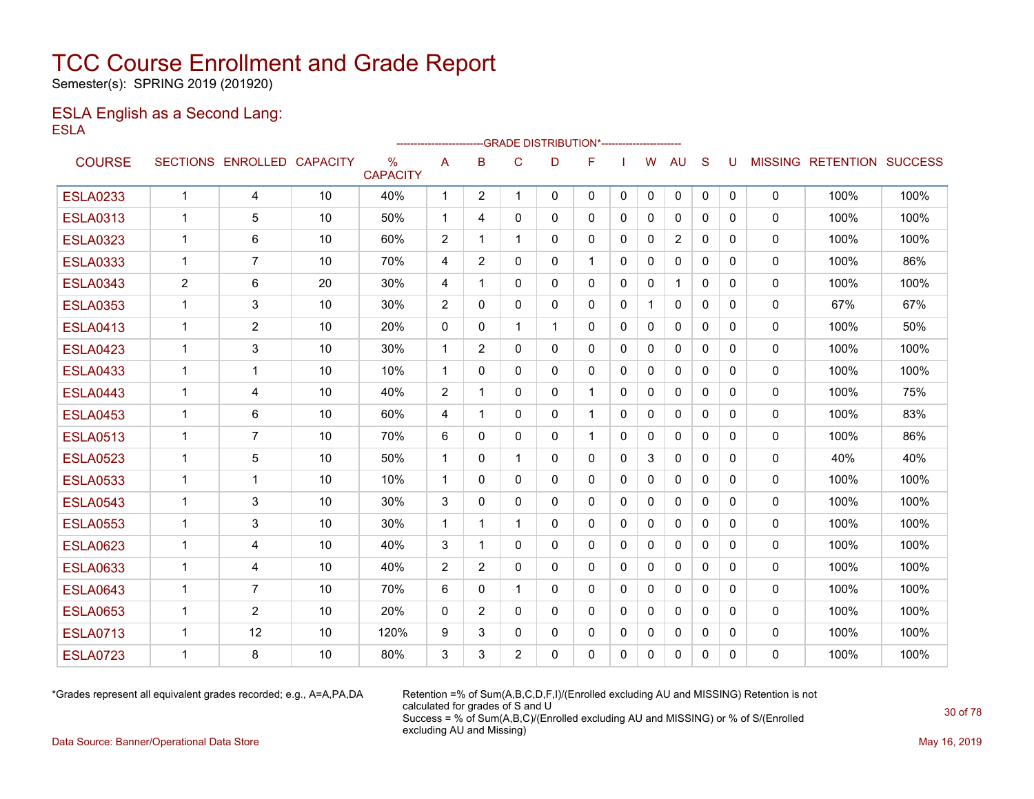# TCC Course Enrollment and Grade Report

Semester(s): SPRING 2019 (201920)

## ESLA English as a Second Lang:

ESLA

| COURSE | SECTIONS | ENROLLED | CAPACITY | % CAPACITY | A | B | C | D | F | I | W | AU | S | U | MISSING | RETENTION | SUCCESS |
|---|---|---|---|---|---|---|---|---|---|---|---|---|---|---|---|---|---|
| | | | | | GRADE DISTRIBUTION* | | | | | | | | | | | | |
| ESLA0233 | 1 | 4 | 10 | 40% | 1 | 2 | 1 | 0 | 0 | 0 | 0 | 0 | 0 | 0 | 0 | 100% | 100% |
| ESLA0313 | 1 | 5 | 10 | 50% | 1 | 4 | 0 | 0 | 0 | 0 | 0 | 0 | 0 | 0 | 0 | 100% | 100% |
| ESLA0323 | 1 | 6 | 10 | 60% | 2 | 1 | 1 | 0 | 0 | 0 | 0 | 2 | 0 | 0 | 0 | 100% | 100% |
| ESLA0333 | 1 | 7 | 10 | 70% | 4 | 2 | 0 | 0 | 1 | 0 | 0 | 0 | 0 | 0 | 0 | 100% | 86% |
| ESLA0343 | 2 | 6 | 20 | 30% | 4 | 1 | 0 | 0 | 0 | 0 | 0 | 1 | 0 | 0 | 0 | 100% | 100% |
| ESLA0353 | 1 | 3 | 10 | 30% | 2 | 0 | 0 | 0 | 0 | 0 | 1 | 0 | 0 | 0 | 0 | 67% | 67% |
| ESLA0413 | 1 | 2 | 10 | 20% | 0 | 0 | 1 | 1 | 0 | 0 | 0 | 0 | 0 | 0 | 0 | 100% | 50% |
| ESLA0423 | 1 | 3 | 10 | 30% | 1 | 2 | 0 | 0 | 0 | 0 | 0 | 0 | 0 | 0 | 0 | 100% | 100% |
| ESLA0433 | 1 | 1 | 10 | 10% | 1 | 0 | 0 | 0 | 0 | 0 | 0 | 0 | 0 | 0 | 0 | 100% | 100% |
| ESLA0443 | 1 | 4 | 10 | 40% | 2 | 1 | 0 | 0 | 1 | 0 | 0 | 0 | 0 | 0 | 0 | 100% | 75% |
| ESLA0453 | 1 | 6 | 10 | 60% | 4 | 1 | 0 | 0 | 1 | 0 | 0 | 0 | 0 | 0 | 0 | 100% | 83% |
| ESLA0513 | 1 | 7 | 10 | 70% | 6 | 0 | 0 | 0 | 1 | 0 | 0 | 0 | 0 | 0 | 0 | 100% | 86% |
| ESLA0523 | 1 | 5 | 10 | 50% | 1 | 0 | 1 | 0 | 0 | 0 | 3 | 0 | 0 | 0 | 0 | 40% | 40% |
| ESLA0533 | 1 | 1 | 10 | 10% | 1 | 0 | 0 | 0 | 0 | 0 | 0 | 0 | 0 | 0 | 0 | 100% | 100% |
| ESLA0543 | 1 | 3 | 10 | 30% | 3 | 0 | 0 | 0 | 0 | 0 | 0 | 0 | 0 | 0 | 0 | 100% | 100% |
| ESLA0553 | 1 | 3 | 10 | 30% | 1 | 1 | 1 | 0 | 0 | 0 | 0 | 0 | 0 | 0 | 0 | 100% | 100% |
| ESLA0623 | 1 | 4 | 10 | 40% | 3 | 1 | 0 | 0 | 0 | 0 | 0 | 0 | 0 | 0 | 0 | 100% | 100% |
| ESLA0633 | 1 | 4 | 10 | 40% | 2 | 2 | 0 | 0 | 0 | 0 | 0 | 0 | 0 | 0 | 0 | 100% | 100% |
| ESLA0643 | 1 | 7 | 10 | 70% | 6 | 0 | 1 | 0 | 0 | 0 | 0 | 0 | 0 | 0 | 0 | 100% | 100% |
| ESLA0653 | 1 | 2 | 10 | 20% | 0 | 2 | 0 | 0 | 0 | 0 | 0 | 0 | 0 | 0 | 0 | 100% | 100% |
| ESLA0713 | 1 | 12 | 10 | 120% | 9 | 3 | 0 | 0 | 0 | 0 | 0 | 0 | 0 | 0 | 0 | 100% | 100% |
| ESLA0723 | 1 | 8 | 10 | 80% | 3 | 3 | 2 | 0 | 0 | 0 | 0 | 0 | 0 | 0 | 0 | 100% | 100% |

*Grades represent all equivalent grades recorded; e.g., A=A,PA,DA

Retention =% of Sum(A,B,C,D,F,I)/(Enrolled excluding AU and MISSING) Retention is not calculated for grades of S and U
Success = % of Sum(A,B,C)/(Enrolled excluding AU and MISSING) or % of S/(Enrolled excluding AU and Missing)

Data Source: Banner/Operational Data Store

May 16, 2019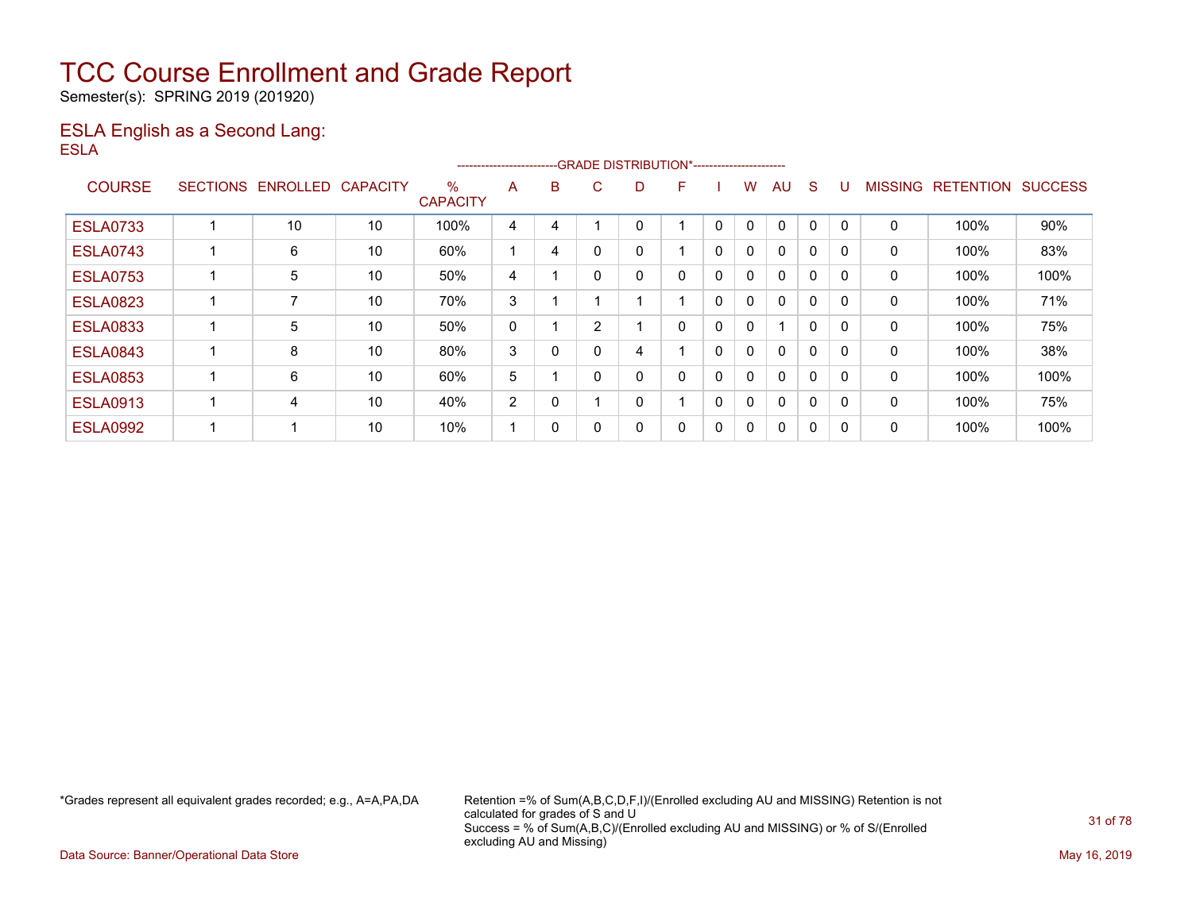# TCC Course Enrollment and Grade Report

Semester(s): SPRING 2019 (201920)

## ESLA English as a Second Lang:

ESLA

| COURSE | SECTIONS | ENROLLED | CAPACITY | % CAPACITY | A | B | C | D | F | I | W | AU | S | U | MISSING | RETENTION | SUCCESS |
|---|---|---|---|---|---|---|---|---|---|---|---|---|---|---|---|---|---|
| | | | | | -------------------------GRADE DISTRIBUTION*----------------------- | | | | | | | | | | | | |
| ESLA0733 | 1 | 10 | 10 | 100% | 4 | 4 | 1 | 0 | 1 | 0 | 0 | 0 | 0 | 0 | 0 | 100% | 90% |
| ESLA0743 | 1 | 6 | 10 | 60% | 1 | 4 | 0 | 0 | 1 | 0 | 0 | 0 | 0 | 0 | 0 | 100% | 83% |
| ESLA0753 | 1 | 5 | 10 | 50% | 4 | 1 | 0 | 0 | 0 | 0 | 0 | 0 | 0 | 0 | 0 | 100% | 100% |
| ESLA0823 | 1 | 7 | 10 | 70% | 3 | 1 | 1 | 1 | 1 | 0 | 0 | 0 | 0 | 0 | 0 | 100% | 71% |
| ESLA0833 | 1 | 5 | 10 | 50% | 0 | 1 | 2 | 1 | 0 | 0 | 0 | 1 | 0 | 0 | 0 | 100% | 75% |
| ESLA0843 | 1 | 8 | 10 | 80% | 3 | 0 | 0 | 4 | 1 | 0 | 0 | 0 | 0 | 0 | 0 | 100% | 38% |
| ESLA0853 | 1 | 6 | 10 | 60% | 5 | 1 | 0 | 0 | 0 | 0 | 0 | 0 | 0 | 0 | 0 | 100% | 100% |
| ESLA0913 | 1 | 4 | 10 | 40% | 2 | 0 | 1 | 0 | 1 | 0 | 0 | 0 | 0 | 0 | 0 | 100% | 75% |
| ESLA0992 | 1 | 1 | 10 | 10% | 1 | 0 | 0 | 0 | 0 | 0 | 0 | 0 | 0 | 0 | 0 | 100% | 100% |

*Grades represent all equivalent grades recorded; e.g., A=A,PA,DA

Retention =% of Sum(A,B,C,D,F,I)/(Enrolled excluding AU and MISSING) Retention is not calculated for grades of S and U
Success = % of Sum(A,B,C)/(Enrolled excluding AU and MISSING) or % of S/(Enrolled excluding AU and Missing)

Data Source: Banner/Operational Data Store

May 16, 2019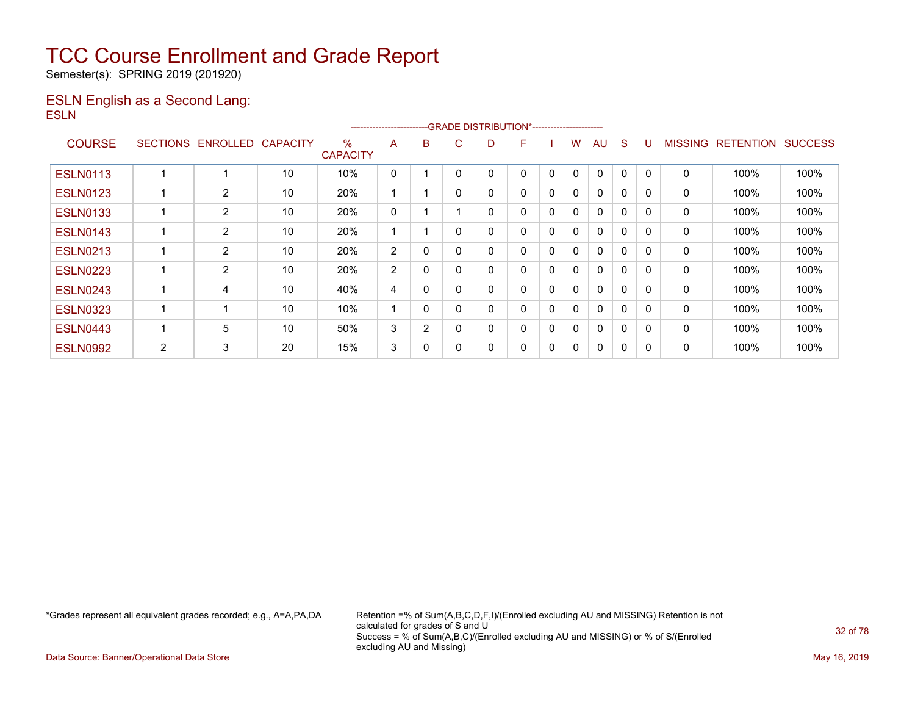# TCC Course Enrollment and Grade Report

Semester(s): SPRING 2019 (201920)

## ESLN English as a Second Lang:

ESLN

| COURSE | SECTIONS | ENROLLED | CAPACITY | % CAPACITY | A | B | C | D | F | I | W | AU | S | U | MISSING | RETENTION | SUCCESS |
|---|---|---|---|---|---|---|---|---|---|---|---|---|---|---|---|---|---|
| | | | | | -------------------------GRADE DISTRIBUTION*----------------------- | | | | | | | | | | | | |
| ESLN0113 | 1 | 1 | 10 | 10% | 0 | 1 | 0 | 0 | 0 | 0 | 0 | 0 | 0 | 0 | 0 | 100% | 100% |
| ESLN0123 | 1 | 2 | 10 | 20% | 1 | 1 | 0 | 0 | 0 | 0 | 0 | 0 | 0 | 0 | 0 | 100% | 100% |
| ESLN0133 | 1 | 2 | 10 | 20% | 0 | 1 | 1 | 0 | 0 | 0 | 0 | 0 | 0 | 0 | 0 | 100% | 100% |
| ESLN0143 | 1 | 2 | 10 | 20% | 1 | 1 | 0 | 0 | 0 | 0 | 0 | 0 | 0 | 0 | 0 | 100% | 100% |
| ESLN0213 | 1 | 2 | 10 | 20% | 2 | 0 | 0 | 0 | 0 | 0 | 0 | 0 | 0 | 0 | 0 | 100% | 100% |
| ESLN0223 | 1 | 2 | 10 | 20% | 2 | 0 | 0 | 0 | 0 | 0 | 0 | 0 | 0 | 0 | 0 | 100% | 100% |
| ESLN0243 | 1 | 4 | 10 | 40% | 4 | 0 | 0 | 0 | 0 | 0 | 0 | 0 | 0 | 0 | 0 | 100% | 100% |
| ESLN0323 | 1 | 1 | 10 | 10% | 1 | 0 | 0 | 0 | 0 | 0 | 0 | 0 | 0 | 0 | 0 | 100% | 100% |
| ESLN0443 | 1 | 5 | 10 | 50% | 3 | 2 | 0 | 0 | 0 | 0 | 0 | 0 | 0 | 0 | 0 | 100% | 100% |
| ESLN0992 | 2 | 3 | 20 | 15% | 3 | 0 | 0 | 0 | 0 | 0 | 0 | 0 | 0 | 0 | 0 | 100% | 100% |

*Grades represent all equivalent grades recorded; e.g., A=A,PA,DA

Retention =% of Sum(A,B,C,D,F,I)/(Enrolled excluding AU and MISSING) Retention is not calculated for grades of S and U
Success = % of Sum(A,B,C)/(Enrolled excluding AU and MISSING) or % of S/(Enrolled excluding AU and Missing)

Data Source: Banner/Operational Data Store

May 16, 2019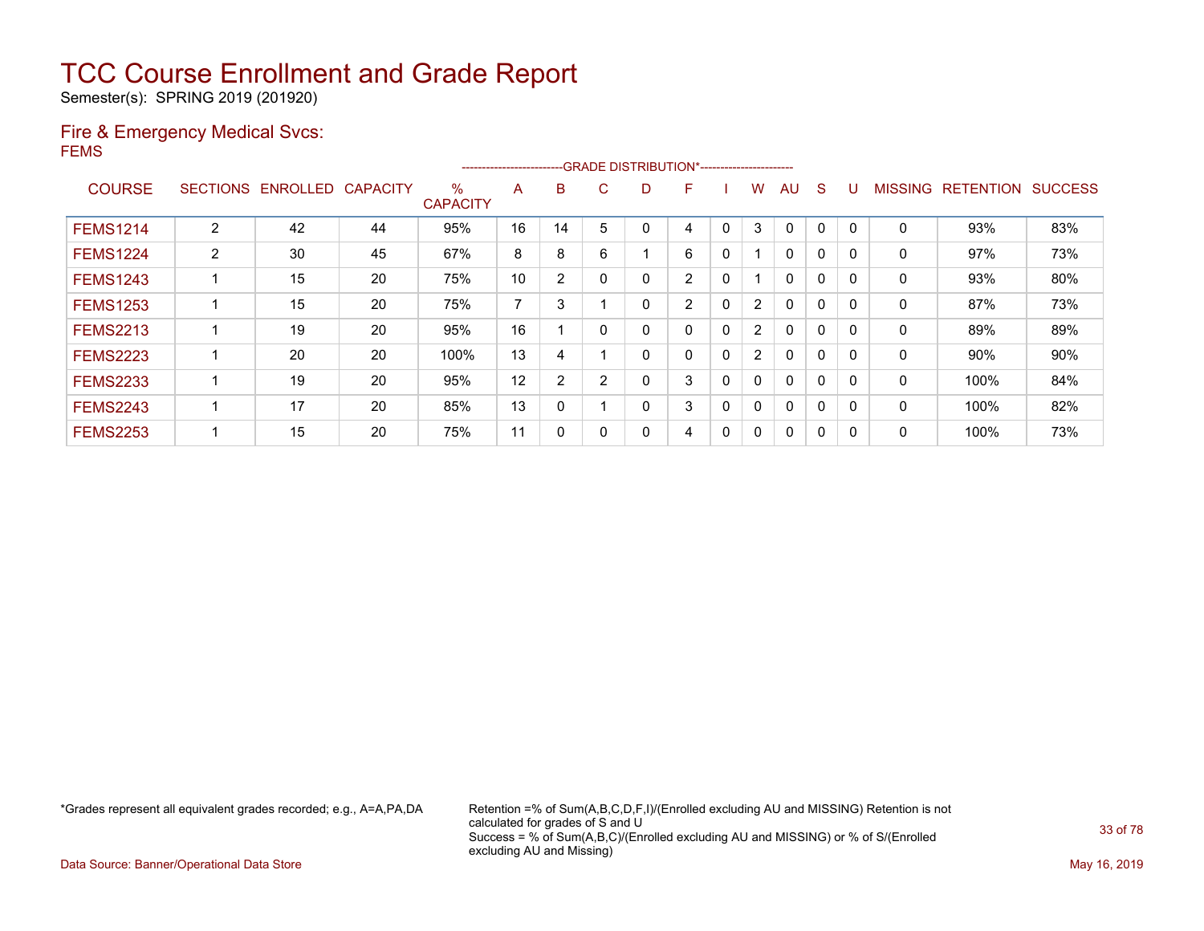# TCC Course Enrollment and Grade Report

Semester(s): SPRING 2019 (201920)

## Fire & Emergency Medical Svcs:

FEMS

| COURSE | SECTIONS | ENROLLED | CAPACITY | % CAPACITY | A | B | C | D | F | I | W | AU | S | U | MISSING | RETENTION | SUCCESS |
|---|---|---|---|---|---|---|---|---|---|---|---|---|---|---|---|---|---|
| | | | | | GRADE DISTRIBUTION* | | | | | | | | | | | | |
| FEMS1214 | 2 | 42 | 44 | 95% | 16 | 14 | 5 | 0 | 4 | 0 | 3 | 0 | 0 | 0 | 0 | 93% | 83% |
| FEMS1224 | 2 | 30 | 45 | 67% | 8 | 8 | 6 | 1 | 6 | 0 | 1 | 0 | 0 | 0 | 0 | 97% | 73% |
| FEMS1243 | 1 | 15 | 20 | 75% | 10 | 2 | 0 | 0 | 2 | 0 | 1 | 0 | 0 | 0 | 0 | 93% | 80% |
| FEMS1253 | 1 | 15 | 20 | 75% | 7 | 3 | 1 | 0 | 2 | 0 | 2 | 0 | 0 | 0 | 0 | 87% | 73% |
| FEMS2213 | 1 | 19 | 20 | 95% | 16 | 1 | 0 | 0 | 0 | 0 | 2 | 0 | 0 | 0 | 0 | 89% | 89% |
| FEMS2223 | 1 | 20 | 20 | 100% | 13 | 4 | 1 | 0 | 0 | 0 | 2 | 0 | 0 | 0 | 0 | 90% | 90% |
| FEMS2233 | 1 | 19 | 20 | 95% | 12 | 2 | 2 | 0 | 3 | 0 | 0 | 0 | 0 | 0 | 0 | 100% | 84% |
| FEMS2243 | 1 | 17 | 20 | 85% | 13 | 0 | 1 | 0 | 3 | 0 | 0 | 0 | 0 | 0 | 0 | 100% | 82% |
| FEMS2253 | 1 | 15 | 20 | 75% | 11 | 0 | 0 | 0 | 4 | 0 | 0 | 0 | 0 | 0 | 0 | 100% | 73% |

*Grades represent all equivalent grades recorded; e.g., A=A,PA,DA

Retention =% of Sum(A,B,C,D,F,I)/(Enrolled excluding AU and MISSING) Retention is not calculated for grades of S and U
Success = % of Sum(A,B,C)/(Enrolled excluding AU and MISSING) or % of S/(Enrolled excluding AU and Missing)

Data Source: Banner/Operational Data Store

May 16, 2019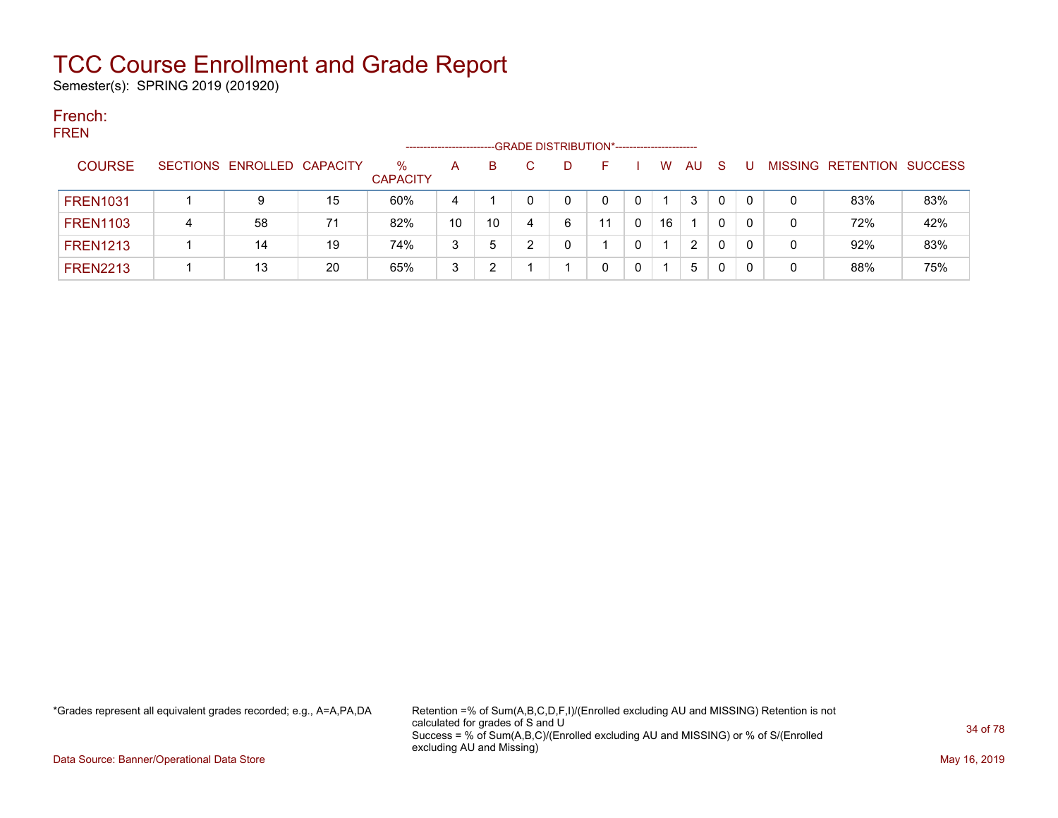# TCC Course Enrollment and Grade Report

Semester(s): SPRING 2019 (201920)

## French:

FREN

| COURSE | SECTIONS | ENROLLED | CAPACITY | % CAPACITY | A | B | C | D | F | I | W | AU | S | U | MISSING | RETENTION | SUCCESS |
|---|---|---|---|---|---|---|---|---|---|---|---|---|---|---|---|---|---|
| | | | | | GRADE DISTRIBUTION* | | | | | | | | | | | | |
| FREN1031 | 1 | 9 | 15 | 60% | 4 | 1 | 0 | 0 | 0 | 0 | 1 | 3 | 0 | 0 | 0 | 83% | 83% |
| FREN1103 | 4 | 58 | 71 | 82% | 10 | 10 | 4 | 6 | 11 | 0 | 16 | 1 | 0 | 0 | 0 | 72% | 42% |
| FREN1213 | 1 | 14 | 19 | 74% | 3 | 5 | 2 | 0 | 1 | 0 | 1 | 2 | 0 | 0 | 0 | 92% | 83% |
| FREN2213 | 1 | 13 | 20 | 65% | 3 | 2 | 1 | 1 | 0 | 0 | 1 | 5 | 0 | 0 | 0 | 88% | 75% |

*Grades represent all equivalent grades recorded; e.g., A=A,PA,DA

Retention =% of Sum(A,B,C,D,F,I)/(Enrolled excluding AU and MISSING) Retention is not calculated for grades of S and U
Success = % of Sum(A,B,C)/(Enrolled excluding AU and MISSING) or % of S/(Enrolled excluding AU and Missing)

Data Source: Banner/Operational Data Store

May 16, 2019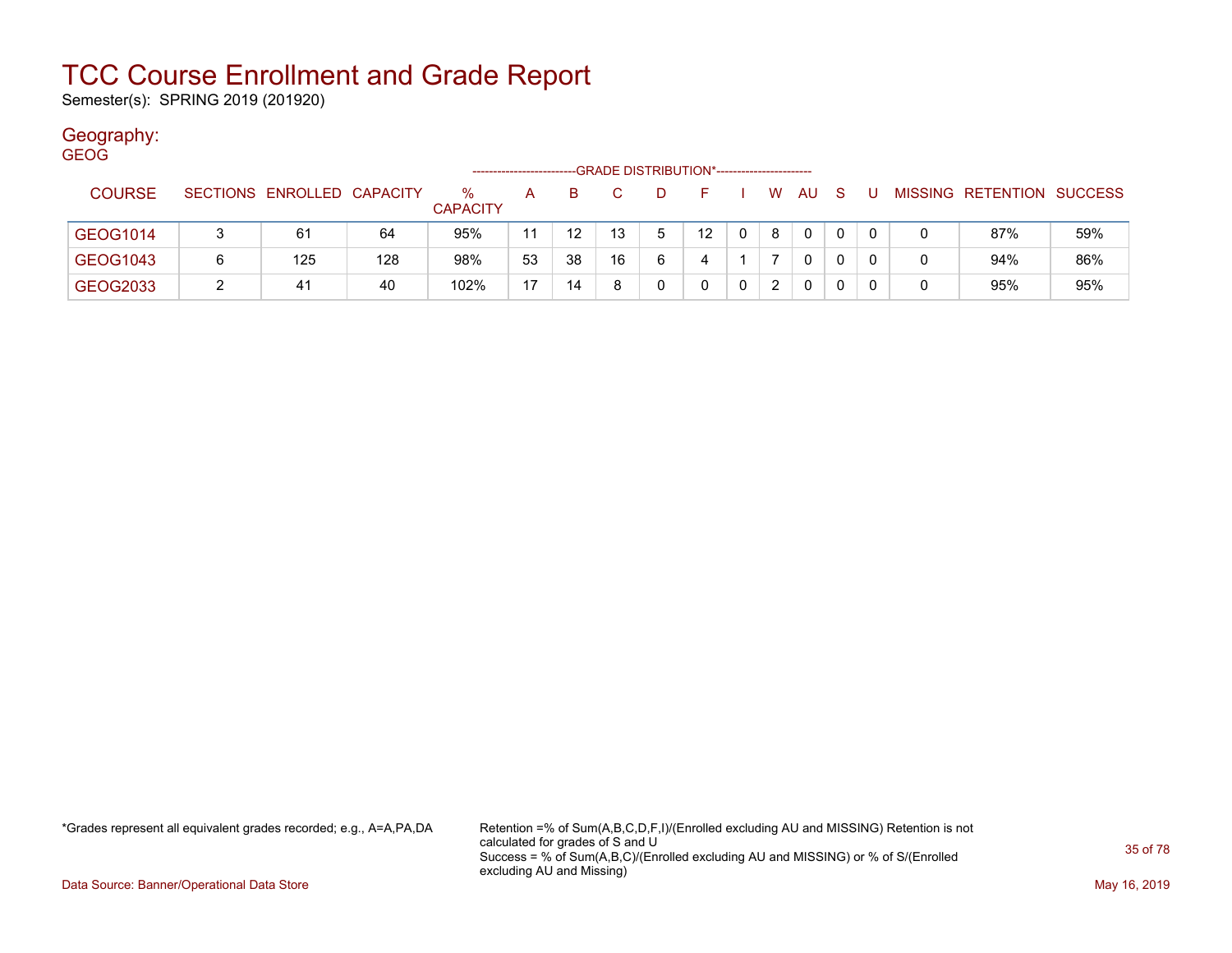# TCC Course Enrollment and Grade Report

Semester(s): SPRING 2019 (201920)

## Geography:

GEOG

| COURSE | SECTIONS | ENROLLED | CAPACITY | % CAPACITY | A | B | C | D | F | I | W | AU | S | U | MISSING | RETENTION | SUCCESS |
|---|---|---|---|---|---|---|---|---|---|---|---|---|---|---|---|---|---|
| | | | | | GRADE DISTRIBUTION* | | | | | | | | | | | | |
| GEOG1014 | 3 | 61 | 64 | 95% | 11 | 12 | 13 | 5 | 12 | 0 | 8 | 0 | 0 | 0 | 0 | 87% | 59% |
| GEOG1043 | 6 | 125 | 128 | 98% | 53 | 38 | 16 | 6 | 4 | 1 | 7 | 0 | 0 | 0 | 0 | 94% | 86% |
| GEOG2033 | 2 | 41 | 40 | 102% | 17 | 14 | 8 | 0 | 0 | 0 | 2 | 0 | 0 | 0 | 0 | 95% | 95% |

*Grades represent all equivalent grades recorded; e.g., A=A,PA,DA

Retention =% of Sum(A,B,C,D,F,I)/(Enrolled excluding AU and MISSING) Retention is not calculated for grades of S and U
Success = % of Sum(A,B,C)/(Enrolled excluding AU and MISSING) or % of S/(Enrolled excluding AU and Missing)

Data Source: Banner/Operational Data Store

May 16, 2019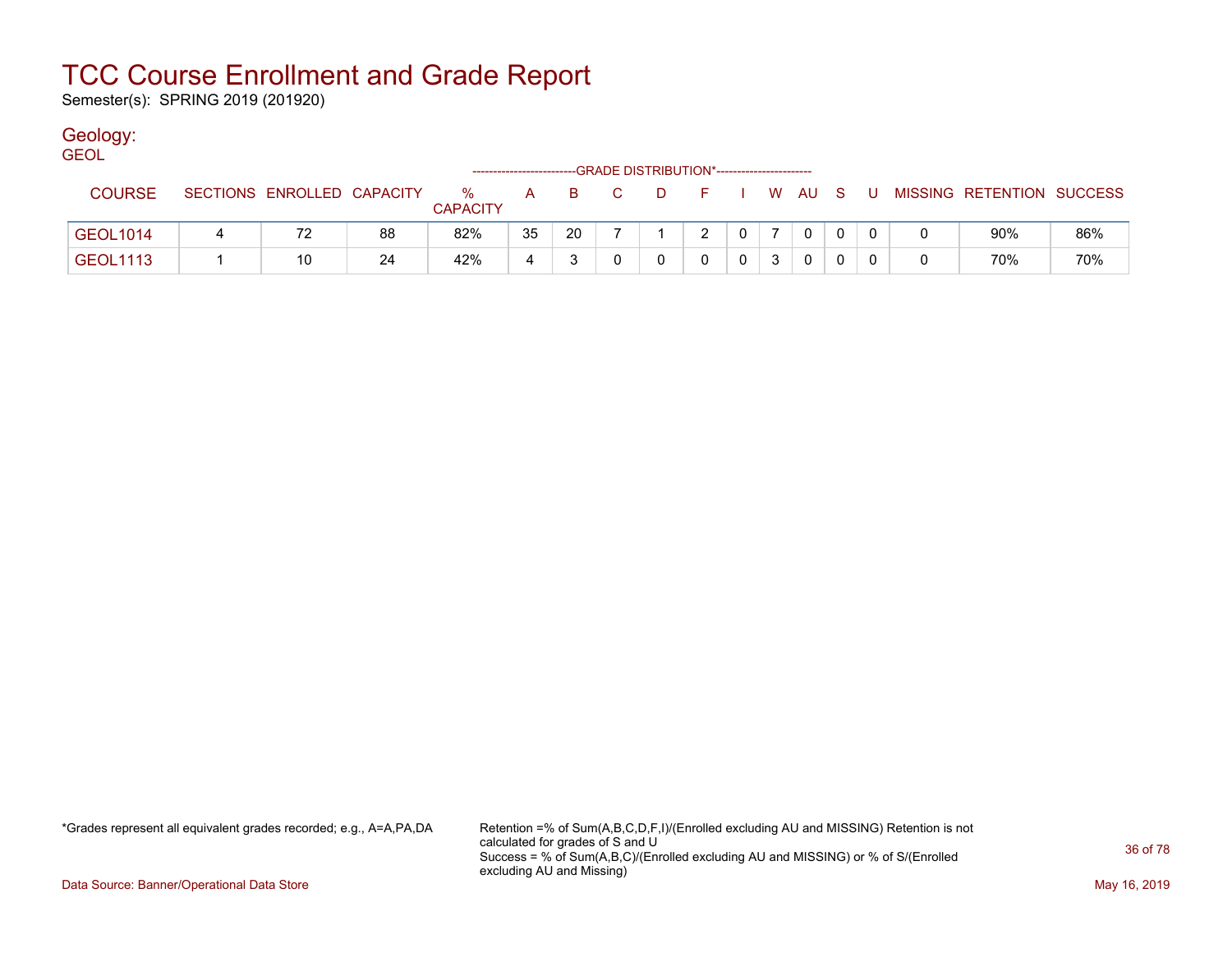# TCC Course Enrollment and Grade Report

Semester(s): SPRING 2019 (201920)

## Geology:

GEOL

| COURSE | SECTIONS | ENROLLED | CAPACITY | % CAPACITY | A | B | C | D | F | I | W | AU | S | U | MISSING | RETENTION | SUCCESS |
|---|---|---|---|---|---|---|---|---|---|---|---|---|---|---|---|---|---|
| | | | | | GRADE DISTRIBUTION* | | | | | | | | | | | | |
| GEOL1014 | 4 | 72 | 88 | 82% | 35 | 20 | 7 | 1 | 2 | 0 | 7 | 0 | 0 | 0 | 0 | 90% | 86% |
| GEOL1113 | 1 | 10 | 24 | 42% | 4 | 3 | 0 | 0 | 0 | 0 | 3 | 0 | 0 | 0 | 0 | 70% | 70% |

*Grades represent all equivalent grades recorded; e.g., A=A,PA,DA

Retention =% of Sum(A,B,C,D,F,I)/(Enrolled excluding AU and MISSING) Retention is not calculated for grades of S and U
Success = % of Sum(A,B,C)/(Enrolled excluding AU and MISSING) or % of S/(Enrolled excluding AU and Missing)

Data Source: Banner/Operational Data Store

May 16, 2019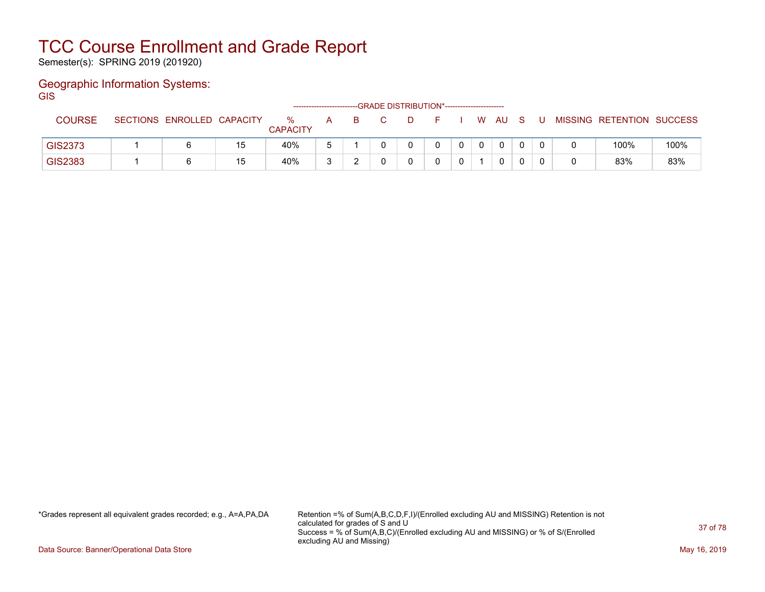# TCC Course Enrollment and Grade Report

Semester(s): SPRING 2019 (201920)

## Geographic Information Systems:

GIS

| COURSE | SECTIONS | ENROLLED | CAPACITY | % CAPACITY | A | B | C | D | F | I | W | AU | S | U | MISSING | RETENTION | SUCCESS |
|---|---|---|---|---|---|---|---|---|---|---|---|---|---|---|---|---|---|
| | | | | | GRADE DISTRIBUTION* | | | | | | | | | | | | |
| GIS2373 | 1 | 6 | 15 | 40% | 5 | 1 | 0 | 0 | 0 | 0 | 0 | 0 | 0 | 0 | 0 | 100% | 100% |
| GIS2383 | 1 | 6 | 15 | 40% | 3 | 2 | 0 | 0 | 0 | 0 | 1 | 0 | 0 | 0 | 0 | 83% | 83% |

*Grades represent all equivalent grades recorded; e.g., A=A,PA,DA

Retention =% of Sum(A,B,C,D,F,I)/(Enrolled excluding AU and MISSING) Retention is not calculated for grades of S and U
Success = % of Sum(A,B,C)/(Enrolled excluding AU and MISSING) or % of S/(Enrolled excluding AU and Missing)

Data Source: Banner/Operational Data Store

May 16, 2019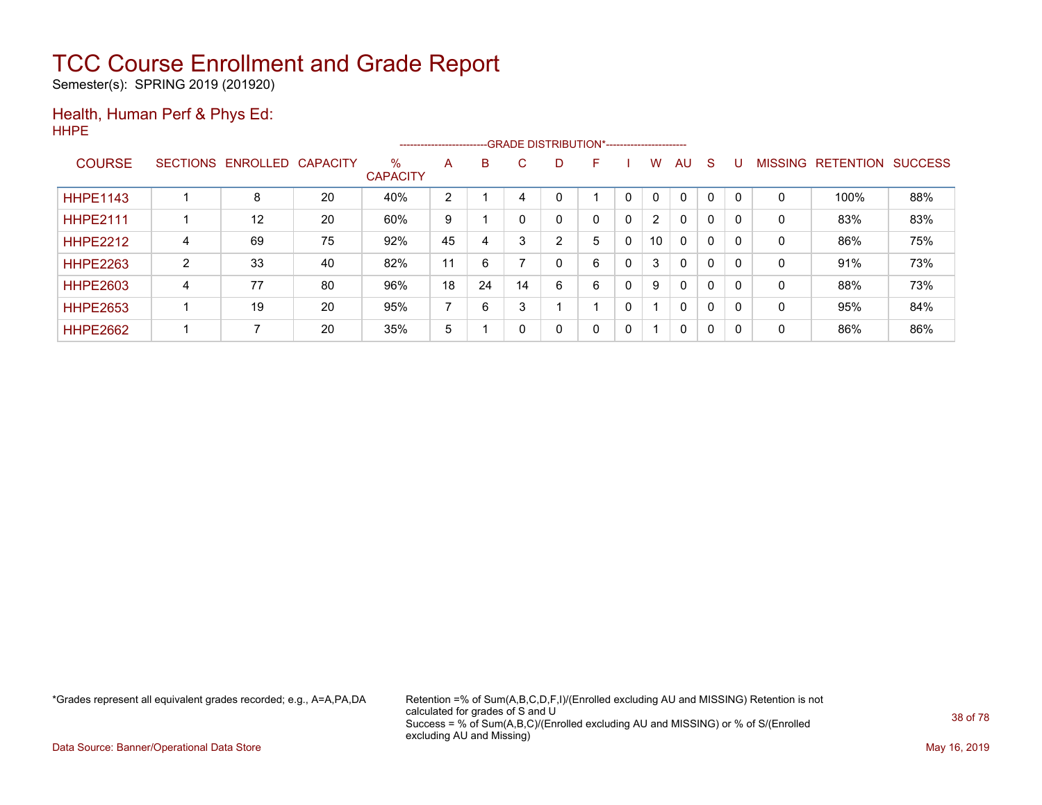# TCC Course Enrollment and Grade Report

Semester(s): SPRING 2019 (201920)

## Health, Human Perf & Phys Ed:

HHPE

| COURSE | SECTIONS | ENROLLED | CAPACITY | % CAPACITY | A | B | C | D | F | I | W | AU | S | U | MISSING | RETENTION | SUCCESS |
|---|---|---|---|---|---|---|---|---|---|---|---|---|---|---|---|---|---|
| | | | | | GRADE DISTRIBUTION* | | | | | | | | | | | | |
| HHPE1143 | 1 | 8 | 20 | 40% | 2 | 1 | 4 | 0 | 1 | 0 | 0 | 0 | 0 | 0 | 0 | 100% | 88% |
| HHPE2111 | 1 | 12 | 20 | 60% | 9 | 1 | 0 | 0 | 0 | 0 | 2 | 0 | 0 | 0 | 0 | 83% | 83% |
| HHPE2212 | 4 | 69 | 75 | 92% | 45 | 4 | 3 | 2 | 5 | 0 | 10 | 0 | 0 | 0 | 0 | 86% | 75% |
| HHPE2263 | 2 | 33 | 40 | 82% | 11 | 6 | 7 | 0 | 6 | 0 | 3 | 0 | 0 | 0 | 0 | 91% | 73% |
| HHPE2603 | 4 | 77 | 80 | 96% | 18 | 24 | 14 | 6 | 6 | 0 | 9 | 0 | 0 | 0 | 0 | 88% | 73% |
| HHPE2653 | 1 | 19 | 20 | 95% | 7 | 6 | 3 | 1 | 1 | 0 | 1 | 0 | 0 | 0 | 0 | 95% | 84% |
| HHPE2662 | 1 | 7 | 20 | 35% | 5 | 1 | 0 | 0 | 0 | 0 | 1 | 0 | 0 | 0 | 0 | 86% | 86% |

*Grades represent all equivalent grades recorded; e.g., A=A,PA,DA

Retention =% of Sum(A,B,C,D,F,I)/(Enrolled excluding AU and MISSING) Retention is not calculated for grades of S and U

Success = % of Sum(A,B,C)/(Enrolled excluding AU and MISSING) or % of S/(Enrolled excluding AU and Missing)

Data Source: Banner/Operational Data Store

May 16, 2019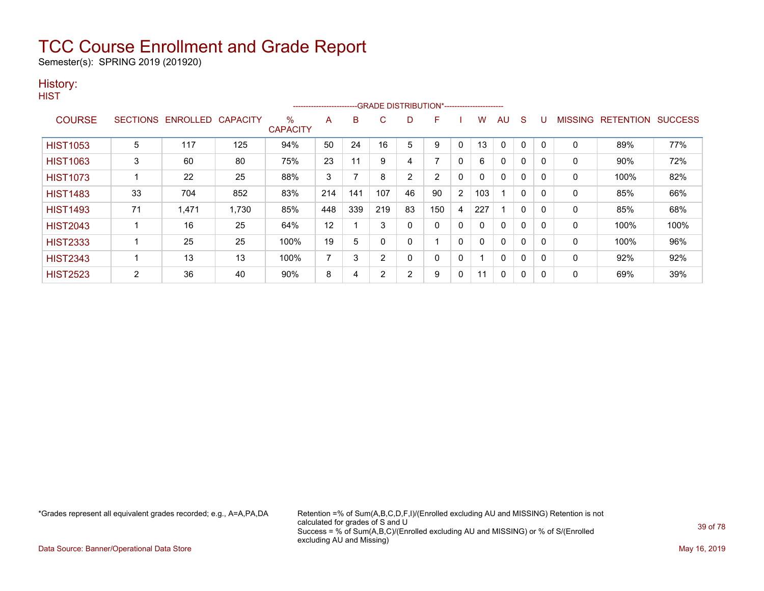# TCC Course Enrollment and Grade Report

Semester(s): SPRING 2019 (201920)

## History:

### HIST

| COURSE | SECTIONS | ENROLLED | CAPACITY | % CAPACITY | A | B | C | D | F | I | W | AU | S | U | MISSING | RETENTION | SUCCESS |
|---|---|---|---|---|---|---|---|---|---|---|---|---|---|---|---|---|---|
| | | | | | -------------------------GRADE DISTRIBUTION*----------------------- | | | | | | | | | | | | |
| HIST1053 | 5 | 117 | 125 | 94% | 50 | 24 | 16 | 5 | 9 | 0 | 13 | 0 | 0 | 0 | 0 | 89% | 77% |
| HIST1063 | 3 | 60 | 80 | 75% | 23 | 11 | 9 | 4 | 7 | 0 | 6 | 0 | 0 | 0 | 0 | 90% | 72% |
| HIST1073 | 1 | 22 | 25 | 88% | 3 | 7 | 8 | 2 | 2 | 0 | 0 | 0 | 0 | 0 | 0 | 100% | 82% |
| HIST1483 | 33 | 704 | 852 | 83% | 214 | 141 | 107 | 46 | 90 | 2 | 103 | 1 | 0 | 0 | 0 | 85% | 66% |
| HIST1493 | 71 | 1,471 | 1,730 | 85% | 448 | 339 | 219 | 83 | 150 | 4 | 227 | 1 | 0 | 0 | 0 | 85% | 68% |
| HIST2043 | 1 | 16 | 25 | 64% | 12 | 1 | 3 | 0 | 0 | 0 | 0 | 0 | 0 | 0 | 0 | 100% | 100% |
| HIST2333 | 1 | 25 | 25 | 100% | 19 | 5 | 0 | 0 | 1 | 0 | 0 | 0 | 0 | 0 | 0 | 100% | 96% |
| HIST2343 | 1 | 13 | 13 | 100% | 7 | 3 | 2 | 0 | 0 | 0 | 1 | 0 | 0 | 0 | 0 | 92% | 92% |
| HIST2523 | 2 | 36 | 40 | 90% | 8 | 4 | 2 | 2 | 9 | 0 | 11 | 0 | 0 | 0 | 0 | 69% | 39% |

*Grades represent all equivalent grades recorded; e.g., A=A,PA,DA

Retention =% of Sum(A,B,C,D,F,I)/(Enrolled excluding AU and MISSING) Retention is not calculated for grades of S and U
Success = % of Sum(A,B,C)/(Enrolled excluding AU and MISSING) or % of S/(Enrolled excluding AU and Missing)

Data Source: Banner/Operational Data Store

May 16, 2019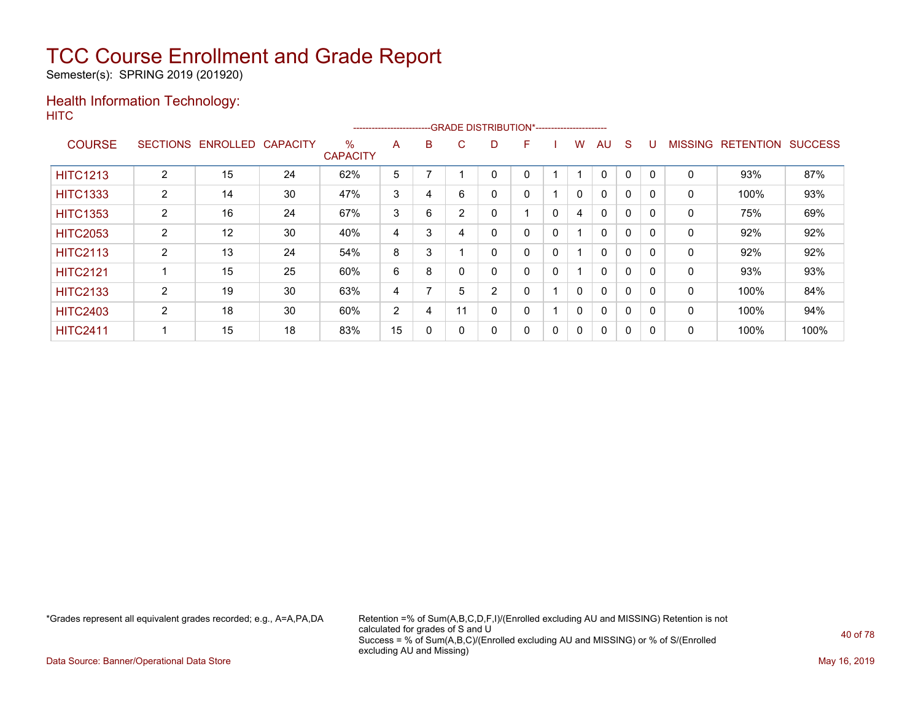# TCC Course Enrollment and Grade Report

Semester(s): SPRING 2019 (201920)

## Health Information Technology:

HITC

| COURSE | SECTIONS | ENROLLED | CAPACITY | % CAPACITY | A | B | C | D | F | I | W | AU | S | U | MISSING | RETENTION | SUCCESS |
|---|---|---|---|---|---|---|---|---|---|---|---|---|---|---|---|---|---|
| | | | | | GRADE DISTRIBUTION* | | | | | | | | | | | | |
| HITC1213 | 2 | 15 | 24 | 62% | 5 | 7 | 1 | 0 | 0 | 1 | 1 | 0 | 0 | 0 | 0 | 93% | 87% |
| HITC1333 | 2 | 14 | 30 | 47% | 3 | 4 | 6 | 0 | 0 | 1 | 0 | 0 | 0 | 0 | 0 | 100% | 93% |
| HITC1353 | 2 | 16 | 24 | 67% | 3 | 6 | 2 | 0 | 1 | 0 | 4 | 0 | 0 | 0 | 0 | 75% | 69% |
| HITC2053 | 2 | 12 | 30 | 40% | 4 | 3 | 4 | 0 | 0 | 0 | 1 | 0 | 0 | 0 | 0 | 92% | 92% |
| HITC2113 | 2 | 13 | 24 | 54% | 8 | 3 | 1 | 0 | 0 | 0 | 1 | 0 | 0 | 0 | 0 | 92% | 92% |
| HITC2121 | 1 | 15 | 25 | 60% | 6 | 8 | 0 | 0 | 0 | 0 | 1 | 0 | 0 | 0 | 0 | 93% | 93% |
| HITC2133 | 2 | 19 | 30 | 63% | 4 | 7 | 5 | 2 | 0 | 1 | 0 | 0 | 0 | 0 | 0 | 100% | 84% |
| HITC2403 | 2 | 18 | 30 | 60% | 2 | 4 | 11 | 0 | 0 | 1 | 0 | 0 | 0 | 0 | 0 | 100% | 94% |
| HITC2411 | 1 | 15 | 18 | 83% | 15 | 0 | 0 | 0 | 0 | 0 | 0 | 0 | 0 | 0 | 0 | 100% | 100% |

*Grades represent all equivalent grades recorded; e.g., A=A,PA,DA

Retention =% of Sum(A,B,C,D,F,I)/(Enrolled excluding AU and MISSING) Retention is not calculated for grades of S and U
Success = % of Sum(A,B,C)/(Enrolled excluding AU and MISSING) or % of S/(Enrolled excluding AU and Missing)

Data Source: Banner/Operational Data Store

May 16, 2019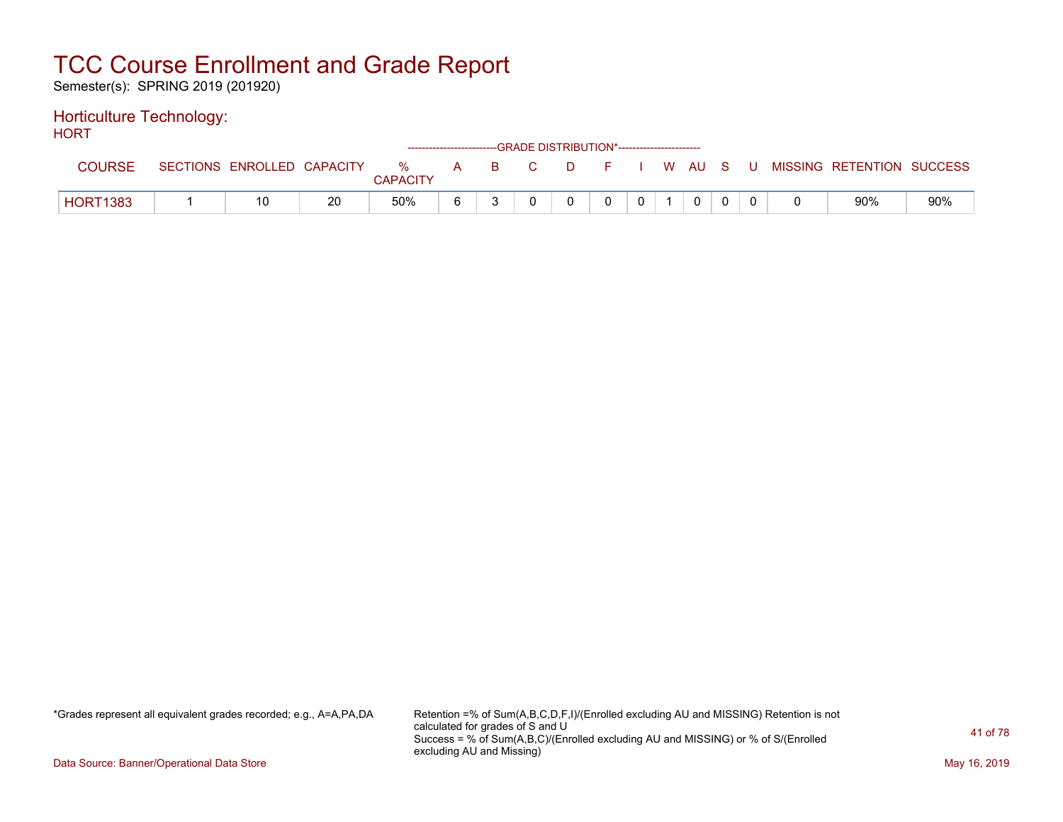# TCC Course Enrollment and Grade Report

Semester(s): SPRING 2019 (201920)

## Horticulture Technology:

HORT

| COURSE | SECTIONS | ENROLLED | CAPACITY | % CAPACITY | A | B | C | D | F | I | W | AU | S | U | MISSING | RETENTION | SUCCESS |
|---|---|---|---|---|---|---|---|---|---|---|---|---|---|---|---|---|---|
| | | | | | GRADE DISTRIBUTION* | | | | | | | | | | | | |
| HORT1383 | 1 | 10 | 20 | 50% | 6 | 3 | 0 | 0 | 0 | 0 | 1 | 0 | 0 | 0 | 0 | 90% | 90% |

*Grades represent all equivalent grades recorded; e.g., A=A,PA,DA

Retention =% of Sum(A,B,C,D,F,I)/(Enrolled excluding AU and MISSING) Retention is not calculated for grades of S and U
Success = % of Sum(A,B,C)/(Enrolled excluding AU and MISSING) or % of S/(Enrolled excluding AU and Missing)

Data Source: Banner/Operational Data Store

May 16, 2019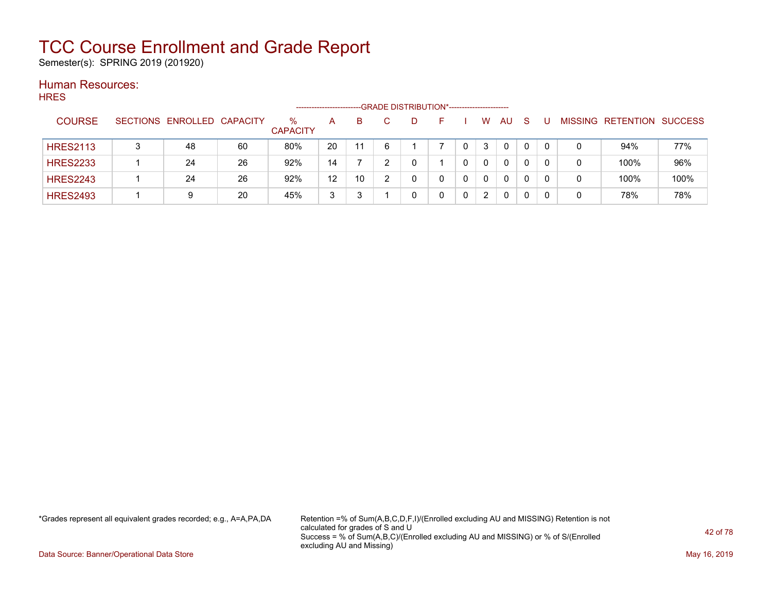# TCC Course Enrollment and Grade Report

Semester(s): SPRING 2019 (201920)

## Human Resources:

HRES

| COURSE | SECTIONS | ENROLLED | CAPACITY | % CAPACITY | A | B | C | D | F | I | W | AU | S | U | MISSING | RETENTION | SUCCESS |
|---|---|---|---|---|---|---|---|---|---|---|---|---|---|---|---|---|---|
| | | | | | GRADE DISTRIBUTION* | | | | | | | | | | | | |
| HRES2113 | 3 | 48 | 60 | 80% | 20 | 11 | 6 | 1 | 7 | 0 | 3 | 0 | 0 | 0 | 0 | 94% | 77% |
| HRES2233 | 1 | 24 | 26 | 92% | 14 | 7 | 2 | 0 | 1 | 0 | 0 | 0 | 0 | 0 | 0 | 100% | 96% |
| HRES2243 | 1 | 24 | 26 | 92% | 12 | 10 | 2 | 0 | 0 | 0 | 0 | 0 | 0 | 0 | 0 | 100% | 100% |
| HRES2493 | 1 | 9 | 20 | 45% | 3 | 3 | 1 | 0 | 0 | 0 | 2 | 0 | 0 | 0 | 0 | 78% | 78% |

*Grades represent all equivalent grades recorded; e.g., A=A,PA,DA

Retention =% of Sum(A,B,C,D,F,I)/(Enrolled excluding AU and MISSING) Retention is not calculated for grades of S and U
Success = % of Sum(A,B,C)/(Enrolled excluding AU and MISSING) or % of S/(Enrolled excluding AU and Missing)

Data Source: Banner/Operational Data Store

May 16, 2019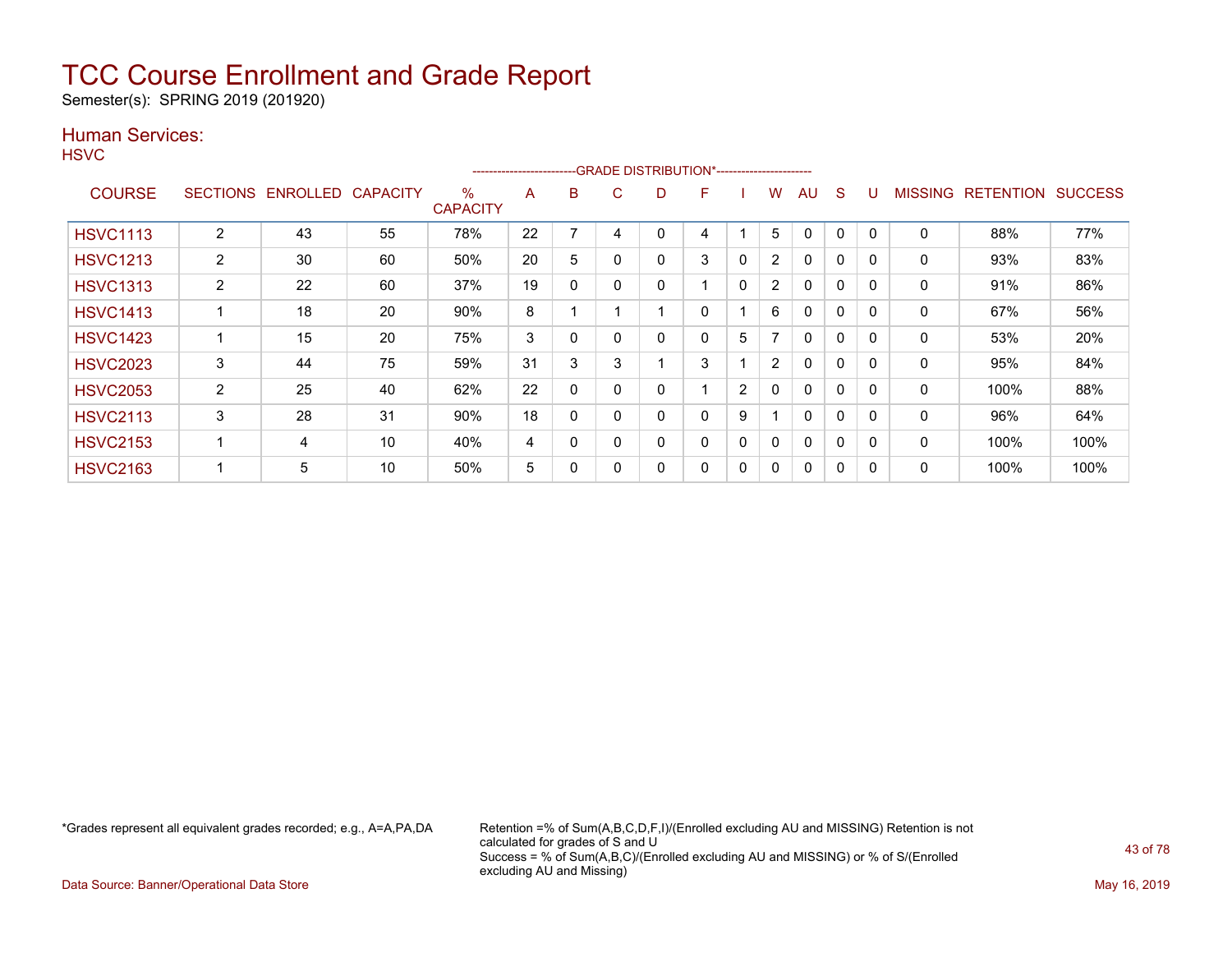# TCC Course Enrollment and Grade Report

Semester(s): SPRING 2019 (201920)

## Human Services:

HSVC

| COURSE | SECTIONS | ENROLLED | CAPACITY | % CAPACITY | A | B | C | D | F | I | W | AU | S | U | MISSING | RETENTION | SUCCESS |
|---|---|---|---|---|---|---|---|---|---|---|---|---|---|---|---|---|---|
| HSVC1113 | 2 | 43 | 55 | 78% | 22 | 7 | 4 | 0 | 4 | 1 | 5 | 0 | 0 | 0 | 0 | 88% | 77% |
| HSVC1213 | 2 | 30 | 60 | 50% | 20 | 5 | 0 | 0 | 3 | 0 | 2 | 0 | 0 | 0 | 0 | 93% | 83% |
| HSVC1313 | 2 | 22 | 60 | 37% | 19 | 0 | 0 | 0 | 1 | 0 | 2 | 0 | 0 | 0 | 0 | 91% | 86% |
| HSVC1413 | 1 | 18 | 20 | 90% | 8 | 1 | 1 | 1 | 0 | 1 | 6 | 0 | 0 | 0 | 0 | 67% | 56% |
| HSVC1423 | 1 | 15 | 20 | 75% | 3 | 0 | 0 | 0 | 0 | 5 | 7 | 0 | 0 | 0 | 0 | 53% | 20% |
| HSVC2023 | 3 | 44 | 75 | 59% | 31 | 3 | 3 | 1 | 3 | 1 | 2 | 0 | 0 | 0 | 0 | 95% | 84% |
| HSVC2053 | 2 | 25 | 40 | 62% | 22 | 0 | 0 | 0 | 1 | 2 | 0 | 0 | 0 | 0 | 0 | 100% | 88% |
| HSVC2113 | 3 | 28 | 31 | 90% | 18 | 0 | 0 | 0 | 0 | 9 | 1 | 0 | 0 | 0 | 0 | 96% | 64% |
| HSVC2153 | 1 | 4 | 10 | 40% | 4 | 0 | 0 | 0 | 0 | 0 | 0 | 0 | 0 | 0 | 0 | 100% | 100% |
| HSVC2163 | 1 | 5 | 10 | 50% | 5 | 0 | 0 | 0 | 0 | 0 | 0 | 0 | 0 | 0 | 0 | 100% | 100% |

*Grades represent all equivalent grades recorded; e.g., A=A,PA,DA

Retention =% of Sum(A,B,C,D,F,I)/(Enrolled excluding AU and MISSING) Retention is not calculated for grades of S and U
Success = % of Sum(A,B,C)/(Enrolled excluding AU and MISSING) or % of S/(Enrolled excluding AU and Missing)

Data Source: Banner/Operational Data Store

May 16, 2019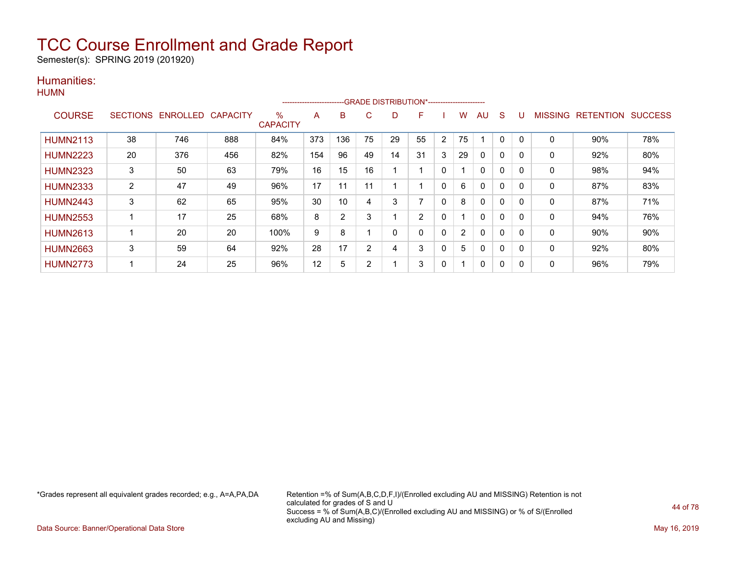# TCC Course Enrollment and Grade Report

Semester(s): SPRING 2019 (201920)

## Humanities:

HUMN

| COURSE | SECTIONS | ENROLLED | CAPACITY | % CAPACITY | A | B | C | D | F | I | W | AU | S | U | MISSING | RETENTION | SUCCESS |
|---|---|---|---|---|---|---|---|---|---|---|---|---|---|---|---|---|---|
| | | | | | -------------------------GRADE DISTRIBUTION* | | | | | | | | | ----------------------- | | | |
| HUMN2113 | 38 | 746 | 888 | 84% | 373 | 136 | 75 | 29 | 55 | 2 | 75 | 1 | 0 | 0 | 0 | 90% | 78% |
| HUMN2223 | 20 | 376 | 456 | 82% | 154 | 96 | 49 | 14 | 31 | 3 | 29 | 0 | 0 | 0 | 0 | 92% | 80% |
| HUMN2323 | 3 | 50 | 63 | 79% | 16 | 15 | 16 | 1 | 1 | 0 | 1 | 0 | 0 | 0 | 0 | 98% | 94% |
| HUMN2333 | 2 | 47 | 49 | 96% | 17 | 11 | 11 | 1 | 1 | 0 | 6 | 0 | 0 | 0 | 0 | 87% | 83% |
| HUMN2443 | 3 | 62 | 65 | 95% | 30 | 10 | 4 | 3 | 7 | 0 | 8 | 0 | 0 | 0 | 0 | 87% | 71% |
| HUMN2553 | 1 | 17 | 25 | 68% | 8 | 2 | 3 | 1 | 2 | 0 | 1 | 0 | 0 | 0 | 0 | 94% | 76% |
| HUMN2613 | 1 | 20 | 20 | 100% | 9 | 8 | 1 | 0 | 0 | 0 | 2 | 0 | 0 | 0 | 0 | 90% | 90% |
| HUMN2663 | 3 | 59 | 64 | 92% | 28 | 17 | 2 | 4 | 3 | 0 | 5 | 0 | 0 | 0 | 0 | 92% | 80% |
| HUMN2773 | 1 | 24 | 25 | 96% | 12 | 5 | 2 | 1 | 3 | 0 | 1 | 0 | 0 | 0 | 0 | 96% | 79% |

*Grades represent all equivalent grades recorded; e.g., A=A,PA,DA

Retention =% of Sum(A,B,C,D,F,I)/(Enrolled excluding AU and MISSING) Retention is not calculated for grades of S and U
Success = % of Sum(A,B,C)/(Enrolled excluding AU and MISSING) or % of S/(Enrolled excluding AU and Missing)

Data Source: Banner/Operational Data Store

May 16, 2019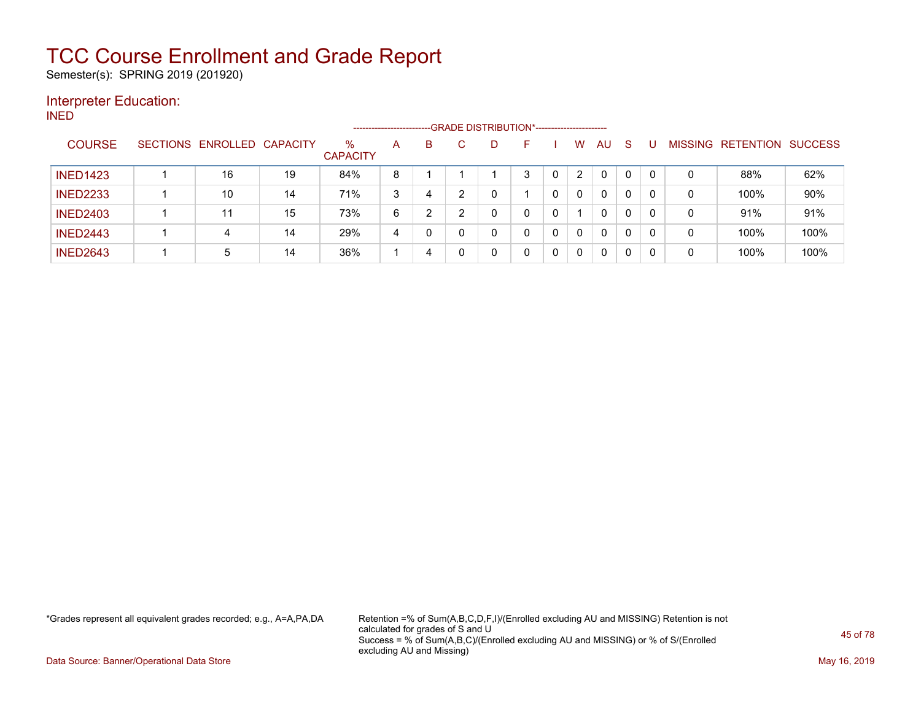# TCC Course Enrollment and Grade Report

Semester(s): SPRING 2019 (201920)

## Interpreter Education:

### INED

| COURSE | SECTIONS | ENROLLED | CAPACITY | % CAPACITY | A | B | C | D | F | I | W | AU | S | U | MISSING | RETENTION | SUCCESS |
|---|---|---|---|---|---|---|---|---|---|---|---|---|---|---|---|---|---|
| | | | | | GRADE DISTRIBUTION* | | | | | | | | | | | | |
| INED1423 | 1 | 16 | 19 | 84% | 8 | 1 | 1 | 1 | 3 | 0 | 2 | 0 | 0 | 0 | 0 | 88% | 62% |
| INED2233 | 1 | 10 | 14 | 71% | 3 | 4 | 2 | 0 | 1 | 0 | 0 | 0 | 0 | 0 | 0 | 100% | 90% |
| INED2403 | 1 | 11 | 15 | 73% | 6 | 2 | 2 | 0 | 0 | 0 | 1 | 0 | 0 | 0 | 0 | 91% | 91% |
| INED2443 | 1 | 4 | 14 | 29% | 4 | 0 | 0 | 0 | 0 | 0 | 0 | 0 | 0 | 0 | 0 | 100% | 100% |
| INED2643 | 1 | 5 | 14 | 36% | 1 | 4 | 0 | 0 | 0 | 0 | 0 | 0 | 0 | 0 | 0 | 100% | 100% |

*Grades represent all equivalent grades recorded; e.g., A=A,PA,DA

Retention =% of Sum(A,B,C,D,F,I)/(Enrolled excluding AU and MISSING) Retention is not calculated for grades of S and U
Success = % of Sum(A,B,C)/(Enrolled excluding AU and MISSING) or % of S/(Enrolled excluding AU and Missing)

Data Source: Banner/Operational Data Store

May 16, 2019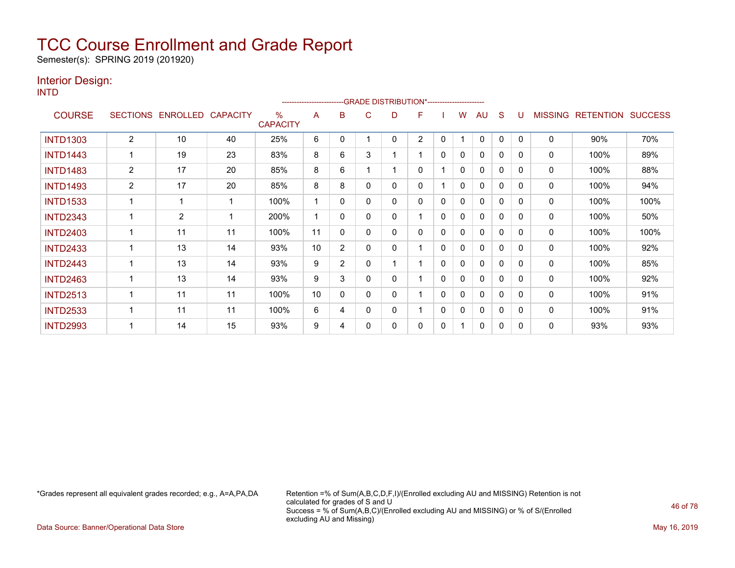# TCC Course Enrollment and Grade Report

Semester(s): SPRING 2019 (201920)

## Interior Design:

INTD

| COURSE | SECTIONS | ENROLLED | CAPACITY | % CAPACITY | A | B | C | D | F | I | W | AU | S | U | MISSING | RETENTION | SUCCESS |
|---|---|---|---|---|---|---|---|---|---|---|---|---|---|---|---|---|---|
| | | | | | -------------------------GRADE DISTRIBUTION*----------------------- | | | | | | | | | | | | |
| INTD1303 | 2 | 10 | 40 | 25% | 6 | 0 | 1 | 0 | 2 | 0 | 1 | 0 | 0 | 0 | 0 | 90% | 70% |
| INTD1443 | 1 | 19 | 23 | 83% | 8 | 6 | 3 | 1 | 1 | 0 | 0 | 0 | 0 | 0 | 0 | 100% | 89% |
| INTD1483 | 2 | 17 | 20 | 85% | 8 | 6 | 1 | 1 | 0 | 1 | 0 | 0 | 0 | 0 | 0 | 100% | 88% |
| INTD1493 | 2 | 17 | 20 | 85% | 8 | 8 | 0 | 0 | 0 | 1 | 0 | 0 | 0 | 0 | 0 | 100% | 94% |
| INTD1533 | 1 | 1 | 1 | 100% | 1 | 0 | 0 | 0 | 0 | 0 | 0 | 0 | 0 | 0 | 0 | 100% | 100% |
| INTD2343 | 1 | 2 | 1 | 200% | 1 | 0 | 0 | 0 | 1 | 0 | 0 | 0 | 0 | 0 | 0 | 100% | 50% |
| INTD2403 | 1 | 11 | 11 | 100% | 11 | 0 | 0 | 0 | 0 | 0 | 0 | 0 | 0 | 0 | 0 | 100% | 100% |
| INTD2433 | 1 | 13 | 14 | 93% | 10 | 2 | 0 | 0 | 1 | 0 | 0 | 0 | 0 | 0 | 0 | 100% | 92% |
| INTD2443 | 1 | 13 | 14 | 93% | 9 | 2 | 0 | 1 | 1 | 0 | 0 | 0 | 0 | 0 | 0 | 100% | 85% |
| INTD2463 | 1 | 13 | 14 | 93% | 9 | 3 | 0 | 0 | 1 | 0 | 0 | 0 | 0 | 0 | 0 | 100% | 92% |
| INTD2513 | 1 | 11 | 11 | 100% | 10 | 0 | 0 | 0 | 1 | 0 | 0 | 0 | 0 | 0 | 0 | 100% | 91% |
| INTD2533 | 1 | 11 | 11 | 100% | 6 | 4 | 0 | 0 | 1 | 0 | 0 | 0 | 0 | 0 | 0 | 100% | 91% |
| INTD2993 | 1 | 14 | 15 | 93% | 9 | 4 | 0 | 0 | 0 | 0 | 1 | 0 | 0 | 0 | 0 | 93% | 93% |

*Grades represent all equivalent grades recorded; e.g., A=A,PA,DA

Retention =% of Sum(A,B,C,D,F,I)/(Enrolled excluding AU and MISSING) Retention is not calculated for grades of S and U
Success = % of Sum(A,B,C)/(Enrolled excluding AU and MISSING) or % of S/(Enrolled excluding AU and Missing)

Data Source: Banner/Operational Data Store

May 16, 2019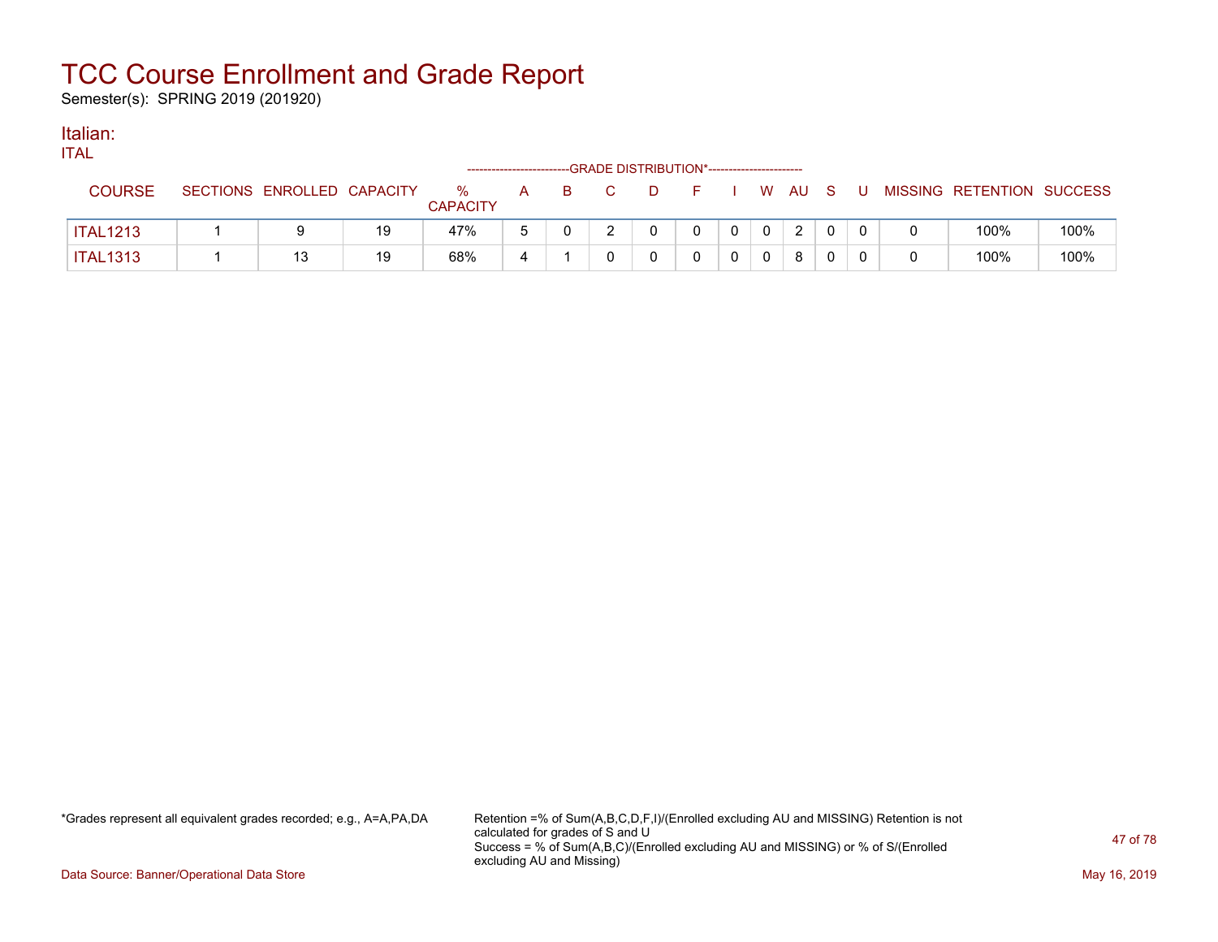# TCC Course Enrollment and Grade Report

Semester(s): SPRING 2019 (201920)

## Italian:

ITAL

| COURSE | SECTIONS | ENROLLED | CAPACITY | % CAPACITY | A | B | C | D | F | I | W | AU | S | U | MISSING | RETENTION | SUCCESS |
|---|---|---|---|---|---|---|---|---|---|---|---|---|---|---|---|---|---|
| | | | | | GRADE DISTRIBUTION* | | | | | | | | | | | | |
| ITAL1213 | 1 | 9 | 19 | 47% | 5 | 0 | 2 | 0 | 0 | 0 | 0 | 2 | 0 | 0 | 0 | 100% | 100% |
| ITAL1313 | 1 | 13 | 19 | 68% | 4 | 1 | 0 | 0 | 0 | 0 | 0 | 8 | 0 | 0 | 0 | 100% | 100% |

*Grades represent all equivalent grades recorded; e.g., A=A,PA,DA

Retention =% of Sum(A,B,C,D,F,I)/(Enrolled excluding AU and MISSING) Retention is not calculated for grades of S and U
Success = % of Sum(A,B,C)/(Enrolled excluding AU and MISSING) or % of S/(Enrolled excluding AU and Missing)

Data Source: Banner/Operational Data Store

May 16, 2019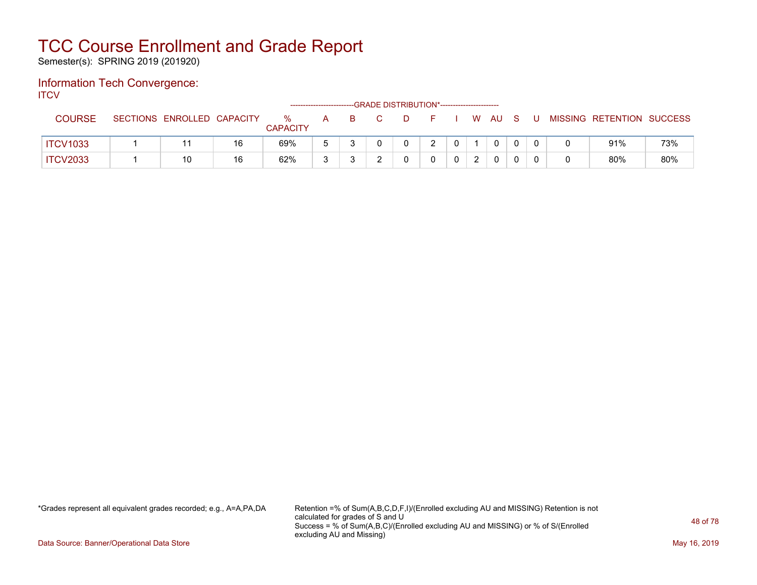# TCC Course Enrollment and Grade Report

Semester(s): SPRING 2019 (201920)

## Information Tech Convergence:

ITCV

| COURSE | SECTIONS | ENROLLED | CAPACITY | % CAPACITY | A | B | C | D | F | I | W | AU | S | U | MISSING | RETENTION | SUCCESS |
|---|---|---|---|---|---|---|---|---|---|---|---|---|---|---|---|---|---|
| | | | | | GRADE DISTRIBUTION* | | | | | | | | | | | | |
| ITCV1033 | 1 | 11 | 16 | 69% | 5 | 3 | 0 | 0 | 2 | 0 | 1 | 0 | 0 | 0 | 0 | 91% | 73% |
| ITCV2033 | 1 | 10 | 16 | 62% | 3 | 3 | 2 | 0 | 0 | 0 | 2 | 0 | 0 | 0 | 0 | 80% | 80% |

*Grades represent all equivalent grades recorded; e.g., A=A,PA,DA

Retention =% of Sum(A,B,C,D,F,I)/(Enrolled excluding AU and MISSING) Retention is not calculated for grades of S and U
Success = % of Sum(A,B,C)/(Enrolled excluding AU and MISSING) or % of S/(Enrolled excluding AU and Missing)

Data Source: Banner/Operational Data Store

May 16, 2019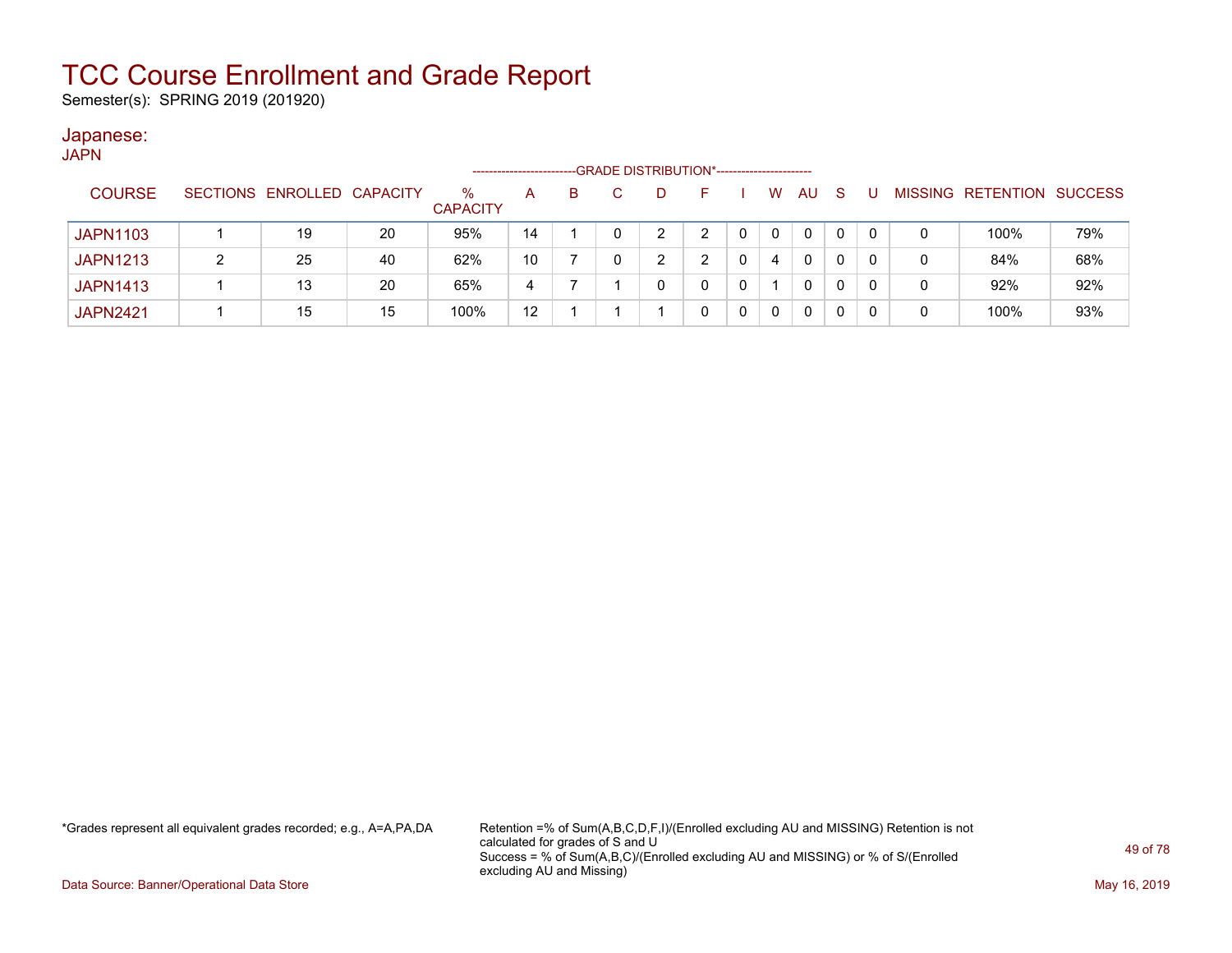# TCC Course Enrollment and Grade Report

Semester(s): SPRING 2019 (201920)

## Japanese:

JAPN

| COURSE | SECTIONS | ENROLLED | CAPACITY | % CAPACITY | A | B | C | D | F | I | W | AU | S | U | MISSING | RETENTION | SUCCESS |
|---|---|---|---|---|---|---|---|---|---|---|---|---|---|---|---|---|---|
| | | | | | GRADE DISTRIBUTION* | | | | | | | | | | | | |
| JAPN1103 | 1 | 19 | 20 | 95% | 14 | 1 | 0 | 2 | 2 | 0 | 0 | 0 | 0 | 0 | 0 | 100% | 79% |
| JAPN1213 | 2 | 25 | 40 | 62% | 10 | 7 | 0 | 2 | 2 | 0 | 4 | 0 | 0 | 0 | 0 | 84% | 68% |
| JAPN1413 | 1 | 13 | 20 | 65% | 4 | 7 | 1 | 0 | 0 | 0 | 1 | 0 | 0 | 0 | 0 | 92% | 92% |
| JAPN2421 | 1 | 15 | 15 | 100% | 12 | 1 | 1 | 1 | 0 | 0 | 0 | 0 | 0 | 0 | 0 | 100% | 93% |

*Grades represent all equivalent grades recorded; e.g., A=A,PA,DA

Retention =% of Sum(A,B,C,D,F,I)/(Enrolled excluding AU and MISSING) Retention is not calculated for grades of S and U
Success = % of Sum(A,B,C)/(Enrolled excluding AU and MISSING) or % of S/(Enrolled excluding AU and Missing)

Data Source: Banner/Operational Data Store

May 16, 2019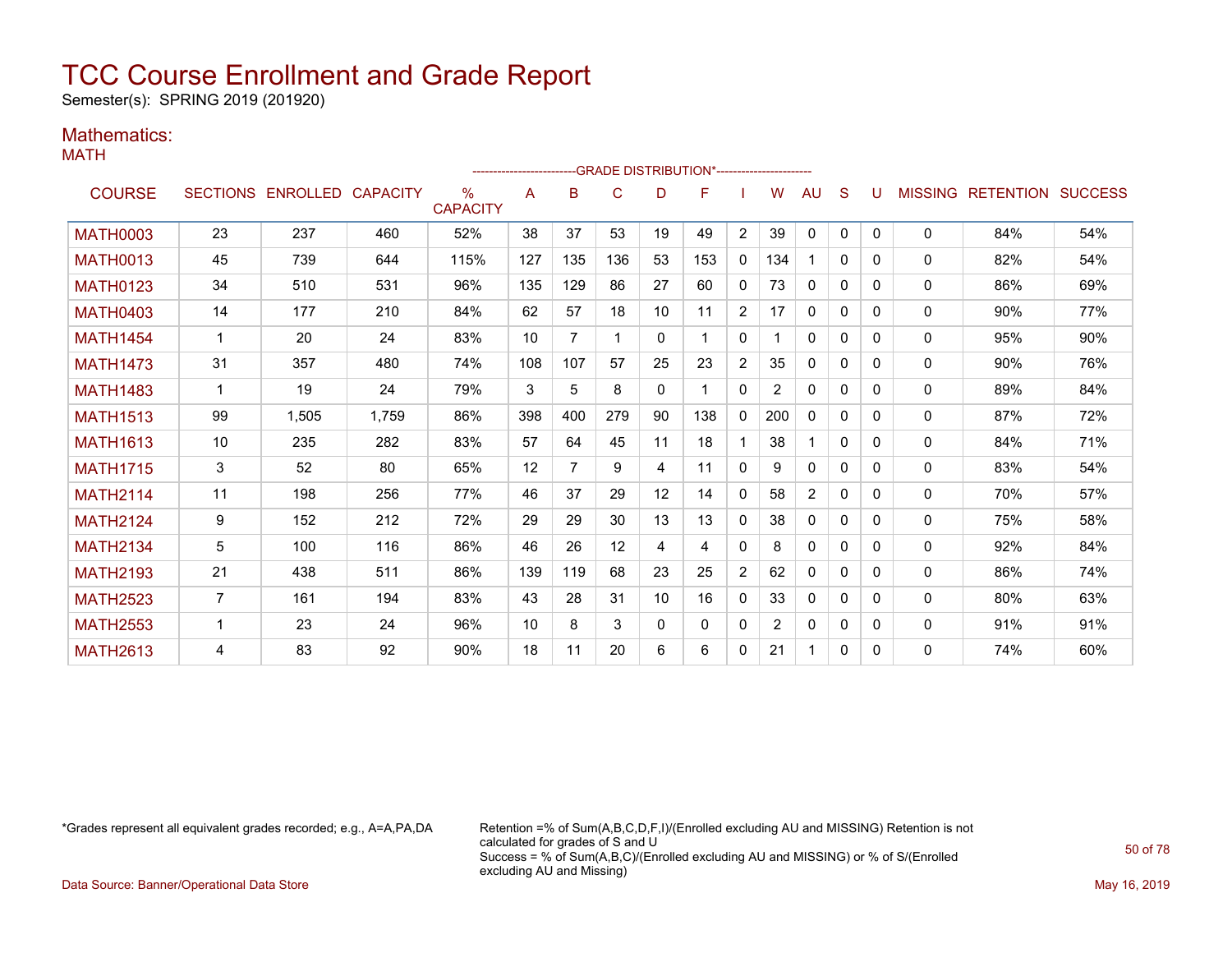# TCC Course Enrollment and Grade Report

Semester(s): SPRING 2019 (201920)

## Mathematics:

### MATH

| COURSE | SECTIONS | ENROLLED | CAPACITY | % CAPACITY | A | B | C | D | F | I | W | AU | S | U | MISSING | RETENTION | SUCCESS |
|---|---|---|---|---|---|---|---|---|---|---|---|---|---|---|---|---|---|
| | | | | | GRADE DISTRIBUTION* | | | | | | | | | | | | |
| MATH0003 | 23 | 237 | 460 | 52% | 38 | 37 | 53 | 19 | 49 | 2 | 39 | 0 | 0 | 0 | 0 | 84% | 54% |
| MATH0013 | 45 | 739 | 644 | 115% | 127 | 135 | 136 | 53 | 153 | 0 | 134 | 1 | 0 | 0 | 0 | 82% | 54% |
| MATH0123 | 34 | 510 | 531 | 96% | 135 | 129 | 86 | 27 | 60 | 0 | 73 | 0 | 0 | 0 | 0 | 86% | 69% |
| MATH0403 | 14 | 177 | 210 | 84% | 62 | 57 | 18 | 10 | 11 | 2 | 17 | 0 | 0 | 0 | 0 | 90% | 77% |
| MATH1454 | 1 | 20 | 24 | 83% | 10 | 7 | 1 | 0 | 1 | 0 | 1 | 0 | 0 | 0 | 0 | 95% | 90% |
| MATH1473 | 31 | 357 | 480 | 74% | 108 | 107 | 57 | 25 | 23 | 2 | 35 | 0 | 0 | 0 | 0 | 90% | 76% |
| MATH1483 | 1 | 19 | 24 | 79% | 3 | 5 | 8 | 0 | 1 | 0 | 2 | 0 | 0 | 0 | 0 | 89% | 84% |
| MATH1513 | 99 | 1,505 | 1,759 | 86% | 398 | 400 | 279 | 90 | 138 | 0 | 200 | 0 | 0 | 0 | 0 | 87% | 72% |
| MATH1613 | 10 | 235 | 282 | 83% | 57 | 64 | 45 | 11 | 18 | 1 | 38 | 1 | 0 | 0 | 0 | 84% | 71% |
| MATH1715 | 3 | 52 | 80 | 65% | 12 | 7 | 9 | 4 | 11 | 0 | 9 | 0 | 0 | 0 | 0 | 83% | 54% |
| MATH2114 | 11 | 198 | 256 | 77% | 46 | 37 | 29 | 12 | 14 | 0 | 58 | 2 | 0 | 0 | 0 | 70% | 57% |
| MATH2124 | 9 | 152 | 212 | 72% | 29 | 29 | 30 | 13 | 13 | 0 | 38 | 0 | 0 | 0 | 0 | 75% | 58% |
| MATH2134 | 5 | 100 | 116 | 86% | 46 | 26 | 12 | 4 | 4 | 0 | 8 | 0 | 0 | 0 | 0 | 92% | 84% |
| MATH2193 | 21 | 438 | 511 | 86% | 139 | 119 | 68 | 23 | 25 | 2 | 62 | 0 | 0 | 0 | 0 | 86% | 74% |
| MATH2523 | 7 | 161 | 194 | 83% | 43 | 28 | 31 | 10 | 16 | 0 | 33 | 0 | 0 | 0 | 0 | 80% | 63% |
| MATH2553 | 1 | 23 | 24 | 96% | 10 | 8 | 3 | 0 | 0 | 0 | 2 | 0 | 0 | 0 | 0 | 91% | 91% |
| MATH2613 | 4 | 83 | 92 | 90% | 18 | 11 | 20 | 6 | 6 | 0 | 21 | 1 | 0 | 0 | 0 | 74% | 60% |

*Grades represent all equivalent grades recorded; e.g., A=A,PA,DA

Retention =% of Sum(A,B,C,D,F,I)/(Enrolled excluding AU and MISSING) Retention is not calculated for grades of S and U
Success = % of Sum(A,B,C)/(Enrolled excluding AU and MISSING) or % of S/(Enrolled excluding AU and Missing)

Data Source: Banner/Operational Data Store

May 16, 2019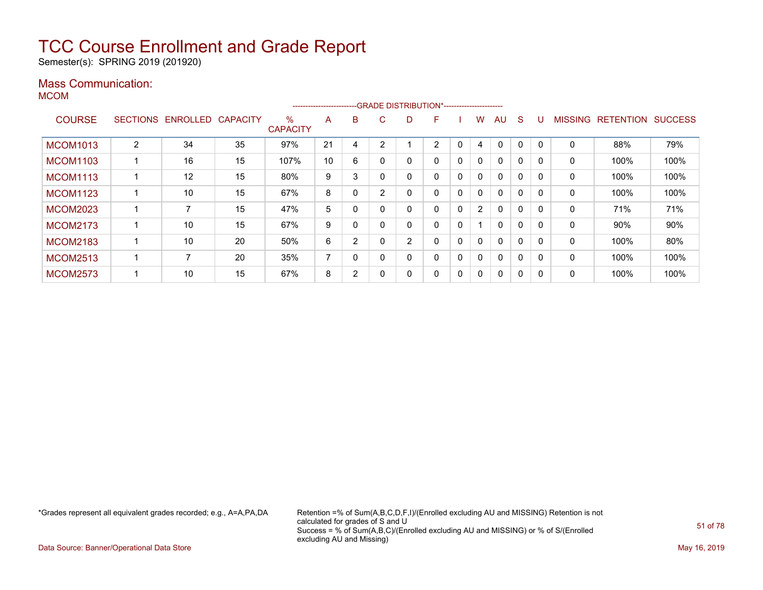# TCC Course Enrollment and Grade Report

Semester(s): SPRING 2019 (201920)

## Mass Communication:

MCOM

| COURSE | SECTIONS | ENROLLED | CAPACITY | % CAPACITY | A | B | C | D | F | I | W | AU | S | U | MISSING | RETENTION | SUCCESS |
|---|---|---|---|---|---|---|---|---|---|---|---|---|---|---|---|---|---|
| | | | | | GRADE DISTRIBUTION* | | | | | | | | | | | | |
| MCOM1013 | 2 | 34 | 35 | 97% | 21 | 4 | 2 | 1 | 2 | 0 | 4 | 0 | 0 | 0 | 0 | 88% | 79% |
| MCOM1103 | 1 | 16 | 15 | 107% | 10 | 6 | 0 | 0 | 0 | 0 | 0 | 0 | 0 | 0 | 0 | 100% | 100% |
| MCOM1113 | 1 | 12 | 15 | 80% | 9 | 3 | 0 | 0 | 0 | 0 | 0 | 0 | 0 | 0 | 0 | 100% | 100% |
| MCOM1123 | 1 | 10 | 15 | 67% | 8 | 0 | 2 | 0 | 0 | 0 | 0 | 0 | 0 | 0 | 0 | 100% | 100% |
| MCOM2023 | 1 | 7 | 15 | 47% | 5 | 0 | 0 | 0 | 0 | 0 | 2 | 0 | 0 | 0 | 0 | 71% | 71% |
| MCOM2173 | 1 | 10 | 15 | 67% | 9 | 0 | 0 | 0 | 0 | 0 | 1 | 0 | 0 | 0 | 0 | 90% | 90% |
| MCOM2183 | 1 | 10 | 20 | 50% | 6 | 2 | 0 | 2 | 0 | 0 | 0 | 0 | 0 | 0 | 0 | 100% | 80% |
| MCOM2513 | 1 | 7 | 20 | 35% | 7 | 0 | 0 | 0 | 0 | 0 | 0 | 0 | 0 | 0 | 0 | 100% | 100% |
| MCOM2573 | 1 | 10 | 15 | 67% | 8 | 2 | 0 | 0 | 0 | 0 | 0 | 0 | 0 | 0 | 0 | 100% | 100% |

*Grades represent all equivalent grades recorded; e.g., A=A,PA,DA

Retention =% of Sum(A,B,C,D,F,I)/(Enrolled excluding AU and MISSING) Retention is not calculated for grades of S and U
Success = % of Sum(A,B,C)/(Enrolled excluding AU and MISSING) or % of S/(Enrolled excluding AU and Missing)

Data Source: Banner/Operational Data Store

May 16, 2019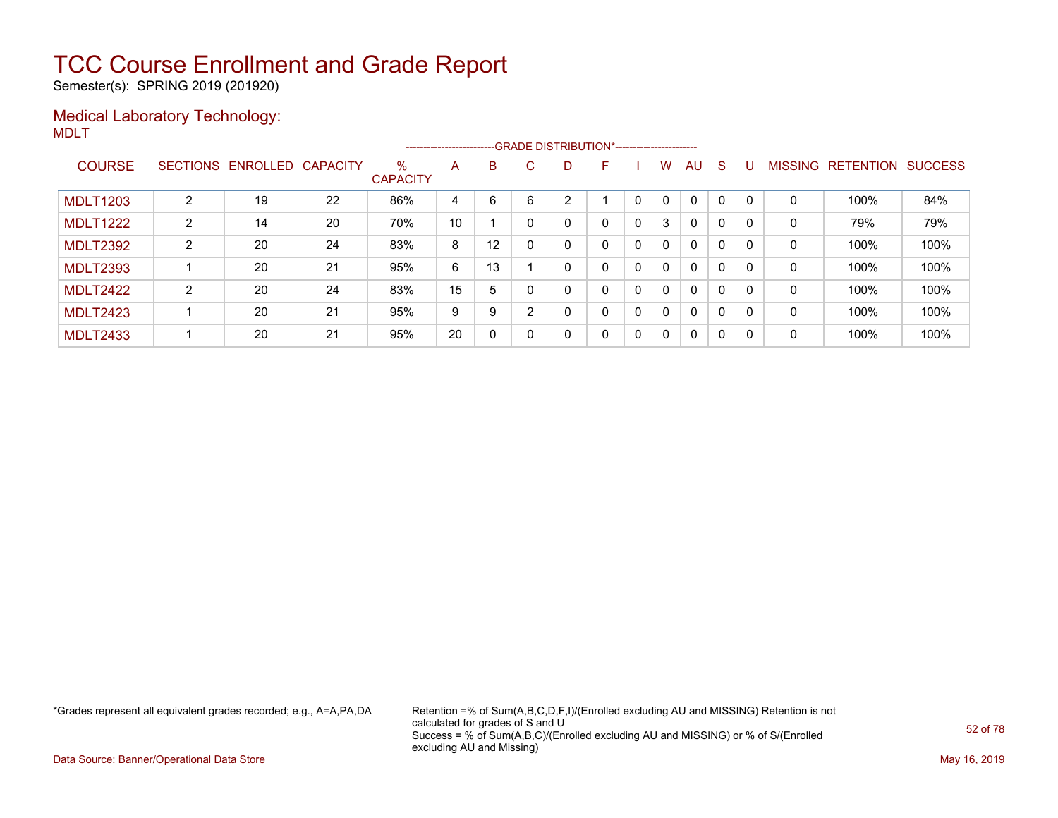# TCC Course Enrollment and Grade Report

Semester(s): SPRING 2019 (201920)

## Medical Laboratory Technology:

MDLT

| COURSE | SECTIONS | ENROLLED | CAPACITY | % CAPACITY | A | B | C | D | F | I | W | AU | S | U | MISSING | RETENTION | SUCCESS |
|---|---|---|---|---|---|---|---|---|---|---|---|---|---|---|---|---|---|
| | | | | | GRADE DISTRIBUTION* | | | | | | | | | | | | |
| MDLT1203 | 2 | 19 | 22 | 86% | 4 | 6 | 6 | 2 | 1 | 0 | 0 | 0 | 0 | 0 | 0 | 100% | 84% |
| MDLT1222 | 2 | 14 | 20 | 70% | 10 | 1 | 0 | 0 | 0 | 0 | 3 | 0 | 0 | 0 | 0 | 79% | 79% |
| MDLT2392 | 2 | 20 | 24 | 83% | 8 | 12 | 0 | 0 | 0 | 0 | 0 | 0 | 0 | 0 | 0 | 100% | 100% |
| MDLT2393 | 1 | 20 | 21 | 95% | 6 | 13 | 1 | 0 | 0 | 0 | 0 | 0 | 0 | 0 | 0 | 100% | 100% |
| MDLT2422 | 2 | 20 | 24 | 83% | 15 | 5 | 0 | 0 | 0 | 0 | 0 | 0 | 0 | 0 | 0 | 100% | 100% |
| MDLT2423 | 1 | 20 | 21 | 95% | 9 | 9 | 2 | 0 | 0 | 0 | 0 | 0 | 0 | 0 | 0 | 100% | 100% |
| MDLT2433 | 1 | 20 | 21 | 95% | 20 | 0 | 0 | 0 | 0 | 0 | 0 | 0 | 0 | 0 | 0 | 100% | 100% |

*Grades represent all equivalent grades recorded; e.g., A=A,PA,DA

Retention =% of Sum(A,B,C,D,F,I)/(Enrolled excluding AU and MISSING) Retention is not calculated for grades of S and U
Success = % of Sum(A,B,C)/(Enrolled excluding AU and MISSING) or % of S/(Enrolled excluding AU and Missing)

Data Source: Banner/Operational Data Store

May 16, 2019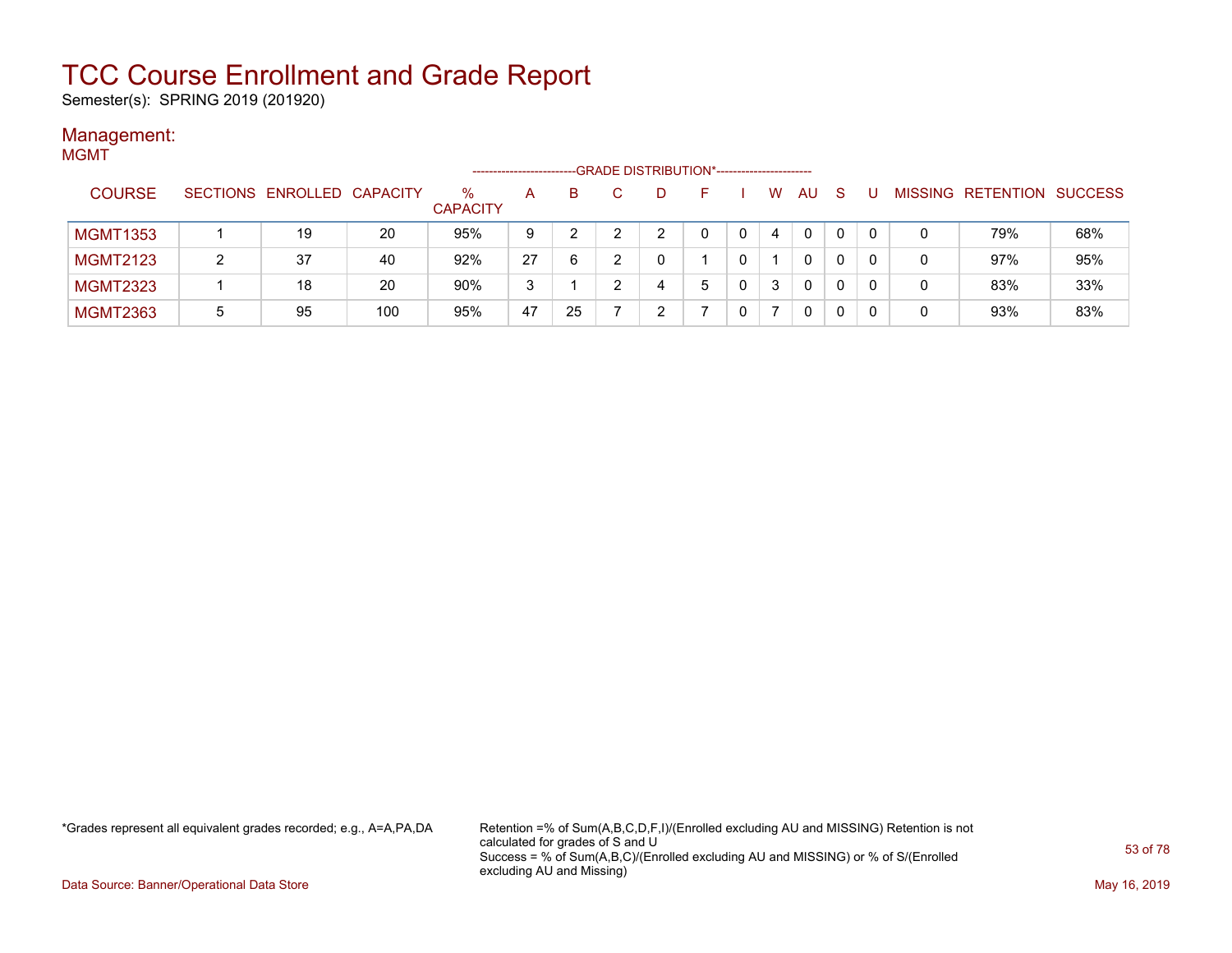# TCC Course Enrollment and Grade Report

Semester(s): SPRING 2019 (201920)

## Management:

MGMT

| COURSE | SECTIONS | ENROLLED | CAPACITY | % CAPACITY | A | B | C | D | F | I | W | AU | S | U | MISSING | RETENTION | SUCCESS |
|---|---|---|---|---|---|---|---|---|---|---|---|---|---|---|---|---|---|
| | | | | | GRADE DISTRIBUTION* | | | | | | | | | | | | |
| MGMT1353 | 1 | 19 | 20 | 95% | 9 | 2 | 2 | 2 | 0 | 0 | 4 | 0 | 0 | 0 | 0 | 79% | 68% |
| MGMT2123 | 2 | 37 | 40 | 92% | 27 | 6 | 2 | 0 | 1 | 0 | 1 | 0 | 0 | 0 | 0 | 97% | 95% |
| MGMT2323 | 1 | 18 | 20 | 90% | 3 | 1 | 2 | 4 | 5 | 0 | 3 | 0 | 0 | 0 | 0 | 83% | 33% |
| MGMT2363 | 5 | 95 | 100 | 95% | 47 | 25 | 7 | 2 | 7 | 0 | 7 | 0 | 0 | 0 | 0 | 93% | 83% |

*Grades represent all equivalent grades recorded; e.g., A=A,PA,DA

Retention =% of Sum(A,B,C,D,F,I)/(Enrolled excluding AU and MISSING) Retention is not calculated for grades of S and U
Success = % of Sum(A,B,C)/(Enrolled excluding AU and MISSING) or % of S/(Enrolled excluding AU and Missing)

Data Source: Banner/Operational Data Store

May 16, 2019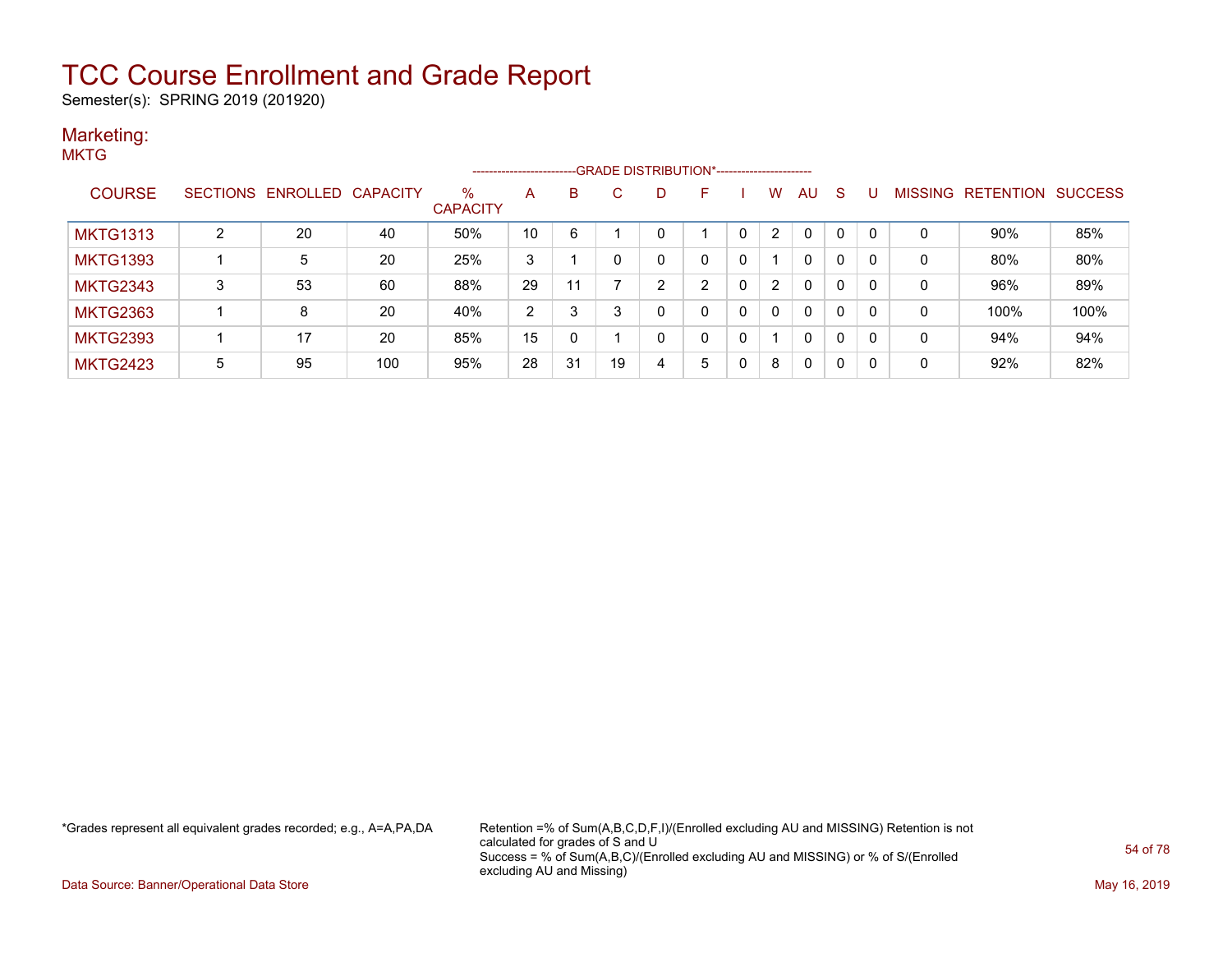# TCC Course Enrollment and Grade Report

Semester(s): SPRING 2019 (201920)

## Marketing:

MKTG

| COURSE | SECTIONS | ENROLLED | CAPACITY | % CAPACITY | A | B | C | D | F | I | W | AU | S | U | MISSING | RETENTION | SUCCESS |
|---|---|---|---|---|---|---|---|---|---|---|---|---|---|---|---|---|---|
| | | | | | GRADE DISTRIBUTION* | | | | | | | | | | | | |
| MKTG1313 | 2 | 20 | 40 | 50% | 10 | 6 | 1 | 0 | 1 | 0 | 2 | 0 | 0 | 0 | 0 | 90% | 85% |
| MKTG1393 | 1 | 5 | 20 | 25% | 3 | 1 | 0 | 0 | 0 | 0 | 1 | 0 | 0 | 0 | 0 | 80% | 80% |
| MKTG2343 | 3 | 53 | 60 | 88% | 29 | 11 | 7 | 2 | 2 | 0 | 2 | 0 | 0 | 0 | 0 | 96% | 89% |
| MKTG2363 | 1 | 8 | 20 | 40% | 2 | 3 | 3 | 0 | 0 | 0 | 0 | 0 | 0 | 0 | 0 | 100% | 100% |
| MKTG2393 | 1 | 17 | 20 | 85% | 15 | 0 | 1 | 0 | 0 | 0 | 1 | 0 | 0 | 0 | 0 | 94% | 94% |
| MKTG2423 | 5 | 95 | 100 | 95% | 28 | 31 | 19 | 4 | 5 | 0 | 8 | 0 | 0 | 0 | 0 | 92% | 82% |

*Grades represent all equivalent grades recorded; e.g., A=A,PA,DA

Retention =% of Sum(A,B,C,D,F,I)/(Enrolled excluding AU and MISSING) Retention is not calculated for grades of S and U
Success = % of Sum(A,B,C)/(Enrolled excluding AU and MISSING) or % of S/(Enrolled excluding AU and Missing)

Data Source: Banner/Operational Data Store

May 16, 2019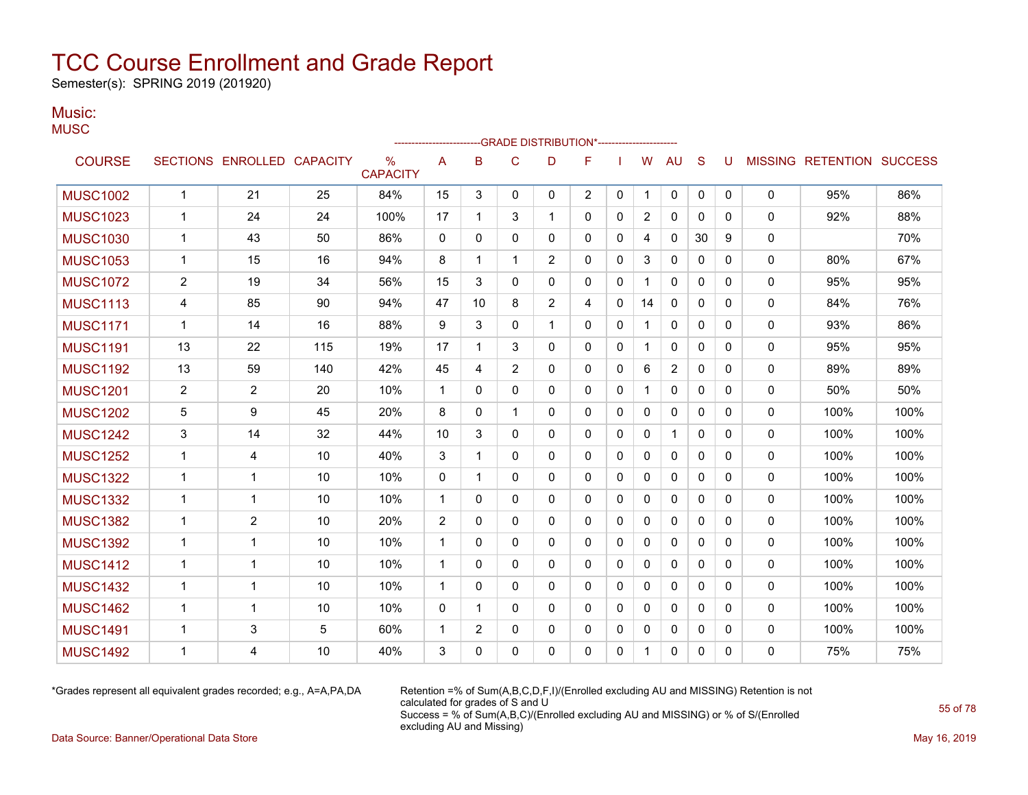# TCC Course Enrollment and Grade Report

Semester(s): SPRING 2019 (201920)

## Music:

MUSC

| COURSE | SECTIONS | ENROLLED | CAPACITY | % CAPACITY | A | B | C | D | F | I | W | AU | S | U | MISSING | RETENTION | SUCCESS |
|---|---|---|---|---|---|---|---|---|---|---|---|---|---|---|---|---|---|
| | | | | | GRADE DISTRIBUTION* | | | | | | | | | | | | |
| MUSC1002 | 1 | 21 | 25 | 84% | 15 | 3 | 0 | 0 | 2 | 0 | 1 | 0 | 0 | 0 | 0 | 95% | 86% |
| MUSC1023 | 1 | 24 | 24 | 100% | 17 | 1 | 3 | 1 | 0 | 0 | 2 | 0 | 0 | 0 | 0 | 92% | 88% |
| MUSC1030 | 1 | 43 | 50 | 86% | 0 | 0 | 0 | 0 | 0 | 0 | 4 | 0 | 30 | 9 | 0 | | 70% |
| MUSC1053 | 1 | 15 | 16 | 94% | 8 | 1 | 1 | 2 | 0 | 0 | 3 | 0 | 0 | 0 | 0 | 80% | 67% |
| MUSC1072 | 2 | 19 | 34 | 56% | 15 | 3 | 0 | 0 | 0 | 0 | 1 | 0 | 0 | 0 | 0 | 95% | 95% |
| MUSC1113 | 4 | 85 | 90 | 94% | 47 | 10 | 8 | 2 | 4 | 0 | 14 | 0 | 0 | 0 | 0 | 84% | 76% |
| MUSC1171 | 1 | 14 | 16 | 88% | 9 | 3 | 0 | 1 | 0 | 0 | 1 | 0 | 0 | 0 | 0 | 93% | 86% |
| MUSC1191 | 13 | 22 | 115 | 19% | 17 | 1 | 3 | 0 | 0 | 0 | 1 | 0 | 0 | 0 | 0 | 95% | 95% |
| MUSC1192 | 13 | 59 | 140 | 42% | 45 | 4 | 2 | 0 | 0 | 0 | 6 | 2 | 0 | 0 | 0 | 89% | 89% |
| MUSC1201 | 2 | 2 | 20 | 10% | 1 | 0 | 0 | 0 | 0 | 0 | 1 | 0 | 0 | 0 | 0 | 50% | 50% |
| MUSC1202 | 5 | 9 | 45 | 20% | 8 | 0 | 1 | 0 | 0 | 0 | 0 | 0 | 0 | 0 | 0 | 100% | 100% |
| MUSC1242 | 3 | 14 | 32 | 44% | 10 | 3 | 0 | 0 | 0 | 0 | 0 | 1 | 0 | 0 | 0 | 100% | 100% |
| MUSC1252 | 1 | 4 | 10 | 40% | 3 | 1 | 0 | 0 | 0 | 0 | 0 | 0 | 0 | 0 | 0 | 100% | 100% |
| MUSC1322 | 1 | 1 | 10 | 10% | 0 | 1 | 0 | 0 | 0 | 0 | 0 | 0 | 0 | 0 | 0 | 100% | 100% |
| MUSC1332 | 1 | 1 | 10 | 10% | 1 | 0 | 0 | 0 | 0 | 0 | 0 | 0 | 0 | 0 | 0 | 100% | 100% |
| MUSC1382 | 1 | 2 | 10 | 20% | 2 | 0 | 0 | 0 | 0 | 0 | 0 | 0 | 0 | 0 | 0 | 100% | 100% |
| MUSC1392 | 1 | 1 | 10 | 10% | 1 | 0 | 0 | 0 | 0 | 0 | 0 | 0 | 0 | 0 | 0 | 100% | 100% |
| MUSC1412 | 1 | 1 | 10 | 10% | 1 | 0 | 0 | 0 | 0 | 0 | 0 | 0 | 0 | 0 | 0 | 100% | 100% |
| MUSC1432 | 1 | 1 | 10 | 10% | 1 | 0 | 0 | 0 | 0 | 0 | 0 | 0 | 0 | 0 | 0 | 100% | 100% |
| MUSC1462 | 1 | 1 | 10 | 10% | 0 | 1 | 0 | 0 | 0 | 0 | 0 | 0 | 0 | 0 | 0 | 100% | 100% |
| MUSC1491 | 1 | 3 | 5 | 60% | 1 | 2 | 0 | 0 | 0 | 0 | 0 | 0 | 0 | 0 | 0 | 100% | 100% |
| MUSC1492 | 1 | 4 | 10 | 40% | 3 | 0 | 0 | 0 | 0 | 0 | 1 | 0 | 0 | 0 | 0 | 75% | 75% |

*Grades represent all equivalent grades recorded; e.g., A=A,PA,DA

Retention =% of Sum(A,B,C,D,F,I)/(Enrolled excluding AU and MISSING) Retention is not calculated for grades of S and U
Success = % of Sum(A,B,C)/(Enrolled excluding AU and MISSING) or % of S/(Enrolled excluding AU and Missing)

Data Source: Banner/Operational Data Store

May 16, 2019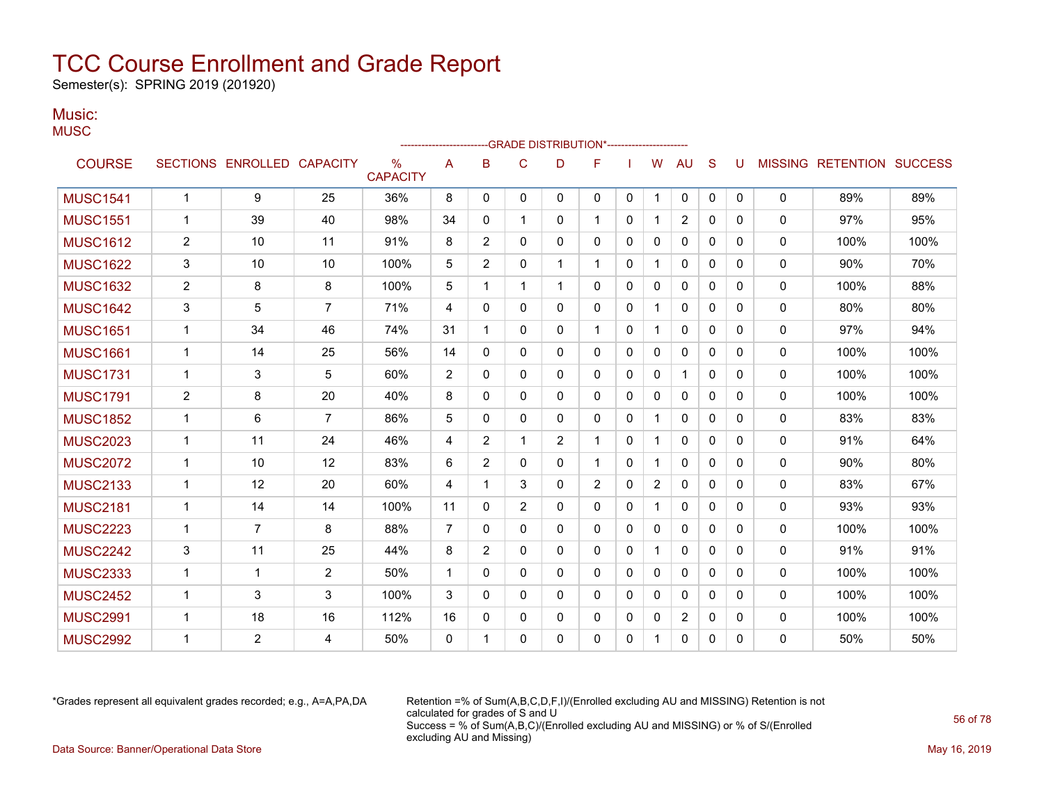# TCC Course Enrollment and Grade Report

Semester(s): SPRING 2019 (201920)

## Music:

MUSC

| COURSE | SECTIONS | ENROLLED | CAPACITY | % CAPACITY | A | B | C | D | F | I | W | AU | S | U | MISSING | RETENTION | SUCCESS |
|---|---|---|---|---|---|---|---|---|---|---|---|---|---|---|---|---|---|
| | | | | | GRADE DISTRIBUTION* | | | | | | | | | | | | |
| MUSC1541 | 1 | 9 | 25 | 36% | 8 | 0 | 0 | 0 | 0 | 0 | 1 | 0 | 0 | 0 | 0 | 89% | 89% |
| MUSC1551 | 1 | 39 | 40 | 98% | 34 | 0 | 1 | 0 | 1 | 0 | 1 | 2 | 0 | 0 | 0 | 97% | 95% |
| MUSC1612 | 2 | 10 | 11 | 91% | 8 | 2 | 0 | 0 | 0 | 0 | 0 | 0 | 0 | 0 | 0 | 100% | 100% |
| MUSC1622 | 3 | 10 | 10 | 100% | 5 | 2 | 0 | 1 | 1 | 0 | 1 | 0 | 0 | 0 | 0 | 90% | 70% |
| MUSC1632 | 2 | 8 | 8 | 100% | 5 | 1 | 1 | 1 | 0 | 0 | 0 | 0 | 0 | 0 | 0 | 100% | 88% |
| MUSC1642 | 3 | 5 | 7 | 71% | 4 | 0 | 0 | 0 | 0 | 0 | 1 | 0 | 0 | 0 | 0 | 80% | 80% |
| MUSC1651 | 1 | 34 | 46 | 74% | 31 | 1 | 0 | 0 | 1 | 0 | 1 | 0 | 0 | 0 | 0 | 97% | 94% |
| MUSC1661 | 1 | 14 | 25 | 56% | 14 | 0 | 0 | 0 | 0 | 0 | 0 | 0 | 0 | 0 | 0 | 100% | 100% |
| MUSC1731 | 1 | 3 | 5 | 60% | 2 | 0 | 0 | 0 | 0 | 0 | 0 | 1 | 0 | 0 | 0 | 100% | 100% |
| MUSC1791 | 2 | 8 | 20 | 40% | 8 | 0 | 0 | 0 | 0 | 0 | 0 | 0 | 0 | 0 | 0 | 100% | 100% |
| MUSC1852 | 1 | 6 | 7 | 86% | 5 | 0 | 0 | 0 | 0 | 0 | 1 | 0 | 0 | 0 | 0 | 83% | 83% |
| MUSC2023 | 1 | 11 | 24 | 46% | 4 | 2 | 1 | 2 | 1 | 0 | 1 | 0 | 0 | 0 | 0 | 91% | 64% |
| MUSC2072 | 1 | 10 | 12 | 83% | 6 | 2 | 0 | 0 | 1 | 0 | 1 | 0 | 0 | 0 | 0 | 90% | 80% |
| MUSC2133 | 1 | 12 | 20 | 60% | 4 | 1 | 3 | 0 | 2 | 0 | 2 | 0 | 0 | 0 | 0 | 83% | 67% |
| MUSC2181 | 1 | 14 | 14 | 100% | 11 | 0 | 2 | 0 | 0 | 0 | 1 | 0 | 0 | 0 | 0 | 93% | 93% |
| MUSC2223 | 1 | 7 | 8 | 88% | 7 | 0 | 0 | 0 | 0 | 0 | 0 | 0 | 0 | 0 | 0 | 100% | 100% |
| MUSC2242 | 3 | 11 | 25 | 44% | 8 | 2 | 0 | 0 | 0 | 0 | 1 | 0 | 0 | 0 | 0 | 91% | 91% |
| MUSC2333 | 1 | 1 | 2 | 50% | 1 | 0 | 0 | 0 | 0 | 0 | 0 | 0 | 0 | 0 | 0 | 100% | 100% |
| MUSC2452 | 1 | 3 | 3 | 100% | 3 | 0 | 0 | 0 | 0 | 0 | 0 | 0 | 0 | 0 | 0 | 100% | 100% |
| MUSC2991 | 1 | 18 | 16 | 112% | 16 | 0 | 0 | 0 | 0 | 0 | 0 | 2 | 0 | 0 | 0 | 100% | 100% |
| MUSC2992 | 1 | 2 | 4 | 50% | 0 | 1 | 0 | 0 | 0 | 0 | 1 | 0 | 0 | 0 | 0 | 50% | 50% |

*Grades represent all equivalent grades recorded; e.g., A=A,PA,DA

Retention =% of Sum(A,B,C,D,F,I)/(Enrolled excluding AU and MISSING) Retention is not calculated for grades of S and U
Success = % of Sum(A,B,C)/(Enrolled excluding AU and MISSING) or % of S/(Enrolled excluding AU and Missing)

Data Source: Banner/Operational Data Store

May 16, 2019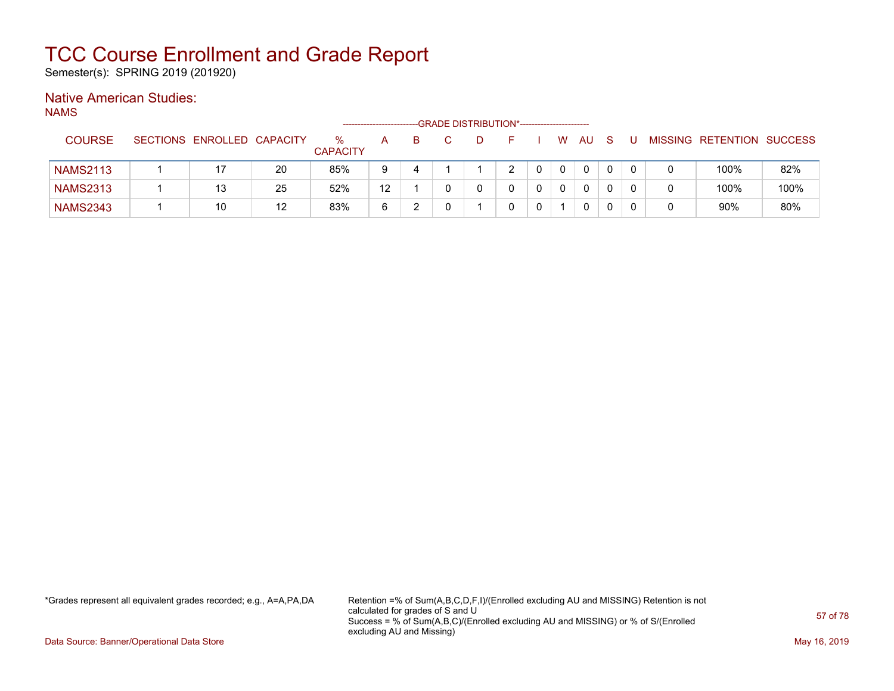# TCC Course Enrollment and Grade Report

Semester(s): SPRING 2019 (201920)

## Native American Studies:

NAMS

| COURSE | SECTIONS | ENROLLED | CAPACITY | % CAPACITY | A | B | C | D | F | I | W | AU | S | U | MISSING | RETENTION | SUCCESS |
|---|---|---|---|---|---|---|---|---|---|---|---|---|---|---|---|---|---|
| | | | | -------------------------GRADE DISTRIBUTION*----------------------- | | | | | | | | | | | | | |
| NAMS2113 | 1 | 17 | 20 | 85% | 9 | 4 | 1 | 1 | 2 | 0 | 0 | 0 | 0 | 0 | 0 | 100% | 82% |
| NAMS2313 | 1 | 13 | 25 | 52% | 12 | 1 | 0 | 0 | 0 | 0 | 0 | 0 | 0 | 0 | 0 | 100% | 100% |
| NAMS2343 | 1 | 10 | 12 | 83% | 6 | 2 | 0 | 1 | 0 | 0 | 1 | 0 | 0 | 0 | 0 | 90% | 80% |

*Grades represent all equivalent grades recorded; e.g., A=A,PA,DA

Retention =% of Sum(A,B,C,D,F,I)/(Enrolled excluding AU and MISSING) Retention is not calculated for grades of S and U
Success = % of Sum(A,B,C)/(Enrolled excluding AU and MISSING) or % of S/(Enrolled excluding AU and Missing)

Data Source: Banner/Operational Data Store

May 16, 2019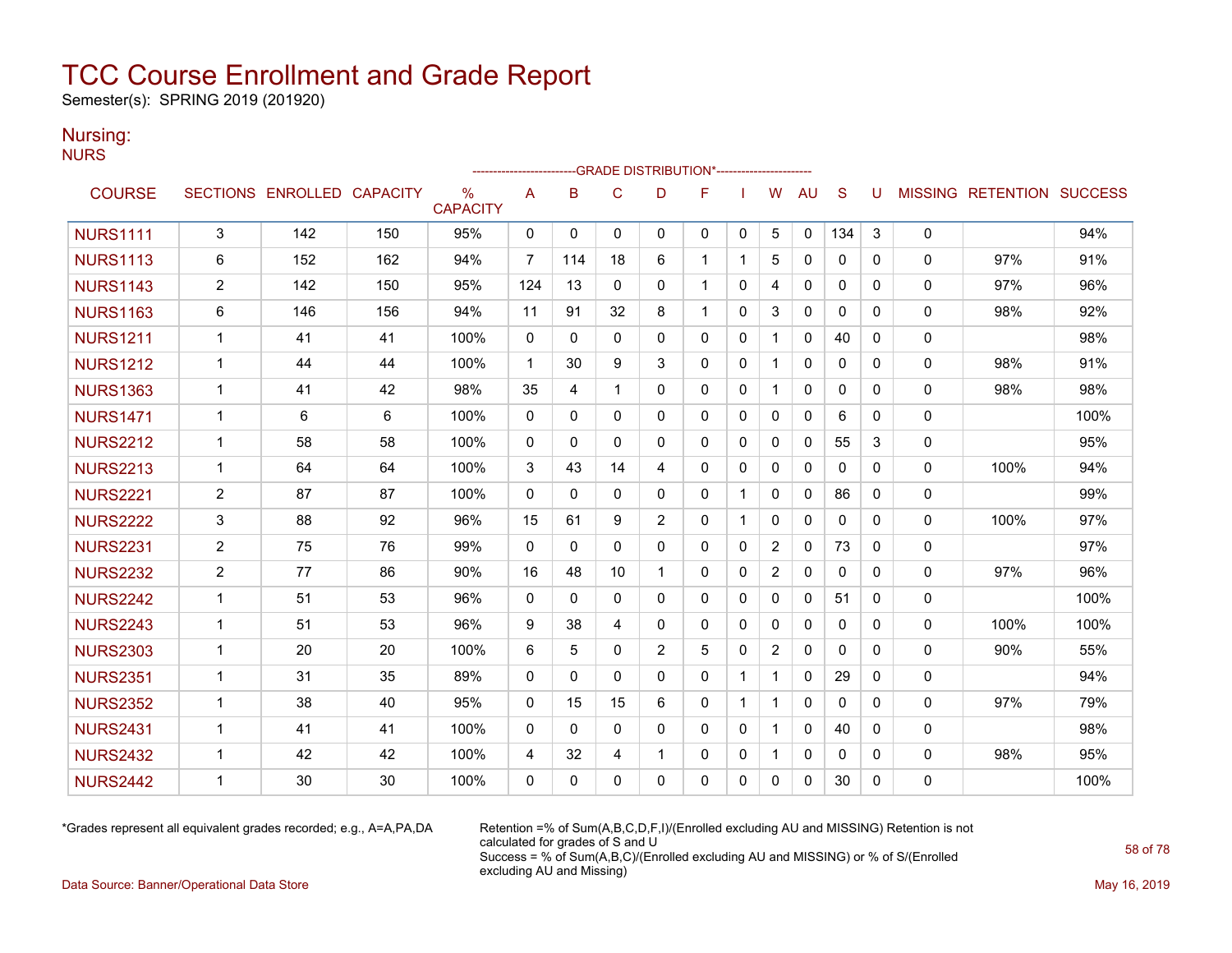# TCC Course Enrollment and Grade Report

Semester(s): SPRING 2019 (201920)

## Nursing:

NURS

| COURSE | SECTIONS | ENROLLED | CAPACITY | % CAPACITY | A | B | C | D | F | I | W | AU | S | U | MISSING | RETENTION | SUCCESS |
|---|---|---|---|---|---|---|---|---|---|---|---|---|---|---|---|---|---|
| | | | | | GRADE DISTRIBUTION* | | | | | | | | | | | | |
| NURS1111 | 3 | 142 | 150 | 95% | 0 | 0 | 0 | 0 | 0 | 0 | 5 | 0 | 134 | 3 | 0 | | 94% |
| NURS1113 | 6 | 152 | 162 | 94% | 7 | 114 | 18 | 6 | 1 | 1 | 5 | 0 | 0 | 0 | 0 | 97% | 91% |
| NURS1143 | 2 | 142 | 150 | 95% | 124 | 13 | 0 | 0 | 1 | 0 | 4 | 0 | 0 | 0 | 0 | 97% | 96% |
| NURS1163 | 6 | 146 | 156 | 94% | 11 | 91 | 32 | 8 | 1 | 0 | 3 | 0 | 0 | 0 | 0 | 98% | 92% |
| NURS1211 | 1 | 41 | 41 | 100% | 0 | 0 | 0 | 0 | 0 | 0 | 1 | 0 | 40 | 0 | 0 | | 98% |
| NURS1212 | 1 | 44 | 44 | 100% | 1 | 30 | 9 | 3 | 0 | 0 | 1 | 0 | 0 | 0 | 0 | 98% | 91% |
| NURS1363 | 1 | 41 | 42 | 98% | 35 | 4 | 1 | 0 | 0 | 0 | 1 | 0 | 0 | 0 | 0 | 98% | 98% |
| NURS1471 | 1 | 6 | 6 | 100% | 0 | 0 | 0 | 0 | 0 | 0 | 0 | 0 | 6 | 0 | 0 | | 100% |
| NURS2212 | 1 | 58 | 58 | 100% | 0 | 0 | 0 | 0 | 0 | 0 | 0 | 0 | 55 | 3 | 0 | | 95% |
| NURS2213 | 1 | 64 | 64 | 100% | 3 | 43 | 14 | 4 | 0 | 0 | 0 | 0 | 0 | 0 | 0 | 100% | 94% |
| NURS2221 | 2 | 87 | 87 | 100% | 0 | 0 | 0 | 0 | 0 | 1 | 0 | 0 | 86 | 0 | 0 | | 99% |
| NURS2222 | 3 | 88 | 92 | 96% | 15 | 61 | 9 | 2 | 0 | 1 | 0 | 0 | 0 | 0 | 0 | 100% | 97% |
| NURS2231 | 2 | 75 | 76 | 99% | 0 | 0 | 0 | 0 | 0 | 0 | 2 | 0 | 73 | 0 | 0 | | 97% |
| NURS2232 | 2 | 77 | 86 | 90% | 16 | 48 | 10 | 1 | 0 | 0 | 2 | 0 | 0 | 0 | 0 | 97% | 96% |
| NURS2242 | 1 | 51 | 53 | 96% | 0 | 0 | 0 | 0 | 0 | 0 | 0 | 0 | 51 | 0 | 0 | | 100% |
| NURS2243 | 1 | 51 | 53 | 96% | 9 | 38 | 4 | 0 | 0 | 0 | 0 | 0 | 0 | 0 | 0 | 100% | 100% |
| NURS2303 | 1 | 20 | 20 | 100% | 6 | 5 | 0 | 2 | 5 | 0 | 2 | 0 | 0 | 0 | 0 | 90% | 55% |
| NURS2351 | 1 | 31 | 35 | 89% | 0 | 0 | 0 | 0 | 0 | 1 | 1 | 0 | 29 | 0 | 0 | | 94% |
| NURS2352 | 1 | 38 | 40 | 95% | 0 | 15 | 15 | 6 | 0 | 1 | 1 | 0 | 0 | 0 | 0 | 97% | 79% |
| NURS2431 | 1 | 41 | 41 | 100% | 0 | 0 | 0 | 0 | 0 | 0 | 1 | 0 | 40 | 0 | 0 | | 98% |
| NURS2432 | 1 | 42 | 42 | 100% | 4 | 32 | 4 | 1 | 0 | 0 | 1 | 0 | 0 | 0 | 0 | 98% | 95% |
| NURS2442 | 1 | 30 | 30 | 100% | 0 | 0 | 0 | 0 | 0 | 0 | 0 | 0 | 30 | 0 | 0 | | 100% |

*Grades represent all equivalent grades recorded; e.g., A=A,PA,DA

Retention =% of Sum(A,B,C,D,F,I)/(Enrolled excluding AU and MISSING) Retention is not calculated for grades of S and U
Success = % of Sum(A,B,C)/(Enrolled excluding AU and MISSING) or % of S/(Enrolled excluding AU and Missing)

Data Source: Banner/Operational Data Store

May 16, 2019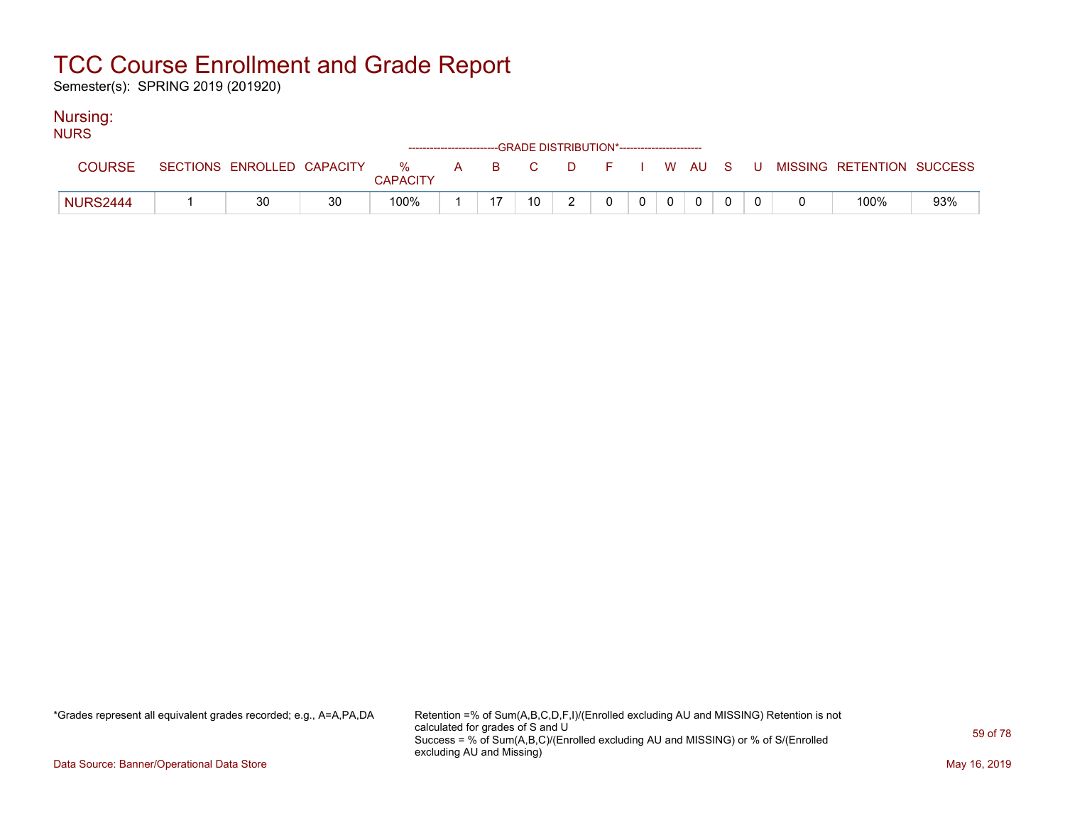# TCC Course Enrollment and Grade Report

Semester(s): SPRING 2019 (201920)

## Nursing:

NURS

| COURSE | SECTIONS | ENROLLED | CAPACITY | % CAPACITY | A | B | C | D | F | I | W | AU | S | U | MISSING | RETENTION | SUCCESS |
|---|---|---|---|---|---|---|---|---|---|---|---|---|---|---|---|---|---|
| | | | | | GRADE DISTRIBUTION* | | | | | | | | | | | | |
| NURS2444 | 1 | 30 | 30 | 100% | 1 | 17 | 10 | 2 | 0 | 0 | 0 | 0 | 0 | 0 | 0 | 100% | 93% |

*Grades represent all equivalent grades recorded; e.g., A=A,PA,DA

Retention =% of Sum(A,B,C,D,F,I)/(Enrolled excluding AU and MISSING) Retention is not calculated for grades of S and U

Success = % of Sum(A,B,C)/(Enrolled excluding AU and MISSING) or % of S/(Enrolled excluding AU and Missing)

Data Source: Banner/Operational Data Store

May 16, 2019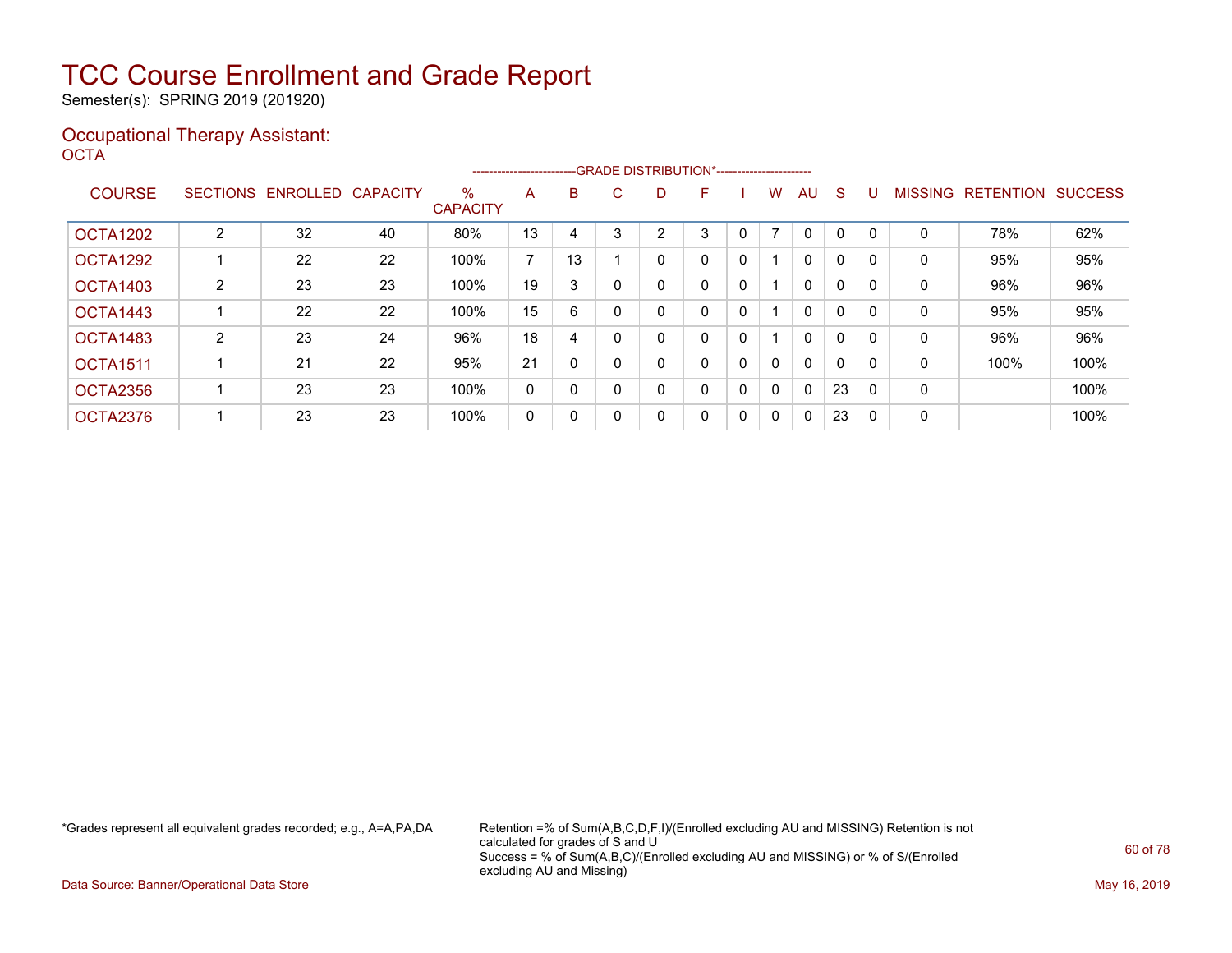# TCC Course Enrollment and Grade Report

Semester(s): SPRING 2019 (201920)

## Occupational Therapy Assistant:

OCTA

| COURSE | SECTIONS | ENROLLED | CAPACITY | % CAPACITY | A | B | C | D | F | I | W | AU | S | U | MISSING | RETENTION | SUCCESS |
|---|---|---|---|---|---|---|---|---|---|---|---|---|---|---|---|---|---|
| | | | | | GRADE DISTRIBUTION* | | | | | | | | | | | | |
| OCTA1202 | 2 | 32 | 40 | 80% | 13 | 4 | 3 | 2 | 3 | 0 | 7 | 0 | 0 | 0 | 0 | 78% | 62% |
| OCTA1292 | 1 | 22 | 22 | 100% | 7 | 13 | 1 | 0 | 0 | 0 | 1 | 0 | 0 | 0 | 0 | 95% | 95% |
| OCTA1403 | 2 | 23 | 23 | 100% | 19 | 3 | 0 | 0 | 0 | 0 | 1 | 0 | 0 | 0 | 0 | 96% | 96% |
| OCTA1443 | 1 | 22 | 22 | 100% | 15 | 6 | 0 | 0 | 0 | 0 | 1 | 0 | 0 | 0 | 0 | 95% | 95% |
| OCTA1483 | 2 | 23 | 24 | 96% | 18 | 4 | 0 | 0 | 0 | 0 | 1 | 0 | 0 | 0 | 0 | 96% | 96% |
| OCTA1511 | 1 | 21 | 22 | 95% | 21 | 0 | 0 | 0 | 0 | 0 | 0 | 0 | 0 | 0 | 0 | 100% | 100% |
| OCTA2356 | 1 | 23 | 23 | 100% | 0 | 0 | 0 | 0 | 0 | 0 | 0 | 0 | 23 | 0 | 0 | | 100% |
| OCTA2376 | 1 | 23 | 23 | 100% | 0 | 0 | 0 | 0 | 0 | 0 | 0 | 0 | 23 | 0 | 0 | | 100% |

*Grades represent all equivalent grades recorded; e.g., A=A,PA,DA

Retention =% of Sum(A,B,C,D,F,I)/(Enrolled excluding AU and MISSING) Retention is not calculated for grades of S and U
Success = % of Sum(A,B,C)/(Enrolled excluding AU and MISSING) or % of S/(Enrolled excluding AU and Missing)

Data Source: Banner/Operational Data Store

May 16, 2019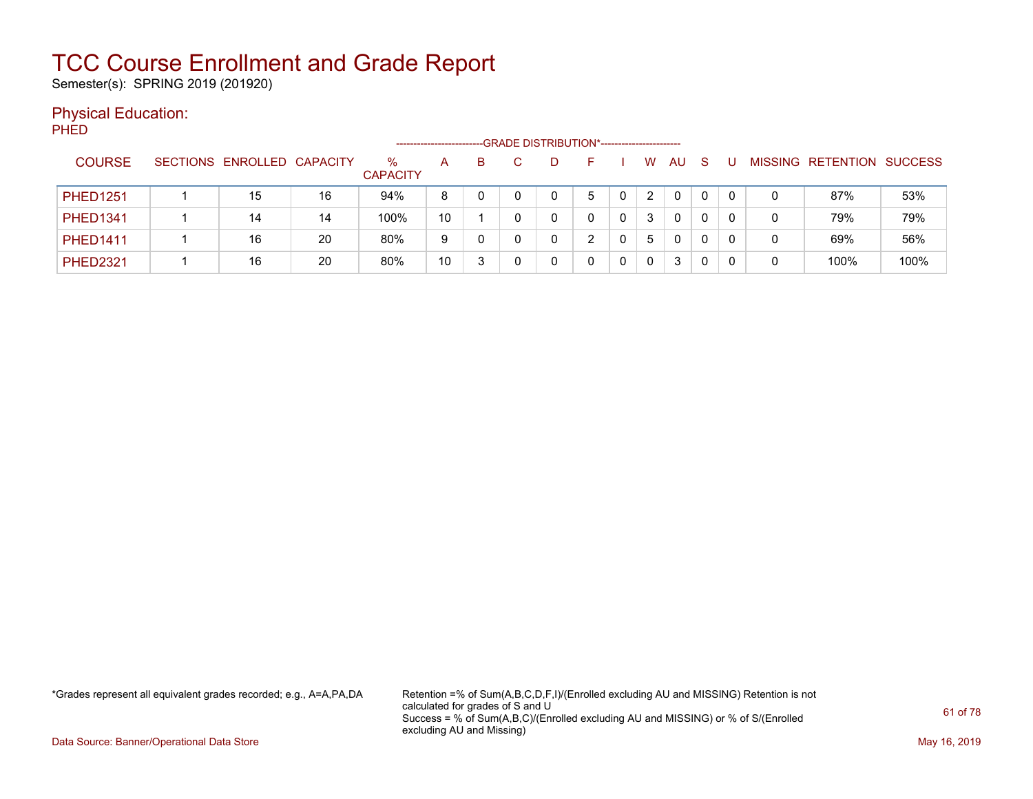# TCC Course Enrollment and Grade Report

Semester(s): SPRING 2019 (201920)

## Physical Education:

PHED

| COURSE | SECTIONS | ENROLLED | CAPACITY | % CAPACITY | A | B | C | D | F | I | W | AU | S | U | MISSING | RETENTION | SUCCESS |
|---|---|---|---|---|---|---|---|---|---|---|---|---|---|---|---|---|---|
| | | | | | GRADE DISTRIBUTION* | | | | | | | | | | | | |
| PHED1251 | 1 | 15 | 16 | 94% | 8 | 0 | 0 | 0 | 5 | 0 | 2 | 0 | 0 | 0 | 0 | 87% | 53% |
| PHED1341 | 1 | 14 | 14 | 100% | 10 | 1 | 0 | 0 | 0 | 0 | 3 | 0 | 0 | 0 | 0 | 79% | 79% |
| PHED1411 | 1 | 16 | 20 | 80% | 9 | 0 | 0 | 0 | 2 | 0 | 5 | 0 | 0 | 0 | 0 | 69% | 56% |
| PHED2321 | 1 | 16 | 20 | 80% | 10 | 3 | 0 | 0 | 0 | 0 | 0 | 3 | 0 | 0 | 0 | 100% | 100% |

*Grades represent all equivalent grades recorded; e.g., A=A,PA,DA

Retention =% of Sum(A,B,C,D,F,I)/(Enrolled excluding AU and MISSING) Retention is not calculated for grades of S and U
Success = % of Sum(A,B,C)/(Enrolled excluding AU and MISSING) or % of S/(Enrolled excluding AU and Missing)

Data Source: Banner/Operational Data Store

May 16, 2019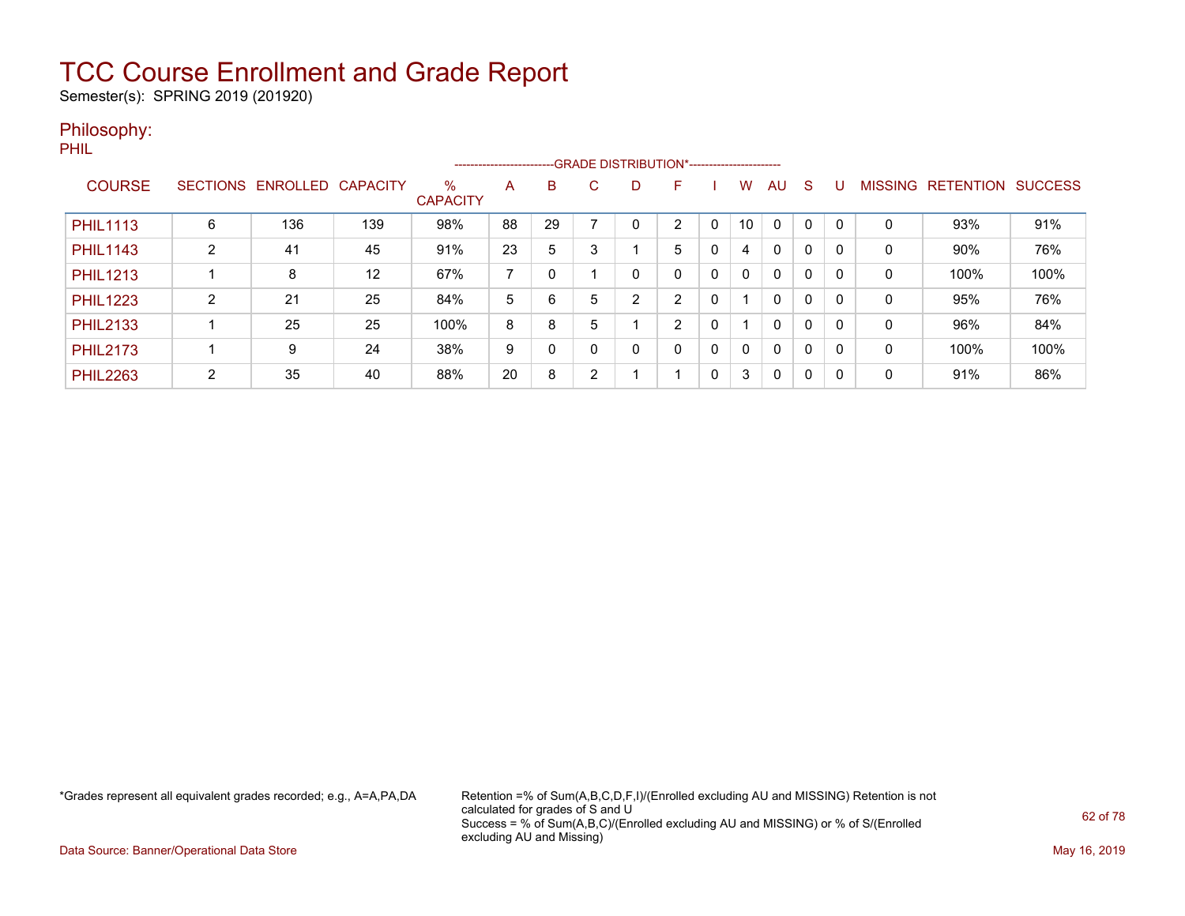# TCC Course Enrollment and Grade Report

Semester(s): SPRING 2019 (201920)

## Philosophy:

PHIL

| COURSE | SECTIONS | ENROLLED | CAPACITY | % CAPACITY | A | B | C | D | F | I | W | AU | S | U | MISSING | RETENTION | SUCCESS |
|---|---|---|---|---|---|---|---|---|---|---|---|---|---|---|---|---|---|
| | | | | | GRADE DISTRIBUTION* | | | | | | | | | | | | |
| PHIL1113 | 6 | 136 | 139 | 98% | 88 | 29 | 7 | 0 | 2 | 0 | 10 | 0 | 0 | 0 | 0 | 93% | 91% |
| PHIL1143 | 2 | 41 | 45 | 91% | 23 | 5 | 3 | 1 | 5 | 0 | 4 | 0 | 0 | 0 | 0 | 90% | 76% |
| PHIL1213 | 1 | 8 | 12 | 67% | 7 | 0 | 1 | 0 | 0 | 0 | 0 | 0 | 0 | 0 | 0 | 100% | 100% |
| PHIL1223 | 2 | 21 | 25 | 84% | 5 | 6 | 5 | 2 | 2 | 0 | 1 | 0 | 0 | 0 | 0 | 95% | 76% |
| PHIL2133 | 1 | 25 | 25 | 100% | 8 | 8 | 5 | 1 | 2 | 0 | 1 | 0 | 0 | 0 | 0 | 96% | 84% |
| PHIL2173 | 1 | 9 | 24 | 38% | 9 | 0 | 0 | 0 | 0 | 0 | 0 | 0 | 0 | 0 | 0 | 100% | 100% |
| PHIL2263 | 2 | 35 | 40 | 88% | 20 | 8 | 2 | 1 | 1 | 0 | 3 | 0 | 0 | 0 | 0 | 91% | 86% |

*Grades represent all equivalent grades recorded; e.g., A=A,PA,DA

Retention =% of Sum(A,B,C,D,F,I)/(Enrolled excluding AU and MISSING) Retention is not calculated for grades of S and U
Success = % of Sum(A,B,C)/(Enrolled excluding AU and MISSING) or % of S/(Enrolled excluding AU and Missing)

Data Source: Banner/Operational Data Store

May 16, 2019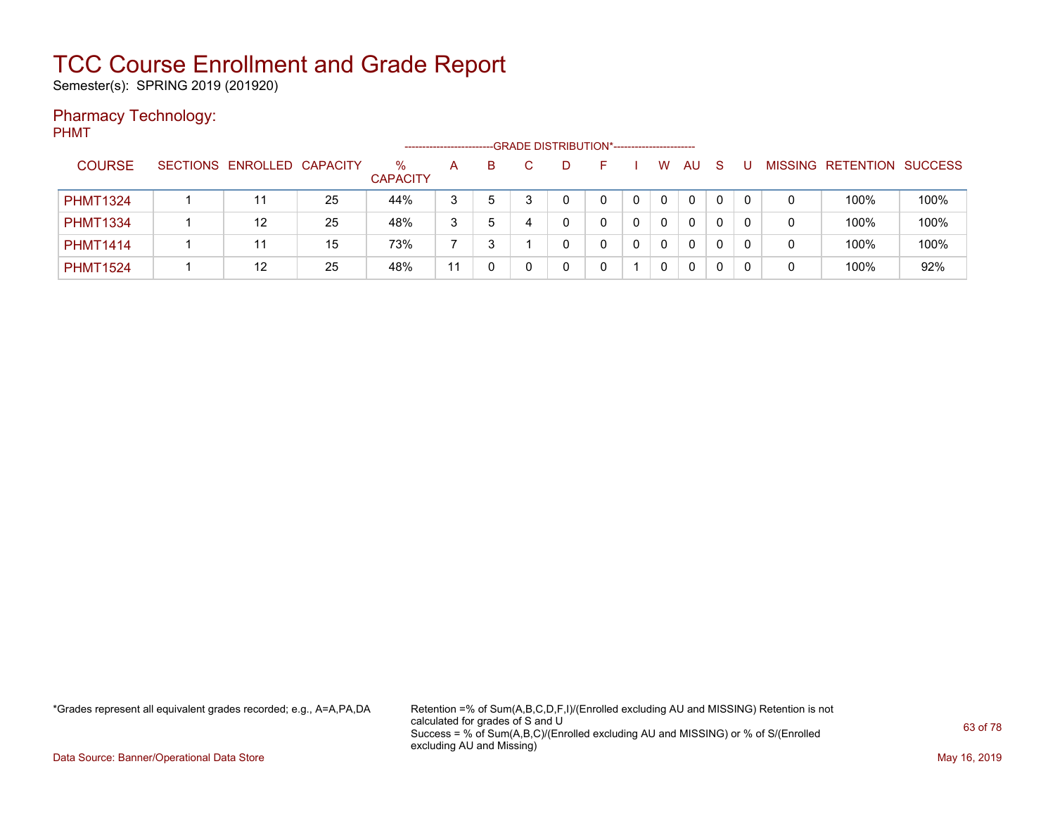# TCC Course Enrollment and Grade Report

Semester(s): SPRING 2019 (201920)

## Pharmacy Technology:

PHMT

| COURSE | SECTIONS | ENROLLED | CAPACITY | % CAPACITY | A | B | C | D | F | I | W | AU | S | U | MISSING | RETENTION | SUCCESS |
|---|---|---|---|---|---|---|---|---|---|---|---|---|---|---|---|---|---|
| | | | | | GRADE DISTRIBUTION* | | | | | | | | | | | | |
| PHMT1324 | 1 | 11 | 25 | 44% | 3 | 5 | 3 | 0 | 0 | 0 | 0 | 0 | 0 | 0 | 0 | 100% | 100% |
| PHMT1334 | 1 | 12 | 25 | 48% | 3 | 5 | 4 | 0 | 0 | 0 | 0 | 0 | 0 | 0 | 0 | 100% | 100% |
| PHMT1414 | 1 | 11 | 15 | 73% | 7 | 3 | 1 | 0 | 0 | 0 | 0 | 0 | 0 | 0 | 0 | 100% | 100% |
| PHMT1524 | 1 | 12 | 25 | 48% | 11 | 0 | 0 | 0 | 0 | 1 | 0 | 0 | 0 | 0 | 0 | 100% | 92% |

*Grades represent all equivalent grades recorded; e.g., A=A,PA,DA

Retention =% of Sum(A,B,C,D,F,I)/(Enrolled excluding AU and MISSING) Retention is not calculated for grades of S and U
Success = % of Sum(A,B,C)/(Enrolled excluding AU and MISSING) or % of S/(Enrolled excluding AU and Missing)

Data Source: Banner/Operational Data Store

May 16, 2019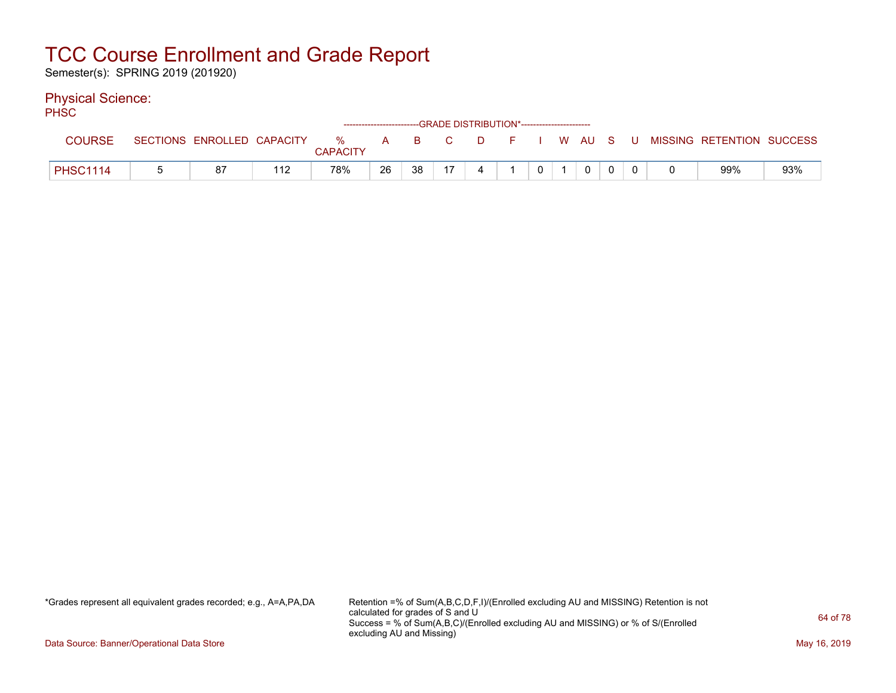# TCC Course Enrollment and Grade Report

Semester(s): SPRING 2019 (201920)

## Physical Science:

PHSC

| COURSE | SECTIONS | ENROLLED | CAPACITY | % CAPACITY | A | B | C | D | F | I | W | AU | S | U | MISSING | RETENTION | SUCCESS |
|---|---|---|---|---|---|---|---|---|---|---|---|---|---|---|---|---|---|
| | | | | | GRADE DISTRIBUTION* | | | | | | | | | | | | |
| PHSC1114 | 5 | 87 | 112 | 78% | 26 | 38 | 17 | 4 | 1 | 0 | 1 | 0 | 0 | 0 | 0 | 99% | 93% |

*Grades represent all equivalent grades recorded; e.g., A=A,PA,DA

Retention =% of Sum(A,B,C,D,F,I)/(Enrolled excluding AU and MISSING) Retention is not calculated for grades of S and U
Success = % of Sum(A,B,C)/(Enrolled excluding AU and MISSING) or % of S/(Enrolled excluding AU and Missing)

Data Source: Banner/Operational Data Store

May 16, 2019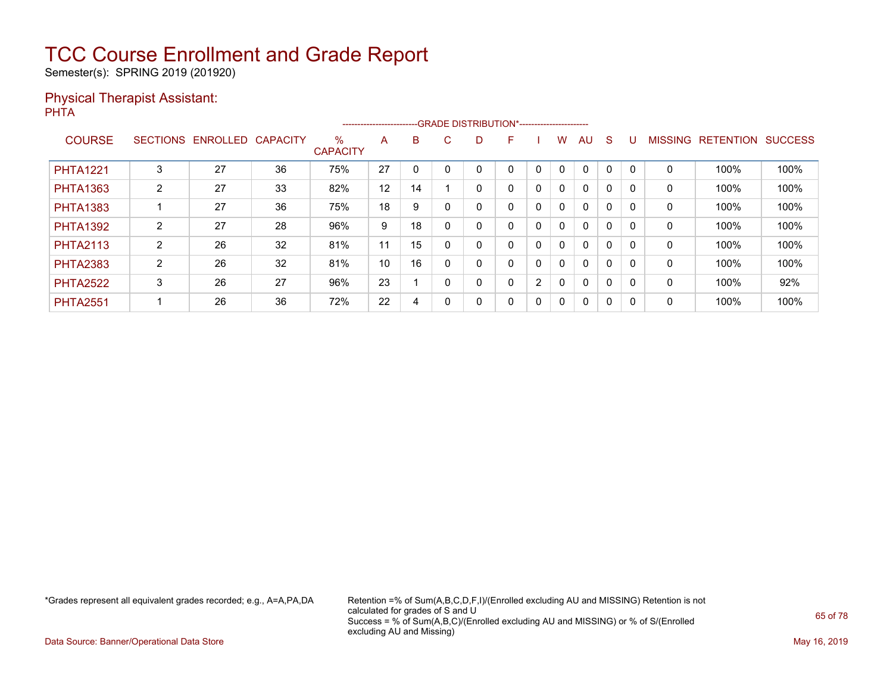# TCC Course Enrollment and Grade Report

Semester(s): SPRING 2019 (201920)

## Physical Therapist Assistant:

PHTA

| COURSE | SECTIONS | ENROLLED | CAPACITY | % CAPACITY | A | B | C | D | F | I | W | AU | S | U | MISSING | RETENTION | SUCCESS |
|---|---|---|---|---|---|---|---|---|---|---|---|---|---|---|---|---|---|
| | | | | | GRADE DISTRIBUTION* | | | | | | | | | | | | |
| PHTA1221 | 3 | 27 | 36 | 75% | 27 | 0 | 0 | 0 | 0 | 0 | 0 | 0 | 0 | 0 | 0 | 100% | 100% |
| PHTA1363 | 2 | 27 | 33 | 82% | 12 | 14 | 1 | 0 | 0 | 0 | 0 | 0 | 0 | 0 | 0 | 100% | 100% |
| PHTA1383 | 1 | 27 | 36 | 75% | 18 | 9 | 0 | 0 | 0 | 0 | 0 | 0 | 0 | 0 | 0 | 100% | 100% |
| PHTA1392 | 2 | 27 | 28 | 96% | 9 | 18 | 0 | 0 | 0 | 0 | 0 | 0 | 0 | 0 | 0 | 100% | 100% |
| PHTA2113 | 2 | 26 | 32 | 81% | 11 | 15 | 0 | 0 | 0 | 0 | 0 | 0 | 0 | 0 | 0 | 100% | 100% |
| PHTA2383 | 2 | 26 | 32 | 81% | 10 | 16 | 0 | 0 | 0 | 0 | 0 | 0 | 0 | 0 | 0 | 100% | 100% |
| PHTA2522 | 3 | 26 | 27 | 96% | 23 | 1 | 0 | 0 | 0 | 2 | 0 | 0 | 0 | 0 | 0 | 100% | 92% |
| PHTA2551 | 1 | 26 | 36 | 72% | 22 | 4 | 0 | 0 | 0 | 0 | 0 | 0 | 0 | 0 | 0 | 100% | 100% |

*Grades represent all equivalent grades recorded; e.g., A=A,PA,DA

Retention =% of Sum(A,B,C,D,F,I)/(Enrolled excluding AU and MISSING) Retention is not calculated for grades of S and U
Success = % of Sum(A,B,C)/(Enrolled excluding AU and MISSING) or % of S/(Enrolled excluding AU and Missing)

Data Source: Banner/Operational Data Store

May 16, 2019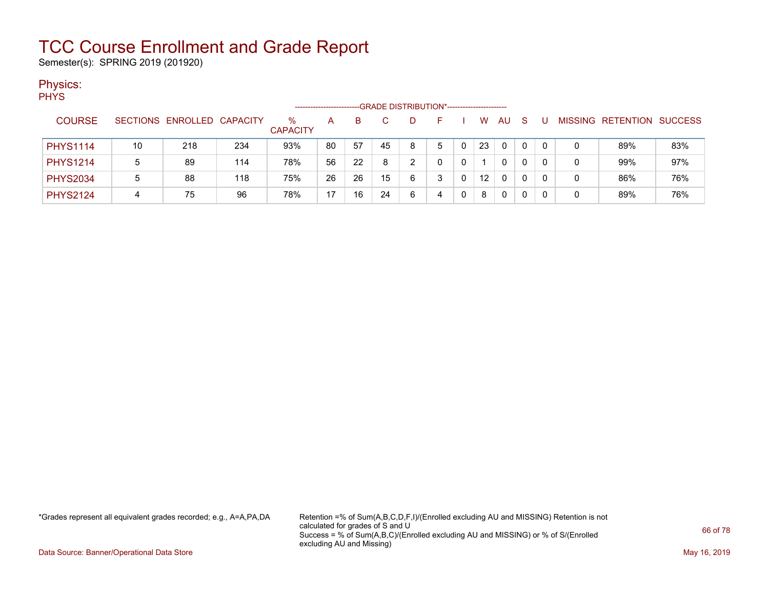# TCC Course Enrollment and Grade Report

Semester(s): SPRING 2019 (201920)

## Physics:

PHYS

| COURSE | SECTIONS | ENROLLED | CAPACITY | % CAPACITY | A | B | C | D | F | I | W | AU | S | U | MISSING | RETENTION | SUCCESS |
|---|---|---|---|---|---|---|---|---|---|---|---|---|---|---|---|---|---|
| | | | | | -------------------------GRADE DISTRIBUTION*----------------------- | | | | | | | | | | | | |
| PHYS1114 | 10 | 218 | 234 | 93% | 80 | 57 | 45 | 8 | 5 | 0 | 23 | 0 | 0 | 0 | 0 | 89% | 83% |
| PHYS1214 | 5 | 89 | 114 | 78% | 56 | 22 | 8 | 2 | 0 | 0 | 1 | 0 | 0 | 0 | 0 | 99% | 97% |
| PHYS2034 | 5 | 88 | 118 | 75% | 26 | 26 | 15 | 6 | 3 | 0 | 12 | 0 | 0 | 0 | 0 | 86% | 76% |
| PHYS2124 | 4 | 75 | 96 | 78% | 17 | 16 | 24 | 6 | 4 | 0 | 8 | 0 | 0 | 0 | 0 | 89% | 76% |

*Grades represent all equivalent grades recorded; e.g., A=A,PA,DA

Retention =% of Sum(A,B,C,D,F,I)/(Enrolled excluding AU and MISSING) Retention is not calculated for grades of S and U
Success = % of Sum(A,B,C)/(Enrolled excluding AU and MISSING) or % of S/(Enrolled excluding AU and Missing)

Data Source: Banner/Operational Data Store

May 16, 2019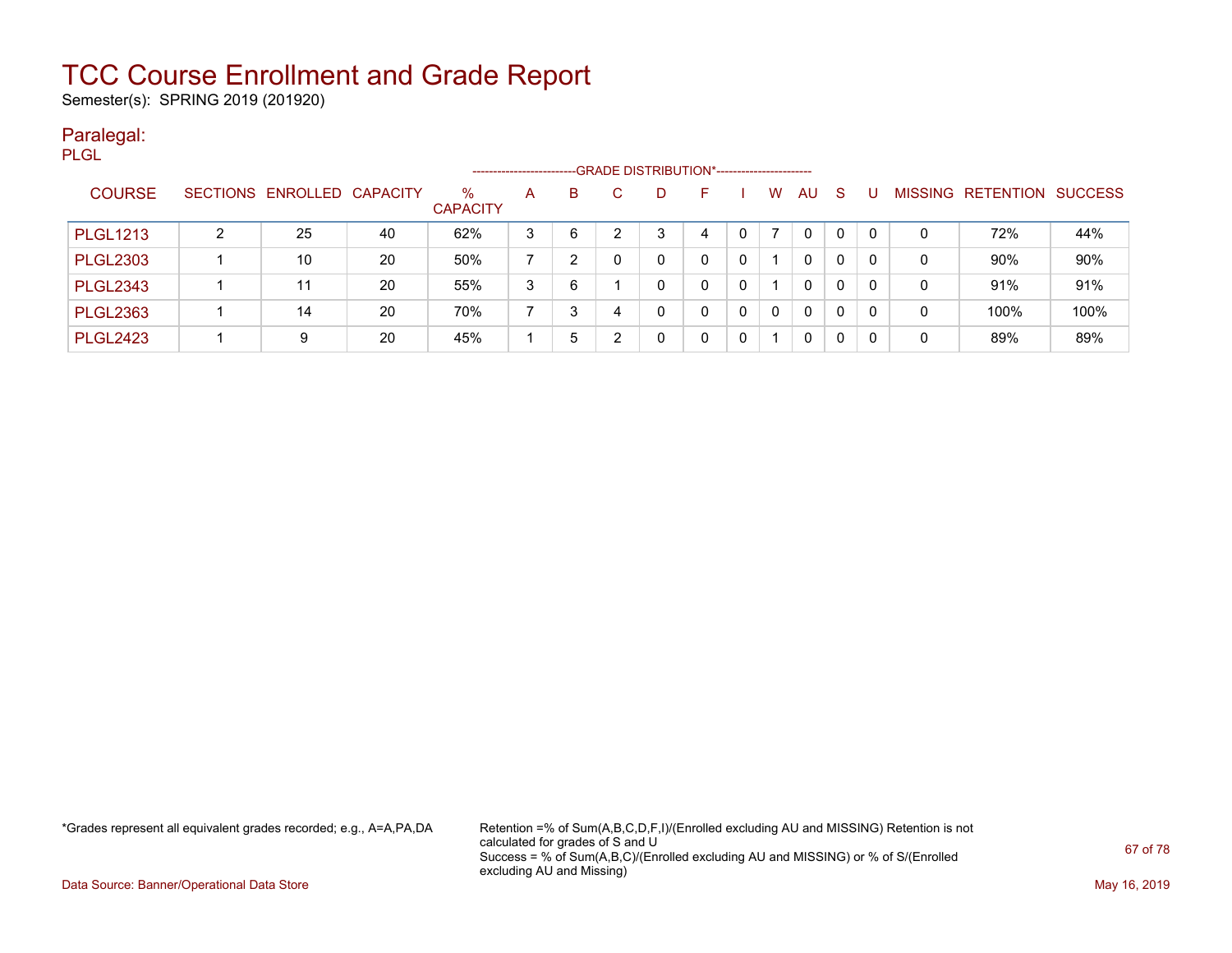# TCC Course Enrollment and Grade Report

Semester(s): SPRING 2019 (201920)

## Paralegal:

PLGL

| COURSE | SECTIONS | ENROLLED | CAPACITY | % CAPACITY | A | B | C | D | F | I | W | AU | S | U | MISSING | RETENTION | SUCCESS |
|---|---|---|---|---|---|---|---|---|---|---|---|---|---|---|---|---|---|
| | | | | | GRADE DISTRIBUTION* | | | | | | | | | | | | |
| PLGL1213 | 2 | 25 | 40 | 62% | 3 | 6 | 2 | 3 | 4 | 0 | 7 | 0 | 0 | 0 | 0 | 72% | 44% |
| PLGL2303 | 1 | 10 | 20 | 50% | 7 | 2 | 0 | 0 | 0 | 0 | 1 | 0 | 0 | 0 | 0 | 90% | 90% |
| PLGL2343 | 1 | 11 | 20 | 55% | 3 | 6 | 1 | 0 | 0 | 0 | 1 | 0 | 0 | 0 | 0 | 91% | 91% |
| PLGL2363 | 1 | 14 | 20 | 70% | 7 | 3 | 4 | 0 | 0 | 0 | 0 | 0 | 0 | 0 | 0 | 100% | 100% |
| PLGL2423 | 1 | 9 | 20 | 45% | 1 | 5 | 2 | 0 | 0 | 0 | 1 | 0 | 0 | 0 | 0 | 89% | 89% |

*Grades represent all equivalent grades recorded; e.g., A=A,PA,DA

Retention =% of Sum(A,B,C,D,F,I)/(Enrolled excluding AU and MISSING) Retention is not calculated for grades of S and U
Success = % of Sum(A,B,C)/(Enrolled excluding AU and MISSING) or % of S/(Enrolled excluding AU and Missing)

Data Source: Banner/Operational Data Store

May 16, 2019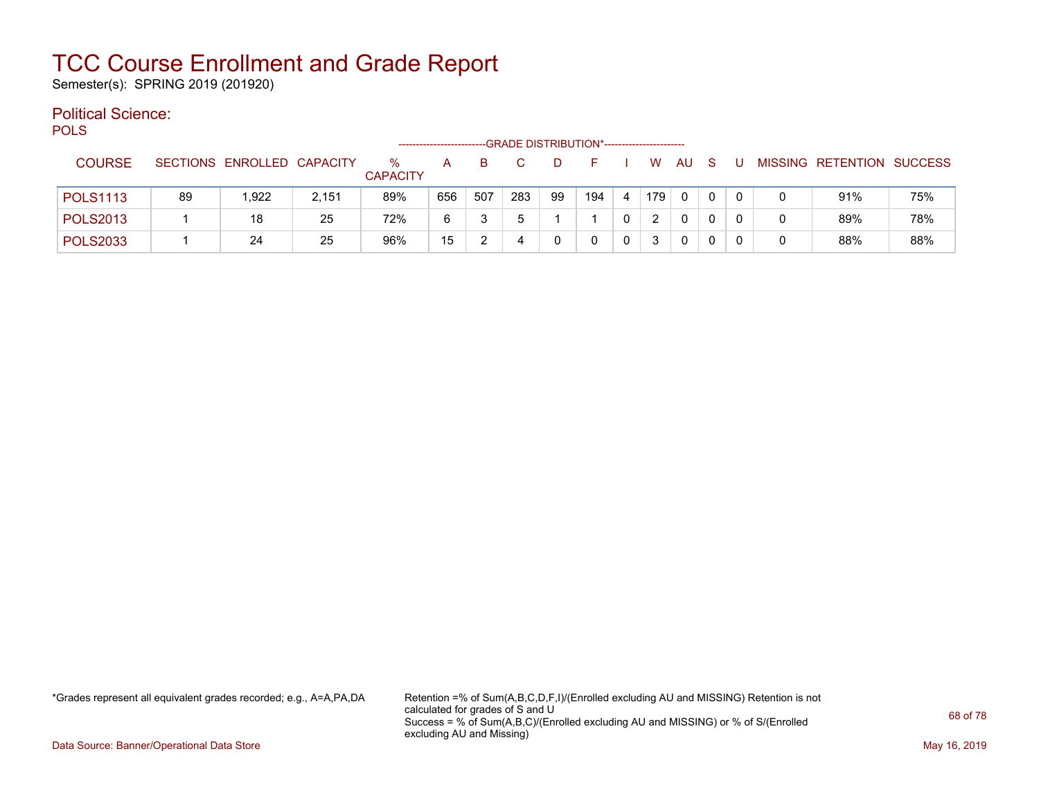# TCC Course Enrollment and Grade Report

Semester(s): SPRING 2019 (201920)

## Political Science:

POLS

| COURSE | SECTIONS | ENROLLED | CAPACITY | % CAPACITY | A | B | C | D | F | I | W | AU | S | U | MISSING | RETENTION | SUCCESS |
|---|---|---|---|---|---|---|---|---|---|---|---|---|---|---|---|---|---|
| | | | | | GRADE DISTRIBUTION* | | | | | | | | | | | | |
| POLS1113 | 89 | 1,922 | 2,151 | 89% | 656 | 507 | 283 | 99 | 194 | 4 | 179 | 0 | 0 | 0 | 0 | 91% | 75% |
| POLS2013 | 1 | 18 | 25 | 72% | 6 | 3 | 5 | 1 | 1 | 0 | 2 | 0 | 0 | 0 | 0 | 89% | 78% |
| POLS2033 | 1 | 24 | 25 | 96% | 15 | 2 | 4 | 0 | 0 | 0 | 3 | 0 | 0 | 0 | 0 | 88% | 88% |

*Grades represent all equivalent grades recorded; e.g., A=A,PA,DA

Retention =% of Sum(A,B,C,D,F,I)/(Enrolled excluding AU and MISSING) Retention is not calculated for grades of S and U
Success = % of Sum(A,B,C)/(Enrolled excluding AU and MISSING) or % of S/(Enrolled excluding AU and Missing)

Data Source: Banner/Operational Data Store

May 16, 2019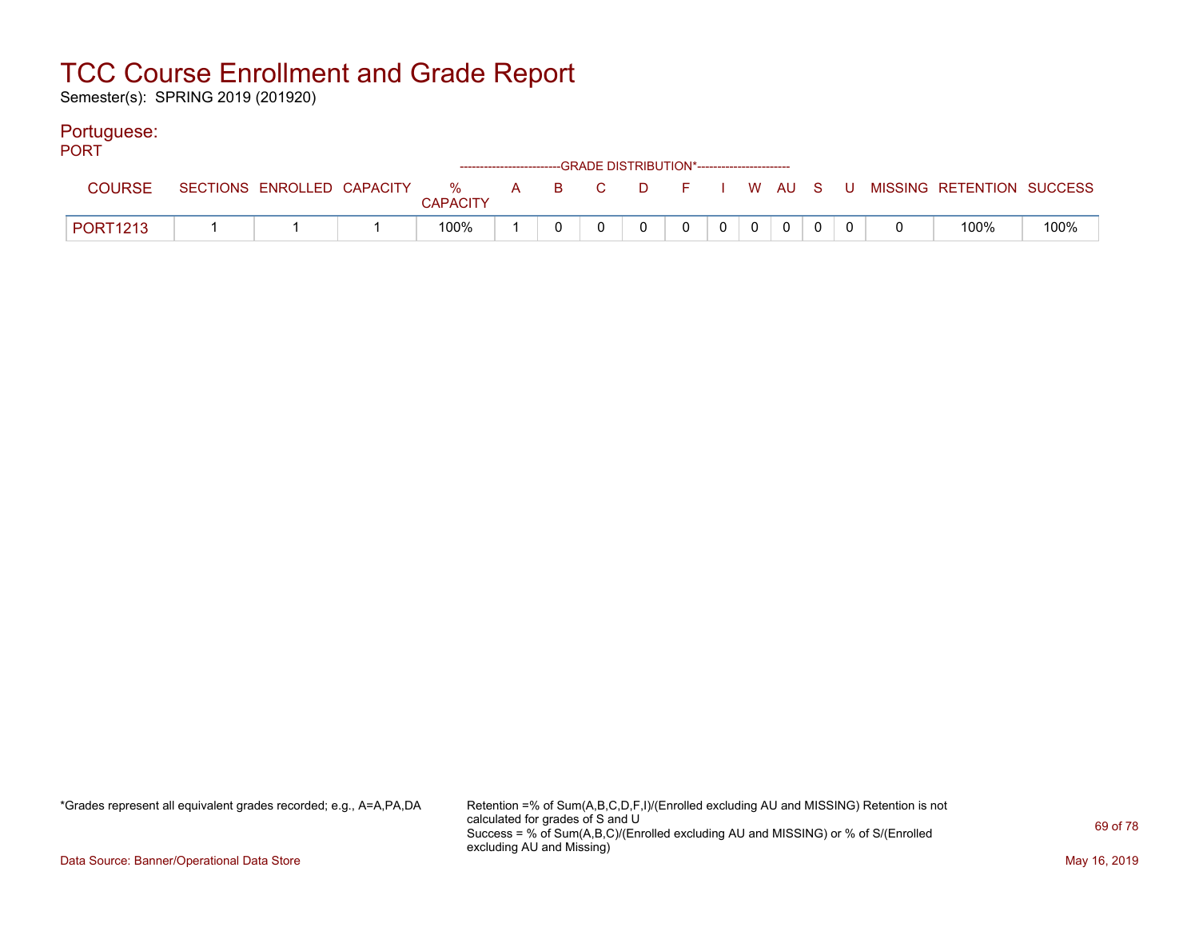# TCC Course Enrollment and Grade Report

Semester(s): SPRING 2019 (201920)

## Portuguese:

PORT

| COURSE | SECTIONS | ENROLLED | CAPACITY | % CAPACITY | A | B | C | D | F | I | W | AU | S | U | MISSING | RETENTION | SUCCESS |
|---|---|---|---|---|---|---|---|---|---|---|---|---|---|---|---|---|---|
| | | | | | GRADE DISTRIBUTION* | | | | | | | | | | | | |
| PORT1213 | 1 | 1 | 1 | 100% | 1 | 0 | 0 | 0 | 0 | 0 | 0 | 0 | 0 | 0 | 0 | 100% | 100% |

*Grades represent all equivalent grades recorded; e.g., A=A,PA,DA

Retention =% of Sum(A,B,C,D,F,I)/(Enrolled excluding AU and MISSING) Retention is not calculated for grades of S and U
Success = % of Sum(A,B,C)/(Enrolled excluding AU and MISSING) or % of S/(Enrolled excluding AU and Missing)

Data Source: Banner/Operational Data Store

May 16, 2019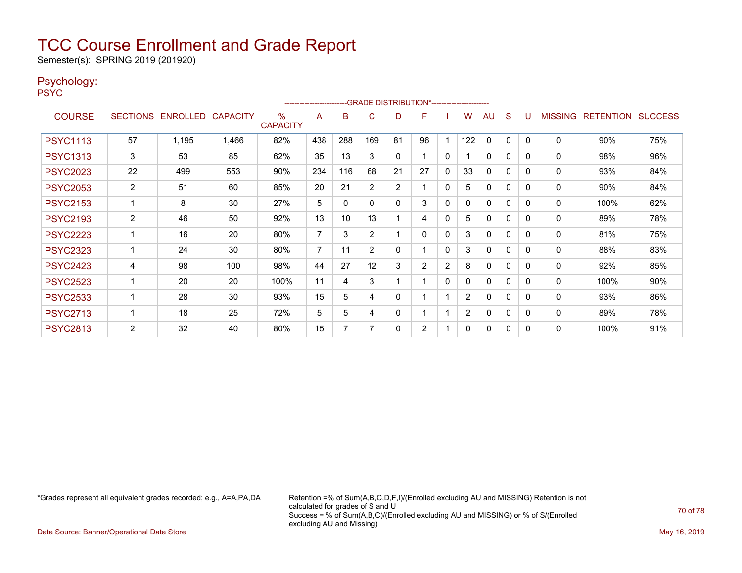# TCC Course Enrollment and Grade Report

Semester(s): SPRING 2019 (201920)

## Psychology:

PSYC

| COURSE | SECTIONS | ENROLLED | CAPACITY | % CAPACITY | A | B | C | D | F | I | W | AU | S | U | MISSING | RETENTION | SUCCESS |
|---|---|---|---|---|---|---|---|---|---|---|---|---|---|---|---|---|---|
| | | | | | GRADE DISTRIBUTION* | | | | | | | | | | | | |
| PSYC1113 | 57 | 1,195 | 1,466 | 82% | 438 | 288 | 169 | 81 | 96 | 1 | 122 | 0 | 0 | 0 | 0 | 90% | 75% |
| PSYC1313 | 3 | 53 | 85 | 62% | 35 | 13 | 3 | 0 | 1 | 0 | 1 | 0 | 0 | 0 | 0 | 98% | 96% |
| PSYC2023 | 22 | 499 | 553 | 90% | 234 | 116 | 68 | 21 | 27 | 0 | 33 | 0 | 0 | 0 | 0 | 93% | 84% |
| PSYC2053 | 2 | 51 | 60 | 85% | 20 | 21 | 2 | 2 | 1 | 0 | 5 | 0 | 0 | 0 | 0 | 90% | 84% |
| PSYC2153 | 1 | 8 | 30 | 27% | 5 | 0 | 0 | 0 | 3 | 0 | 0 | 0 | 0 | 0 | 0 | 100% | 62% |
| PSYC2193 | 2 | 46 | 50 | 92% | 13 | 10 | 13 | 1 | 4 | 0 | 5 | 0 | 0 | 0 | 0 | 89% | 78% |
| PSYC2223 | 1 | 16 | 20 | 80% | 7 | 3 | 2 | 1 | 0 | 0 | 3 | 0 | 0 | 0 | 0 | 81% | 75% |
| PSYC2323 | 1 | 24 | 30 | 80% | 7 | 11 | 2 | 0 | 1 | 0 | 3 | 0 | 0 | 0 | 0 | 88% | 83% |
| PSYC2423 | 4 | 98 | 100 | 98% | 44 | 27 | 12 | 3 | 2 | 2 | 8 | 0 | 0 | 0 | 0 | 92% | 85% |
| PSYC2523 | 1 | 20 | 20 | 100% | 11 | 4 | 3 | 1 | 1 | 0 | 0 | 0 | 0 | 0 | 0 | 100% | 90% |
| PSYC2533 | 1 | 28 | 30 | 93% | 15 | 5 | 4 | 0 | 1 | 1 | 2 | 0 | 0 | 0 | 0 | 93% | 86% |
| PSYC2713 | 1 | 18 | 25 | 72% | 5 | 5 | 4 | 0 | 1 | 1 | 2 | 0 | 0 | 0 | 0 | 89% | 78% |
| PSYC2813 | 2 | 32 | 40 | 80% | 15 | 7 | 7 | 0 | 2 | 1 | 0 | 0 | 0 | 0 | 0 | 100% | 91% |

*Grades represent all equivalent grades recorded; e.g., A=A,PA,DA

Retention =% of Sum(A,B,C,D,F,I)/(Enrolled excluding AU and MISSING) Retention is not calculated for grades of S and U
Success = % of Sum(A,B,C)/(Enrolled excluding AU and MISSING) or % of S/(Enrolled excluding AU and Missing)

Data Source: Banner/Operational Data Store

May 16, 2019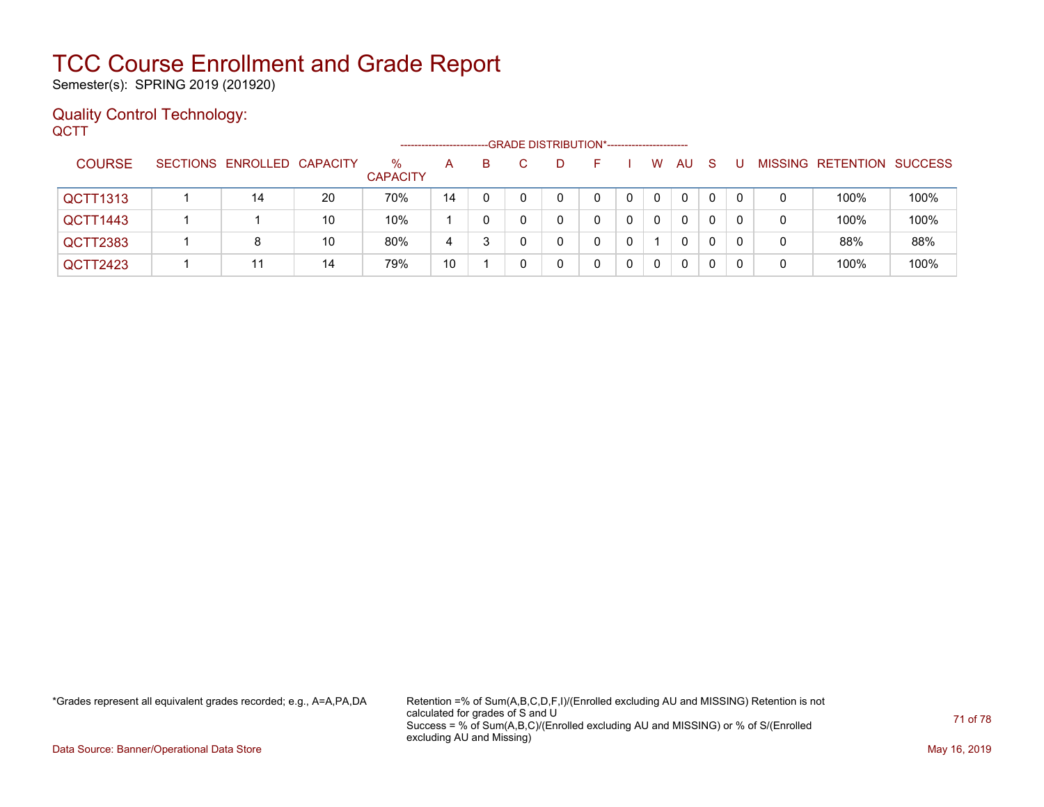# TCC Course Enrollment and Grade Report

Semester(s): SPRING 2019 (201920)

## Quality Control Technology:

QCTT

| COURSE | SECTIONS | ENROLLED | CAPACITY | % CAPACITY | A | B | C | D | F | I | W | AU | S | U | MISSING | RETENTION | SUCCESS |
|---|---|---|---|---|---|---|---|---|---|---|---|---|---|---|---|---|---|
| | | | | | GRADE DISTRIBUTION* | | | | | | | | | | | | |
| QCTT1313 | 1 | 14 | 20 | 70% | 14 | 0 | 0 | 0 | 0 | 0 | 0 | 0 | 0 | 0 | 0 | 100% | 100% |
| QCTT1443 | 1 | 1 | 10 | 10% | 1 | 0 | 0 | 0 | 0 | 0 | 0 | 0 | 0 | 0 | 0 | 100% | 100% |
| QCTT2383 | 1 | 8 | 10 | 80% | 4 | 3 | 0 | 0 | 0 | 0 | 1 | 0 | 0 | 0 | 0 | 88% | 88% |
| QCTT2423 | 1 | 11 | 14 | 79% | 10 | 1 | 0 | 0 | 0 | 0 | 0 | 0 | 0 | 0 | 0 | 100% | 100% |

*Grades represent all equivalent grades recorded; e.g., A=A,PA,DA

Retention =% of Sum(A,B,C,D,F,I)/(Enrolled excluding AU and MISSING) Retention is not calculated for grades of S and U
Success = % of Sum(A,B,C)/(Enrolled excluding AU and MISSING) or % of S/(Enrolled excluding AU and Missing)

Data Source: Banner/Operational Data Store

May 16, 2019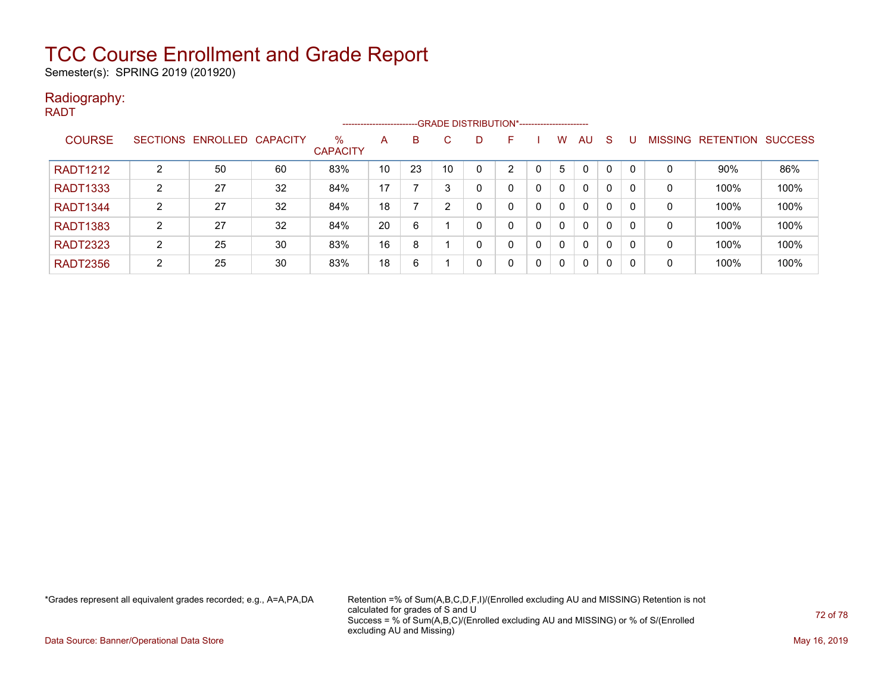# TCC Course Enrollment and Grade Report

Semester(s): SPRING 2019 (201920)

## Radiography:

RADT

| COURSE | SECTIONS | ENROLLED | CAPACITY | % CAPACITY | A | B | C | D | F | I | W | AU | S | U | MISSING | RETENTION | SUCCESS |
|---|---|---|---|---|---|---|---|---|---|---|---|---|---|---|---|---|---|
| | | | | | GRADE DISTRIBUTION* | | | | | | | | | | | | |
| RADT1212 | 2 | 50 | 60 | 83% | 10 | 23 | 10 | 0 | 2 | 0 | 5 | 0 | 0 | 0 | 0 | 90% | 86% |
| RADT1333 | 2 | 27 | 32 | 84% | 17 | 7 | 3 | 0 | 0 | 0 | 0 | 0 | 0 | 0 | 0 | 100% | 100% |
| RADT1344 | 2 | 27 | 32 | 84% | 18 | 7 | 2 | 0 | 0 | 0 | 0 | 0 | 0 | 0 | 0 | 100% | 100% |
| RADT1383 | 2 | 27 | 32 | 84% | 20 | 6 | 1 | 0 | 0 | 0 | 0 | 0 | 0 | 0 | 0 | 100% | 100% |
| RADT2323 | 2 | 25 | 30 | 83% | 16 | 8 | 1 | 0 | 0 | 0 | 0 | 0 | 0 | 0 | 0 | 100% | 100% |
| RADT2356 | 2 | 25 | 30 | 83% | 18 | 6 | 1 | 0 | 0 | 0 | 0 | 0 | 0 | 0 | 0 | 100% | 100% |

*Grades represent all equivalent grades recorded; e.g., A=A,PA,DA

Retention =% of Sum(A,B,C,D,F,I)/(Enrolled excluding AU and MISSING) Retention is not calculated for grades of S and U
Success = % of Sum(A,B,C)/(Enrolled excluding AU and MISSING) or % of S/(Enrolled excluding AU and Missing)

Data Source: Banner/Operational Data Store

May 16, 2019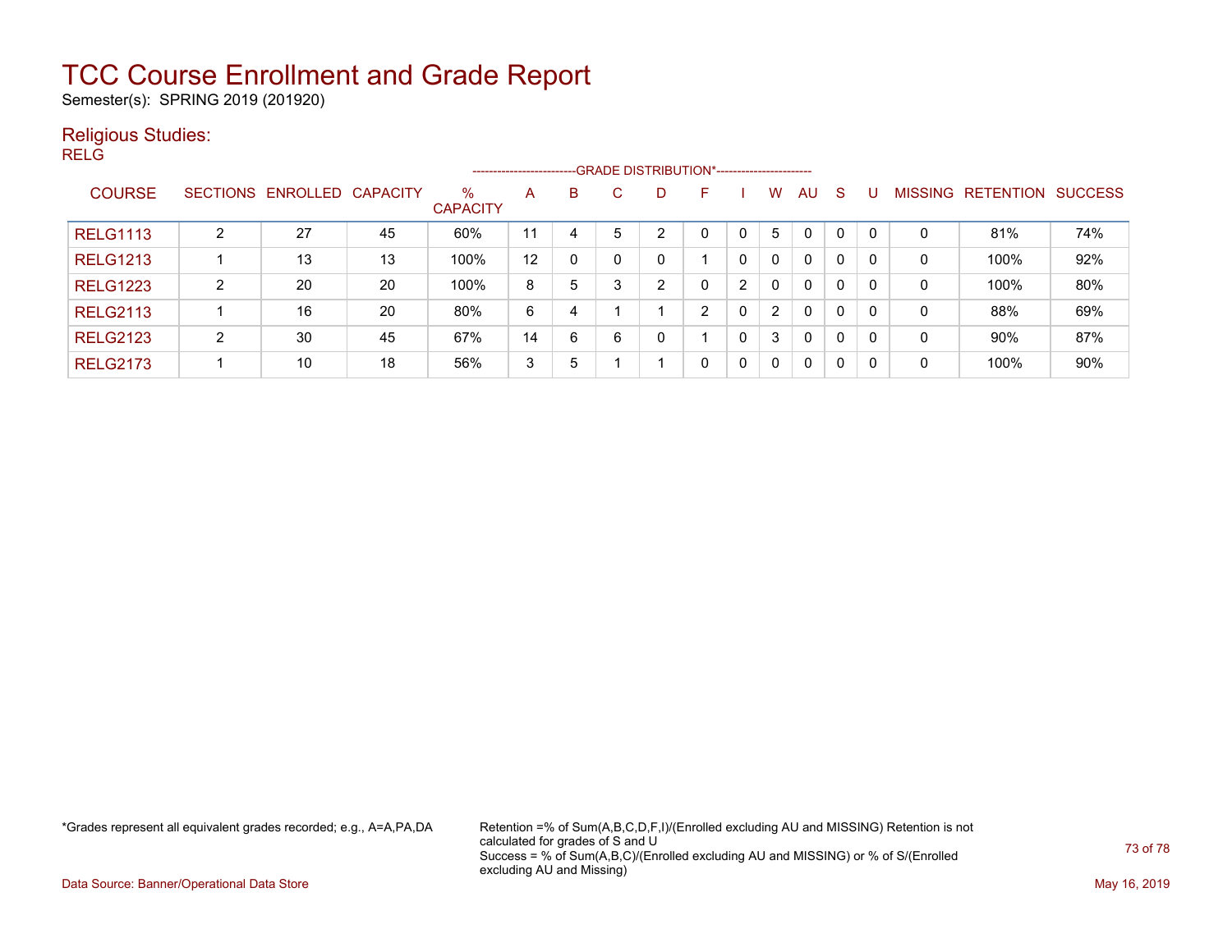# TCC Course Enrollment and Grade Report

Semester(s): SPRING 2019 (201920)

## Religious Studies:

### RELG

| COURSE | SECTIONS | ENROLLED | CAPACITY | % CAPACITY | A | B | C | D | F | I | W | AU | S | U | MISSING | RETENTION | SUCCESS |
|---|---|---|---|---|---|---|---|---|---|---|---|---|---|---|---|---|---|
| | | | | | GRADE DISTRIBUTION* | | | | | | | | | | | | |
| RELG1113 | 2 | 27 | 45 | 60% | 11 | 4 | 5 | 2 | 0 | 0 | 5 | 0 | 0 | 0 | 0 | 81% | 74% |
| RELG1213 | 1 | 13 | 13 | 100% | 12 | 0 | 0 | 0 | 1 | 0 | 0 | 0 | 0 | 0 | 0 | 100% | 92% |
| RELG1223 | 2 | 20 | 20 | 100% | 8 | 5 | 3 | 2 | 0 | 2 | 0 | 0 | 0 | 0 | 0 | 100% | 80% |
| RELG2113 | 1 | 16 | 20 | 80% | 6 | 4 | 1 | 1 | 2 | 0 | 2 | 0 | 0 | 0 | 0 | 88% | 69% |
| RELG2123 | 2 | 30 | 45 | 67% | 14 | 6 | 6 | 0 | 1 | 0 | 3 | 0 | 0 | 0 | 0 | 90% | 87% |
| RELG2173 | 1 | 10 | 18 | 56% | 3 | 5 | 1 | 1 | 0 | 0 | 0 | 0 | 0 | 0 | 0 | 100% | 90% |

*Grades represent all equivalent grades recorded; e.g., A=A,PA,DA

Retention =% of Sum(A,B,C,D,F,I)/(Enrolled excluding AU and MISSING) Retention is not calculated for grades of S and U
Success = % of Sum(A,B,C)/(Enrolled excluding AU and MISSING) or % of S/(Enrolled excluding AU and Missing)

Data Source: Banner/Operational Data Store

May 16, 2019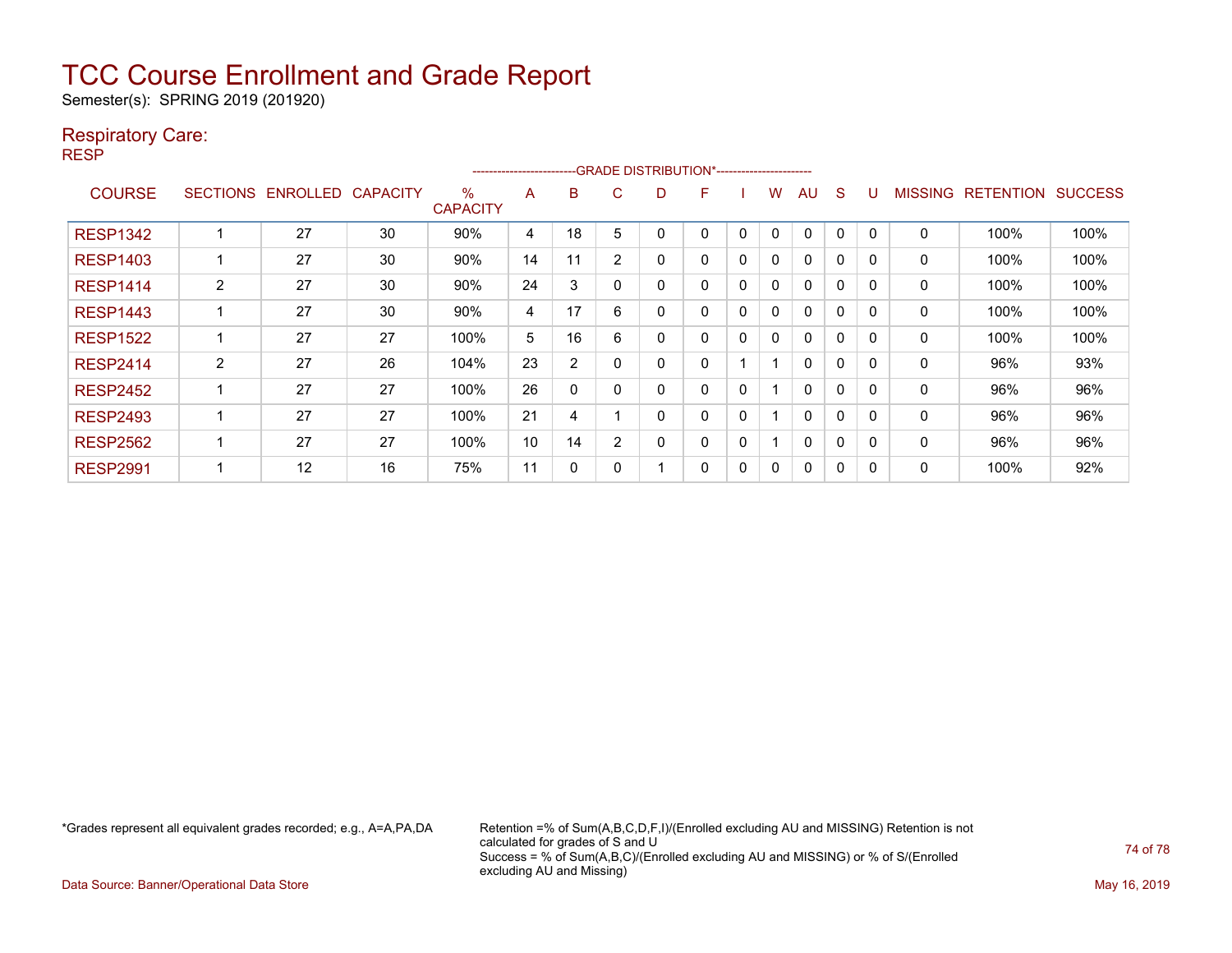# TCC Course Enrollment and Grade Report

Semester(s): SPRING 2019 (201920)

## Respiratory Care:

RESP

| COURSE | SECTIONS | ENROLLED | CAPACITY | % CAPACITY | A | B | C | D | F | I | W | AU | S | U | MISSING | RETENTION | SUCCESS |
|---|---|---|---|---|---|---|---|---|---|---|---|---|---|---|---|---|---|
| | | | | | GRADE DISTRIBUTION* | | | | | | | | | | | | |
| RESP1342 | 1 | 27 | 30 | 90% | 4 | 18 | 5 | 0 | 0 | 0 | 0 | 0 | 0 | 0 | 0 | 100% | 100% |
| RESP1403 | 1 | 27 | 30 | 90% | 14 | 11 | 2 | 0 | 0 | 0 | 0 | 0 | 0 | 0 | 0 | 100% | 100% |
| RESP1414 | 2 | 27 | 30 | 90% | 24 | 3 | 0 | 0 | 0 | 0 | 0 | 0 | 0 | 0 | 0 | 100% | 100% |
| RESP1443 | 1 | 27 | 30 | 90% | 4 | 17 | 6 | 0 | 0 | 0 | 0 | 0 | 0 | 0 | 0 | 100% | 100% |
| RESP1522 | 1 | 27 | 27 | 100% | 5 | 16 | 6 | 0 | 0 | 0 | 0 | 0 | 0 | 0 | 0 | 100% | 100% |
| RESP2414 | 2 | 27 | 26 | 104% | 23 | 2 | 0 | 0 | 0 | 1 | 1 | 0 | 0 | 0 | 0 | 96% | 93% |
| RESP2452 | 1 | 27 | 27 | 100% | 26 | 0 | 0 | 0 | 0 | 0 | 1 | 0 | 0 | 0 | 0 | 96% | 96% |
| RESP2493 | 1 | 27 | 27 | 100% | 21 | 4 | 1 | 0 | 0 | 0 | 1 | 0 | 0 | 0 | 0 | 96% | 96% |
| RESP2562 | 1 | 27 | 27 | 100% | 10 | 14 | 2 | 0 | 0 | 0 | 1 | 0 | 0 | 0 | 0 | 96% | 96% |
| RESP2991 | 1 | 12 | 16 | 75% | 11 | 0 | 0 | 1 | 0 | 0 | 0 | 0 | 0 | 0 | 0 | 100% | 92% |

*Grades represent all equivalent grades recorded; e.g., A=A,PA,DA

Retention =% of Sum(A,B,C,D,F,I)/(Enrolled excluding AU and MISSING) Retention is not calculated for grades of S and U
Success = % of Sum(A,B,C)/(Enrolled excluding AU and MISSING) or % of S/(Enrolled excluding AU and Missing)

Data Source: Banner/Operational Data Store

May 16, 2019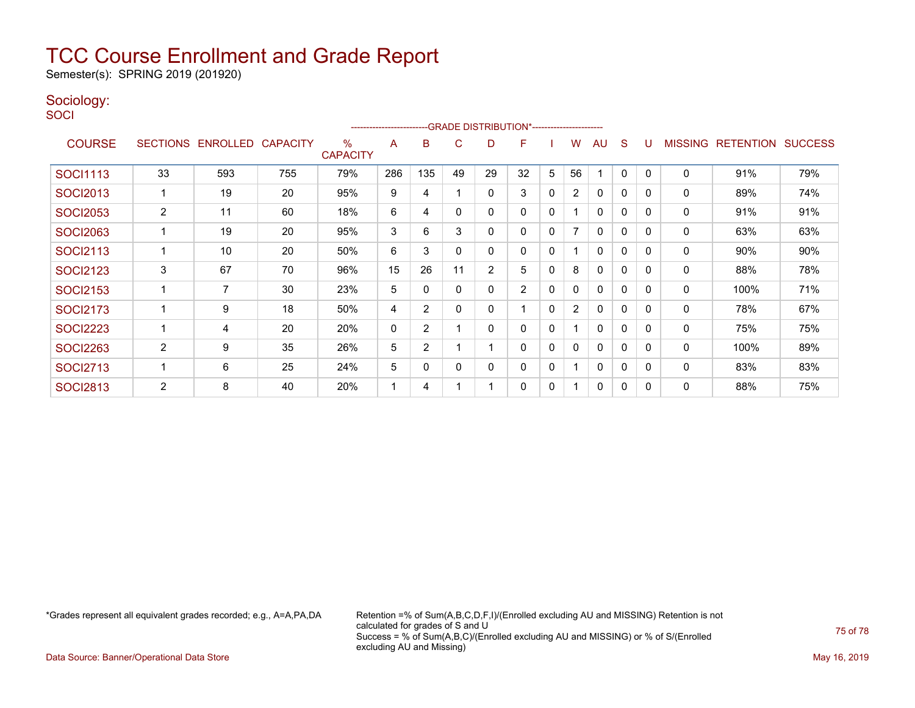# TCC Course Enrollment and Grade Report

Semester(s): SPRING 2019 (201920)

## Sociology:

SOCI

| COURSE | SECTIONS | ENROLLED | CAPACITY | % CAPACITY | A | B | C | D | F | I | W | AU | S | U | MISSING | RETENTION | SUCCESS |
|---|---|---|---|---|---|---|---|---|---|---|---|---|---|---|---|---|---|
| | | | | | GRADE DISTRIBUTION* | | | | | | | | | | | | |
| SOCI1113 | 33 | 593 | 755 | 79% | 286 | 135 | 49 | 29 | 32 | 5 | 56 | 1 | 0 | 0 | 0 | 91% | 79% |
| SOCI2013 | 1 | 19 | 20 | 95% | 9 | 4 | 1 | 0 | 3 | 0 | 2 | 0 | 0 | 0 | 0 | 89% | 74% |
| SOCI2053 | 2 | 11 | 60 | 18% | 6 | 4 | 0 | 0 | 0 | 0 | 1 | 0 | 0 | 0 | 0 | 91% | 91% |
| SOCI2063 | 1 | 19 | 20 | 95% | 3 | 6 | 3 | 0 | 0 | 0 | 7 | 0 | 0 | 0 | 0 | 63% | 63% |
| SOCI2113 | 1 | 10 | 20 | 50% | 6 | 3 | 0 | 0 | 0 | 0 | 1 | 0 | 0 | 0 | 0 | 90% | 90% |
| SOCI2123 | 3 | 67 | 70 | 96% | 15 | 26 | 11 | 2 | 5 | 0 | 8 | 0 | 0 | 0 | 0 | 88% | 78% |
| SOCI2153 | 1 | 7 | 30 | 23% | 5 | 0 | 0 | 0 | 2 | 0 | 0 | 0 | 0 | 0 | 0 | 100% | 71% |
| SOCI2173 | 1 | 9 | 18 | 50% | 4 | 2 | 0 | 0 | 1 | 0 | 2 | 0 | 0 | 0 | 0 | 78% | 67% |
| SOCI2223 | 1 | 4 | 20 | 20% | 0 | 2 | 1 | 0 | 0 | 0 | 1 | 0 | 0 | 0 | 0 | 75% | 75% |
| SOCI2263 | 2 | 9 | 35 | 26% | 5 | 2 | 1 | 1 | 0 | 0 | 0 | 0 | 0 | 0 | 0 | 100% | 89% |
| SOCI2713 | 1 | 6 | 25 | 24% | 5 | 0 | 0 | 0 | 0 | 0 | 1 | 0 | 0 | 0 | 0 | 83% | 83% |
| SOCI2813 | 2 | 8 | 40 | 20% | 1 | 4 | 1 | 1 | 0 | 0 | 1 | 0 | 0 | 0 | 0 | 88% | 75% |

*Grades represent all equivalent grades recorded; e.g., A=A,PA,DA

Retention =% of Sum(A,B,C,D,F,I)/(Enrolled excluding AU and MISSING) Retention is not calculated for grades of S and U
Success = % of Sum(A,B,C)/(Enrolled excluding AU and MISSING) or % of S/(Enrolled excluding AU and Missing)

Data Source: Banner/Operational Data Store

May 16, 2019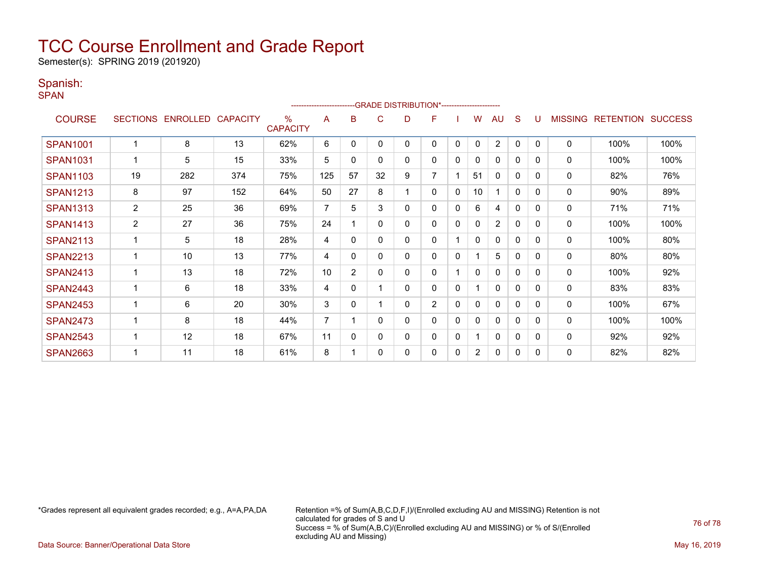# TCC Course Enrollment and Grade Report

Semester(s): SPRING 2019 (201920)

## Spanish:

SPAN

| COURSE | SECTIONS | ENROLLED | CAPACITY | % CAPACITY | A | B | C | D | F | I | W | AU | S | U | MISSING | RETENTION | SUCCESS |
|---|---|---|---|---|---|---|---|---|---|---|---|---|---|---|---|---|---|
| | | | | | GRADE DISTRIBUTION* | | | | | | | | | | | | |
| SPAN1001 | 1 | 8 | 13 | 62% | 6 | 0 | 0 | 0 | 0 | 0 | 0 | 2 | 0 | 0 | 0 | 100% | 100% |
| SPAN1031 | 1 | 5 | 15 | 33% | 5 | 0 | 0 | 0 | 0 | 0 | 0 | 0 | 0 | 0 | 0 | 100% | 100% |
| SPAN1103 | 19 | 282 | 374 | 75% | 125 | 57 | 32 | 9 | 7 | 1 | 51 | 0 | 0 | 0 | 0 | 82% | 76% |
| SPAN1213 | 8 | 97 | 152 | 64% | 50 | 27 | 8 | 1 | 0 | 0 | 10 | 1 | 0 | 0 | 0 | 90% | 89% |
| SPAN1313 | 2 | 25 | 36 | 69% | 7 | 5 | 3 | 0 | 0 | 0 | 6 | 4 | 0 | 0 | 0 | 71% | 71% |
| SPAN1413 | 2 | 27 | 36 | 75% | 24 | 1 | 0 | 0 | 0 | 0 | 0 | 2 | 0 | 0 | 0 | 100% | 100% |
| SPAN2113 | 1 | 5 | 18 | 28% | 4 | 0 | 0 | 0 | 0 | 1 | 0 | 0 | 0 | 0 | 0 | 100% | 80% |
| SPAN2213 | 1 | 10 | 13 | 77% | 4 | 0 | 0 | 0 | 0 | 0 | 1 | 5 | 0 | 0 | 0 | 80% | 80% |
| SPAN2413 | 1 | 13 | 18 | 72% | 10 | 2 | 0 | 0 | 0 | 1 | 0 | 0 | 0 | 0 | 0 | 100% | 92% |
| SPAN2443 | 1 | 6 | 18 | 33% | 4 | 0 | 1 | 0 | 0 | 0 | 1 | 0 | 0 | 0 | 0 | 83% | 83% |
| SPAN2453 | 1 | 6 | 20 | 30% | 3 | 0 | 1 | 0 | 2 | 0 | 0 | 0 | 0 | 0 | 0 | 100% | 67% |
| SPAN2473 | 1 | 8 | 18 | 44% | 7 | 1 | 0 | 0 | 0 | 0 | 0 | 0 | 0 | 0 | 0 | 100% | 100% |
| SPAN2543 | 1 | 12 | 18 | 67% | 11 | 0 | 0 | 0 | 0 | 0 | 1 | 0 | 0 | 0 | 0 | 92% | 92% |
| SPAN2663 | 1 | 11 | 18 | 61% | 8 | 1 | 0 | 0 | 0 | 0 | 2 | 0 | 0 | 0 | 0 | 82% | 82% |

*Grades represent all equivalent grades recorded; e.g., A=A,PA,DA

Retention =% of Sum(A,B,C,D,F,I)/(Enrolled excluding AU and MISSING) Retention is not calculated for grades of S and U
Success = % of Sum(A,B,C)/(Enrolled excluding AU and MISSING) or % of S/(Enrolled excluding AU and Missing)

Data Source: Banner/Operational Data Store

May 16, 2019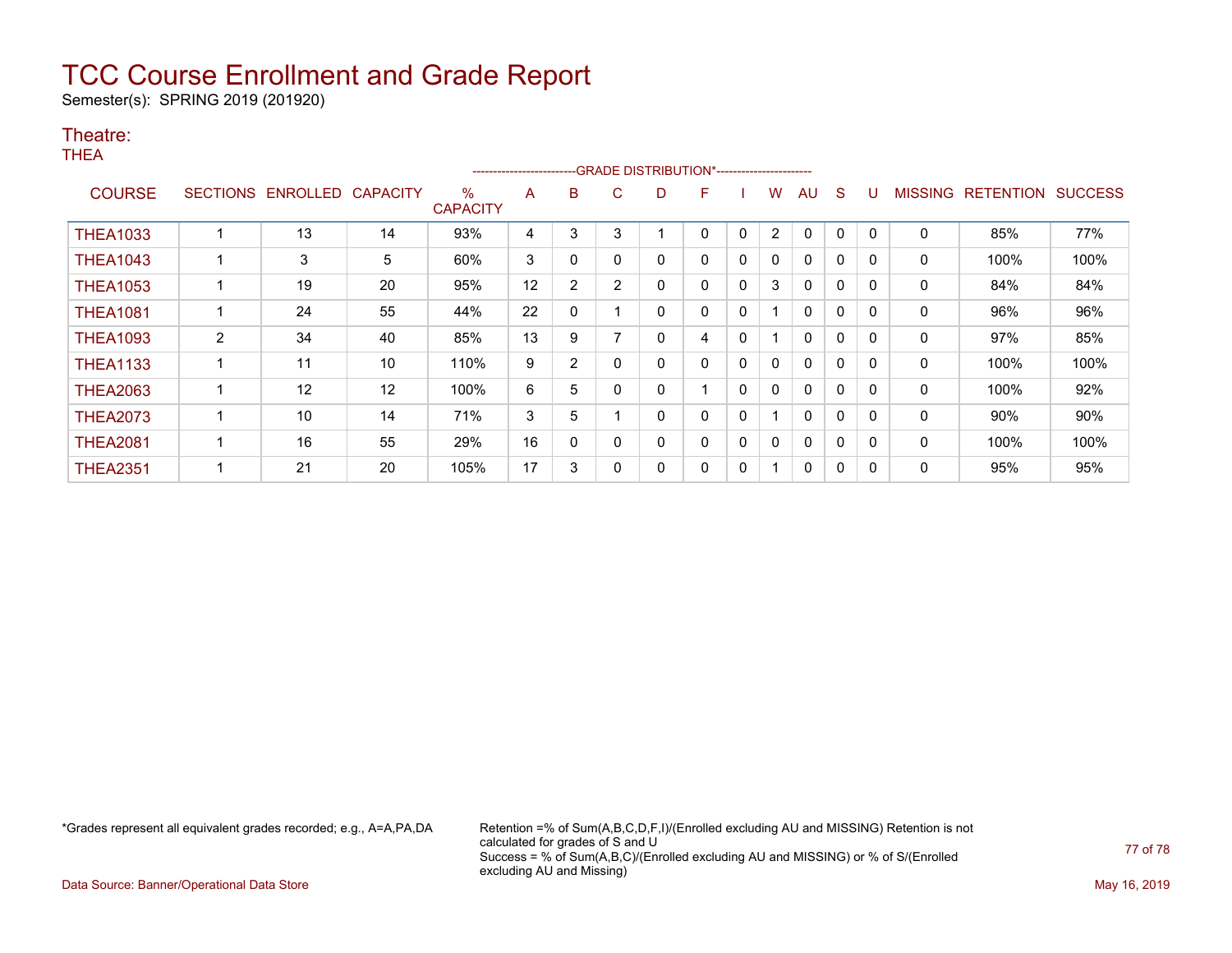# TCC Course Enrollment and Grade Report

Semester(s): SPRING 2019 (201920)

## Theatre:

THEA

| COURSE | SECTIONS | ENROLLED | CAPACITY | % CAPACITY | A | B | C | D | F | I | W | AU | S | U | MISSING | RETENTION | SUCCESS |
|---|---|---|---|---|---|---|---|---|---|---|---|---|---|---|---|---|---|
| | | | | | GRADE DISTRIBUTION* | | | | | | | | | | | | |
| THEA1033 | 1 | 13 | 14 | 93% | 4 | 3 | 3 | 1 | 0 | 0 | 2 | 0 | 0 | 0 | 0 | 85% | 77% |
| THEA1043 | 1 | 3 | 5 | 60% | 3 | 0 | 0 | 0 | 0 | 0 | 0 | 0 | 0 | 0 | 0 | 100% | 100% |
| THEA1053 | 1 | 19 | 20 | 95% | 12 | 2 | 2 | 0 | 0 | 0 | 3 | 0 | 0 | 0 | 0 | 84% | 84% |
| THEA1081 | 1 | 24 | 55 | 44% | 22 | 0 | 1 | 0 | 0 | 0 | 1 | 0 | 0 | 0 | 0 | 96% | 96% |
| THEA1093 | 2 | 34 | 40 | 85% | 13 | 9 | 7 | 0 | 4 | 0 | 1 | 0 | 0 | 0 | 0 | 97% | 85% |
| THEA1133 | 1 | 11 | 10 | 110% | 9 | 2 | 0 | 0 | 0 | 0 | 0 | 0 | 0 | 0 | 0 | 100% | 100% |
| THEA2063 | 1 | 12 | 12 | 100% | 6 | 5 | 0 | 0 | 1 | 0 | 0 | 0 | 0 | 0 | 0 | 100% | 92% |
| THEA2073 | 1 | 10 | 14 | 71% | 3 | 5 | 1 | 0 | 0 | 0 | 1 | 0 | 0 | 0 | 0 | 90% | 90% |
| THEA2081 | 1 | 16 | 55 | 29% | 16 | 0 | 0 | 0 | 0 | 0 | 0 | 0 | 0 | 0 | 0 | 100% | 100% |
| THEA2351 | 1 | 21 | 20 | 105% | 17 | 3 | 0 | 0 | 0 | 0 | 1 | 0 | 0 | 0 | 0 | 95% | 95% |

*Grades represent all equivalent grades recorded; e.g., A=A,PA,DA

Retention =% of Sum(A,B,C,D,F,I)/(Enrolled excluding AU and MISSING) Retention is not calculated for grades of S and U

Success = % of Sum(A,B,C)/(Enrolled excluding AU and MISSING) or % of S/(Enrolled excluding AU and Missing)

Data Source: Banner/Operational Data Store

May 16, 2019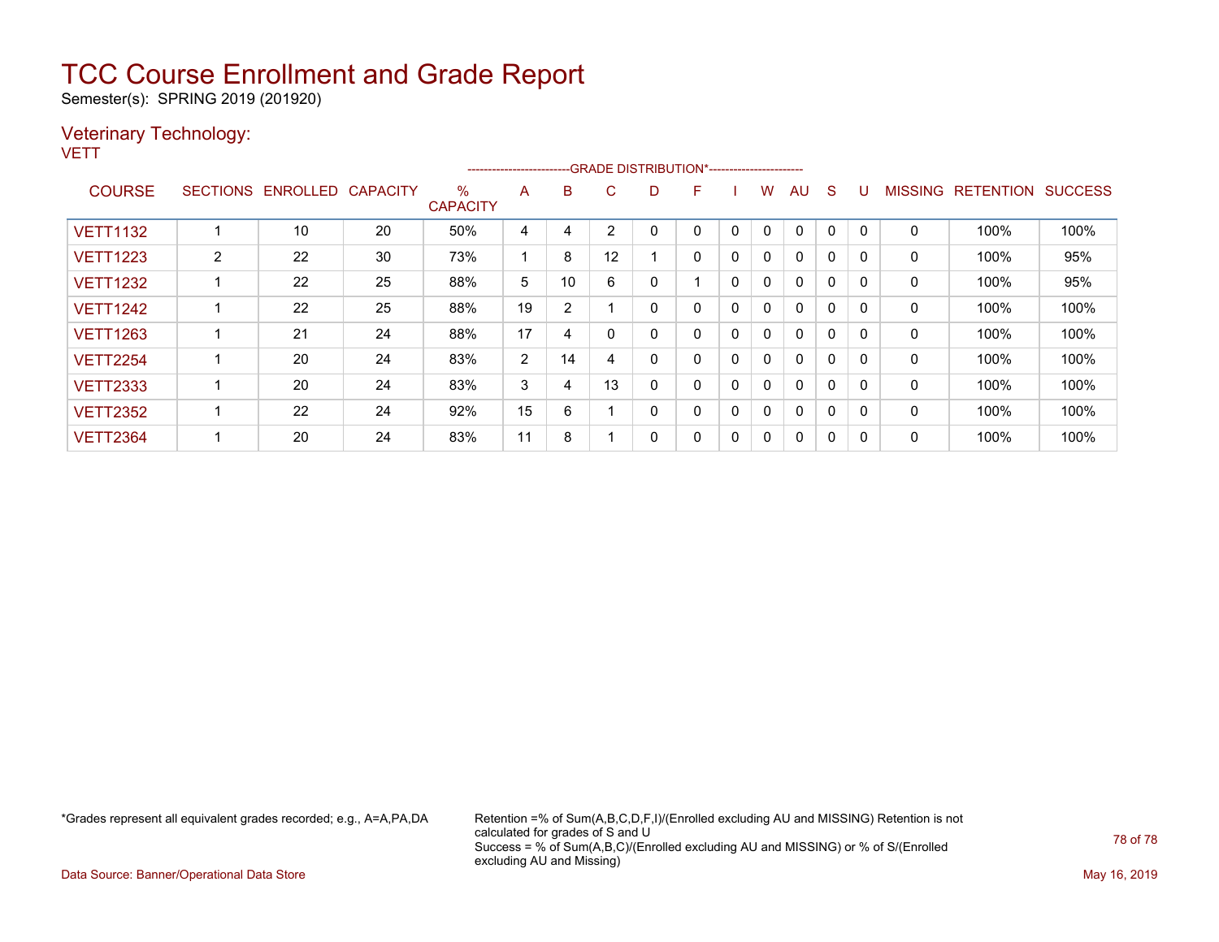# TCC Course Enrollment and Grade Report

Semester(s): SPRING 2019 (201920)

## Veterinary Technology:

VETT

| COURSE | SECTIONS | ENROLLED | CAPACITY | % CAPACITY | A | B | C | D | F | I | W | AU | S | U | MISSING | RETENTION | SUCCESS |
|---|---|---|---|---|---|---|---|---|---|---|---|---|---|---|---|---|---|
| | | | | | -------------------------GRADE DISTRIBUTION*----------------------- | | | | | | | | | | | | |
| VETT1132 | 1 | 10 | 20 | 50% | 4 | 4 | 2 | 0 | 0 | 0 | 0 | 0 | 0 | 0 | 0 | 100% | 100% |
| VETT1223 | 2 | 22 | 30 | 73% | 1 | 8 | 12 | 1 | 0 | 0 | 0 | 0 | 0 | 0 | 0 | 100% | 95% |
| VETT1232 | 1 | 22 | 25 | 88% | 5 | 10 | 6 | 0 | 1 | 0 | 0 | 0 | 0 | 0 | 0 | 100% | 95% |
| VETT1242 | 1 | 22 | 25 | 88% | 19 | 2 | 1 | 0 | 0 | 0 | 0 | 0 | 0 | 0 | 0 | 100% | 100% |
| VETT1263 | 1 | 21 | 24 | 88% | 17 | 4 | 0 | 0 | 0 | 0 | 0 | 0 | 0 | 0 | 0 | 100% | 100% |
| VETT2254 | 1 | 20 | 24 | 83% | 2 | 14 | 4 | 0 | 0 | 0 | 0 | 0 | 0 | 0 | 0 | 100% | 100% |
| VETT2333 | 1 | 20 | 24 | 83% | 3 | 4 | 13 | 0 | 0 | 0 | 0 | 0 | 0 | 0 | 0 | 100% | 100% |
| VETT2352 | 1 | 22 | 24 | 92% | 15 | 6 | 1 | 0 | 0 | 0 | 0 | 0 | 0 | 0 | 0 | 100% | 100% |
| VETT2364 | 1 | 20 | 24 | 83% | 11 | 8 | 1 | 0 | 0 | 0 | 0 | 0 | 0 | 0 | 0 | 100% | 100% |

*Grades represent all equivalent grades recorded; e.g., A=A,PA,DA

Retention =% of Sum(A,B,C,D,F,I)/(Enrolled excluding AU and MISSING) Retention is not calculated for grades of S and U
Success = % of Sum(A,B,C)/(Enrolled excluding AU and MISSING) or % of S/(Enrolled excluding AU and Missing)

Data Source: Banner/Operational Data Store

May 16, 2019